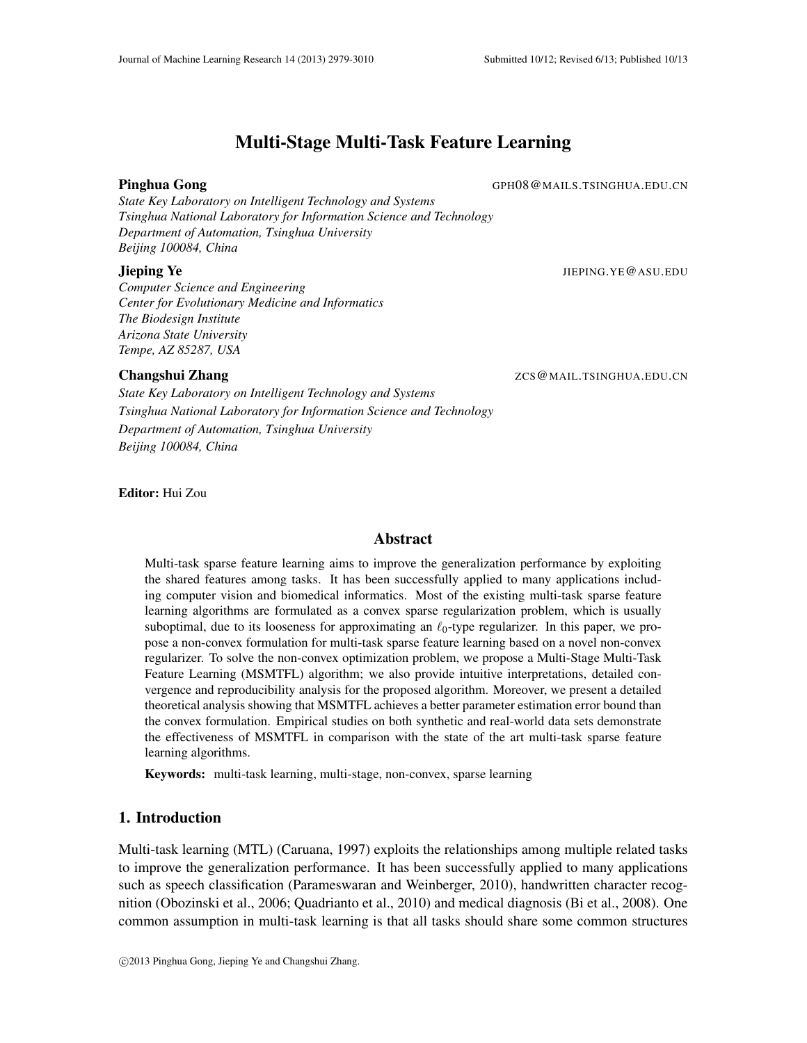# Multi-Stage Multi-Task Feature Learning

**Pinghua Gong** GPH08@MAILS.TSINGHUA.EDU.CN

*State Key Laboratory on Intelligent Technology and Systems*
*Tsinghua National Laboratory for Information Science and Technology*
*Department of Automation, Tsinghua University*
*Beijing 100084, China*

**Jieping Ye** JIEPING.YE@ASU.EDU

*Computer Science and Engineering*
*Center for Evolutionary Medicine and Informatics*
*The Biodesign Institute*
*Arizona State University*
*Tempe, AZ 85287, USA*

**Changshui Zhang** ZCS@MAIL.TSINGHUA.EDU.CN

*State Key Laboratory on Intelligent Technology and Systems*
*Tsinghua National Laboratory for Information Science and Technology*
*Department of Automation, Tsinghua University*
*Beijing 100084, China*

**Editor:** Hui Zou

## Abstract

Multi-task sparse feature learning aims to improve the generalization performance by exploiting the shared features among tasks. It has been successfully applied to many applications including computer vision and biomedical informatics. Most of the existing multi-task sparse feature learning algorithms are formulated as a convex sparse regularization problem, which is usually suboptimal, due to its looseness for approximating an $\ell_0$-type regularizer. In this paper, we propose a non-convex formulation for multi-task sparse feature learning based on a novel non-convex regularizer. To solve the non-convex optimization problem, we propose a Multi-Stage Multi-Task Feature Learning (MSMTFL) algorithm; we also provide intuitive interpretations, detailed convergence and reproducibility analysis for the proposed algorithm. Moreover, we present a detailed theoretical analysis showing that MSMTFL achieves a better parameter estimation error bound than the convex formulation. Empirical studies on both synthetic and real-world data sets demonstrate the effectiveness of MSMTFL in comparison with the state of the art multi-task sparse feature learning algorithms.

**Keywords:** multi-task learning, multi-stage, non-convex, sparse learning

## 1. Introduction

Multi-task learning (MTL) (Caruana, 1997) exploits the relationships among multiple related tasks to improve the generalization performance. It has been successfully applied to many applications such as speech classification (Parameswaran and Weinberger, 2010), handwritten character recognition (Obozinski et al., 2006; Quadrianto et al., 2010) and medical diagnosis (Bi et al., 2008). One common assumption in multi-task learning is that all tasks should share some common structures

©2013 Pinghua Gong, Jieping Ye and Changshui Zhang.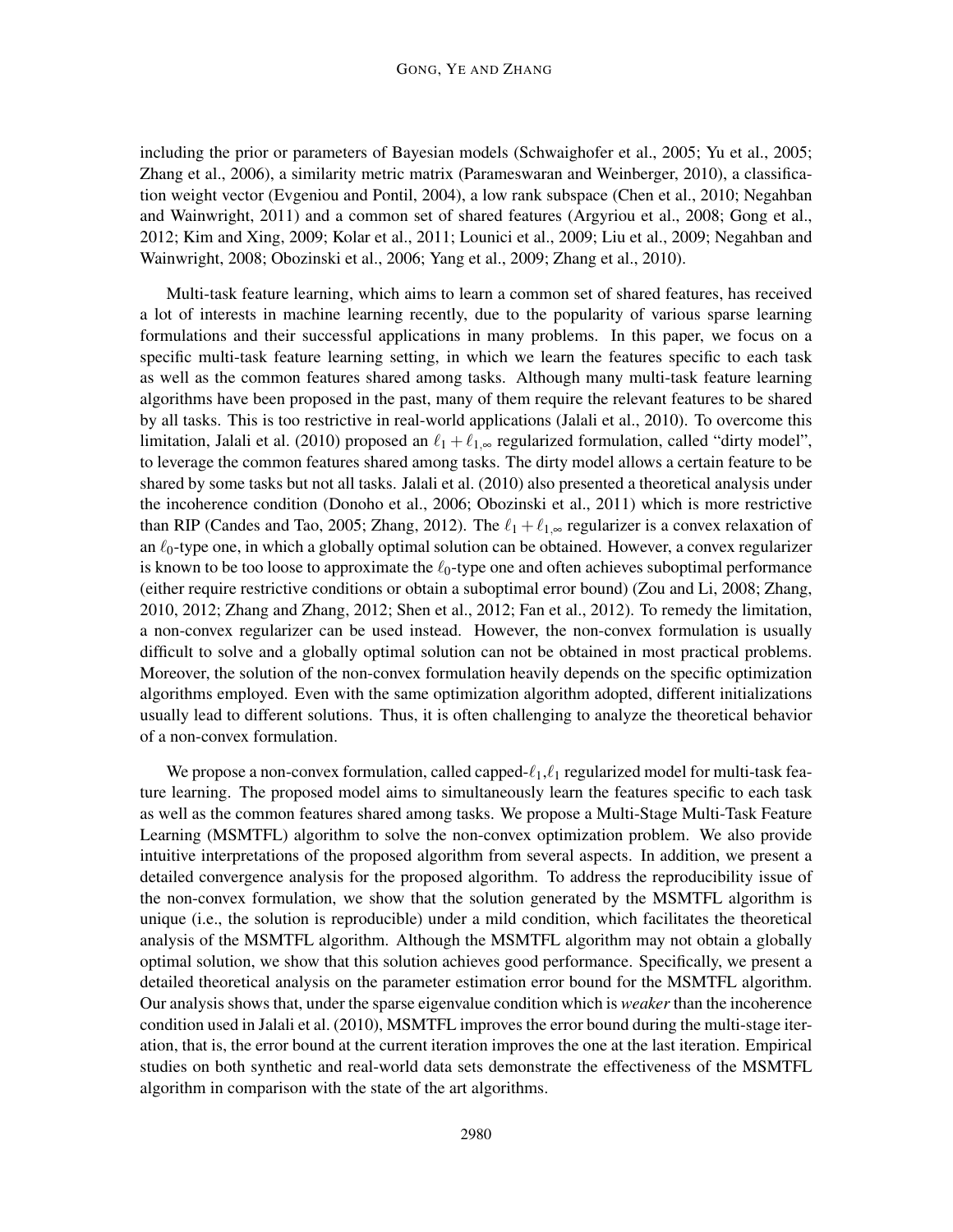including the prior or parameters of Bayesian models (Schwaighofer et al., 2005; Yu et al., 2005; Zhang et al., 2006), a similarity metric matrix (Parameswaran and Weinberger, 2010), a classification weight vector (Evgeniou and Pontil, 2004), a low rank subspace (Chen et al., 2010; Negahban and Wainwright, 2011) and a common set of shared features (Argyriou et al., 2008; Gong et al., 2012; Kim and Xing, 2009; Kolar et al., 2011; Lounici et al., 2009; Liu et al., 2009; Negahban and Wainwright, 2008; Obozinski et al., 2006; Yang et al., 2009; Zhang et al., 2010).

Multi-task feature learning, which aims to learn a common set of shared features, has received a lot of interests in machine learning recently, due to the popularity of various sparse learning formulations and their successful applications in many problems. In this paper, we focus on a specific multi-task feature learning setting, in which we learn the features specific to each task as well as the common features shared among tasks. Although many multi-task feature learning algorithms have been proposed in the past, many of them require the relevant features to be shared by all tasks. This is too restrictive in real-world applications (Jalali et al., 2010). To overcome this limitation, Jalali et al. (2010) proposed an $\ell_1 + \ell_{1,\infty}$ regularized formulation, called "dirty model", to leverage the common features shared among tasks. The dirty model allows a certain feature to be shared by some tasks but not all tasks. Jalali et al. (2010) also presented a theoretical analysis under the incoherence condition (Donoho et al., 2006; Obozinski et al., 2011) which is more restrictive than RIP (Candes and Tao, 2005; Zhang, 2012). The $\ell_1 + \ell_{1,\infty}$ regularizer is a convex relaxation of an $\ell_0$-type one, in which a globally optimal solution can be obtained. However, a convex regularizer is known to be too loose to approximate the $\ell_0$-type one and often achieves suboptimal performance (either require restrictive conditions or obtain a suboptimal error bound) (Zou and Li, 2008; Zhang, 2010, 2012; Zhang and Zhang, 2012; Shen et al., 2012; Fan et al., 2012). To remedy the limitation, a non-convex regularizer can be used instead. However, the non-convex formulation is usually difficult to solve and a globally optimal solution can not be obtained in most practical problems. Moreover, the solution of the non-convex formulation heavily depends on the specific optimization algorithms employed. Even with the same optimization algorithm adopted, different initializations usually lead to different solutions. Thus, it is often challenging to analyze the theoretical behavior of a non-convex formulation.

We propose a non-convex formulation, called capped-$\ell_1$,$\ell_1$ regularized model for multi-task feature learning. The proposed model aims to simultaneously learn the features specific to each task as well as the common features shared among tasks. We propose a Multi-Stage Multi-Task Feature Learning (MSMTFL) algorithm to solve the non-convex optimization problem. We also provide intuitive interpretations of the proposed algorithm from several aspects. In addition, we present a detailed convergence analysis for the proposed algorithm. To address the reproducibility issue of the non-convex formulation, we show that the solution generated by the MSMTFL algorithm is unique (i.e., the solution is reproducible) under a mild condition, which facilitates the theoretical analysis of the MSMTFL algorithm. Although the MSMTFL algorithm may not obtain a globally optimal solution, we show that this solution achieves good performance. Specifically, we present a detailed theoretical analysis on the parameter estimation error bound for the MSMTFL algorithm. Our analysis shows that, under the sparse eigenvalue condition which is *weaker* than the incoherence condition used in Jalali et al. (2010), MSMTFL improves the error bound during the multi-stage iteration, that is, the error bound at the current iteration improves the one at the last iteration. Empirical studies on both synthetic and real-world data sets demonstrate the effectiveness of the MSMTFL algorithm in comparison with the state of the art algorithms.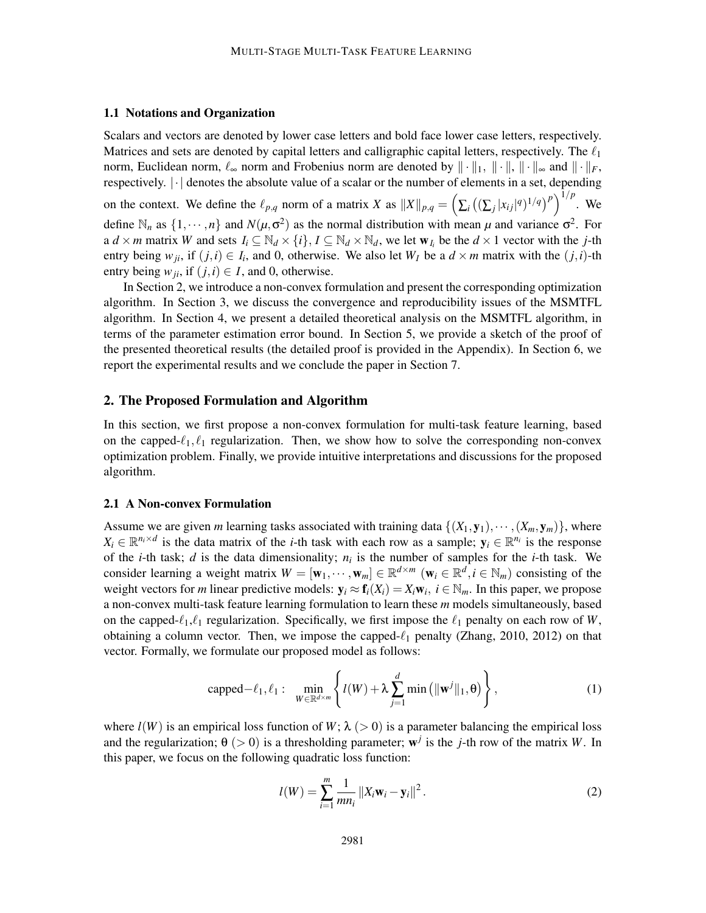### 1.1 Notations and Organization

Scalars and vectors are denoted by lower case letters and bold face lower case letters, respectively. Matrices and sets are denoted by capital letters and calligraphic capital letters, respectively. The $\ell_1$ norm, Euclidean norm, $\ell_\infty$ norm and Frobenius norm are denoted by $\|\cdot\|_1$, $\|\cdot\|$, $\|\cdot\|_\infty$ and $\|\cdot\|_F$, respectively. $|\cdot|$ denotes the absolute value of a scalar or the number of elements in a set, depending on the context. We define the $\ell_{p,q}$ norm of a matrix $X$ as $\|X\|_{p,q} = \left(\sum_i \left((\sum_j |x_{ij}|^q)^{1/q}\right)^p\right)^{1/p}$. We define $\mathbb{N}_n$ as $\{1,\cdots,n\}$ and $N(\mu,\sigma^2)$ as the normal distribution with mean $\mu$ and variance $\sigma^2$. For a $d\times m$ matrix $W$ and sets $I_i \subseteq \mathbb{N}_d \times \{i\}$, $I \subseteq \mathbb{N}_d \times \mathbb{N}_d$, we let $\mathbf{w}_{I_i}$ be the $d\times 1$ vector with the $j$-th entry being $w_{ji}$, if $(j,i)\in I_i$, and 0, otherwise. We also let $W_I$ be a $d\times m$ matrix with the $(j,i)$-th entry being $w_{ji}$, if $(j,i)\in I$, and 0, otherwise.

In Section 2, we introduce a non-convex formulation and present the corresponding optimization algorithm. In Section 3, we discuss the convergence and reproducibility issues of the MSMTFL algorithm. In Section 4, we present a detailed theoretical analysis on the MSMTFL algorithm, in terms of the parameter estimation error bound. In Section 5, we provide a sketch of the proof of the presented theoretical results (the detailed proof is provided in the Appendix). In Section 6, we report the experimental results and we conclude the paper in Section 7.

## 2. The Proposed Formulation and Algorithm

In this section, we first propose a non-convex formulation for multi-task feature learning, based on the capped-$\ell_1,\ell_1$ regularization. Then, we show how to solve the corresponding non-convex optimization problem. Finally, we provide intuitive interpretations and discussions for the proposed algorithm.

### 2.1 A Non-convex Formulation

Assume we are given $m$ learning tasks associated with training data $\{(X_1,\mathbf{y}_1),\cdots,(X_m,\mathbf{y}_m)\}$, where $X_i \in \mathbb{R}^{n_i\times d}$ is the data matrix of the $i$-th task with each row as a sample; $\mathbf{y}_i \in \mathbb{R}^{n_i}$ is the response of the $i$-th task; $d$ is the data dimensionality; $n_i$ is the number of samples for the $i$-th task. We consider learning a weight matrix $W = [\mathbf{w}_1,\cdots,\mathbf{w}_m] \in \mathbb{R}^{d\times m}$ ($\mathbf{w}_i \in \mathbb{R}^d, i\in\mathbb{N}_m$) consisting of the weight vectors for $m$ linear predictive models: $\mathbf{y}_i \approx \mathbf{f}_i(X_i) = X_i\mathbf{w}_i$, $i\in\mathbb{N}_m$. In this paper, we propose a non-convex multi-task feature learning formulation to learn these $m$ models simultaneously, based on the capped-$\ell_1$,$\ell_1$ regularization. Specifically, we first impose the $\ell_1$ penalty on each row of $W$, obtaining a column vector. Then, we impose the capped-$\ell_1$ penalty (Zhang, 2010, 2012) on that vector. Formally, we formulate our proposed model as follows:

$$\text{capped}-\ell_1,\ell_1: \quad \min_{W\in\mathbb{R}^{d\times m}} \left\{ l(W) + \lambda \sum_{j=1}^{d} \min\left(\|\mathbf{w}^j\|_1, \theta\right) \right\}, \tag{1}$$

where $l(W)$ is an empirical loss function of $W$; $\lambda$ ($>0$) is a parameter balancing the empirical loss and the regularization; $\theta$ ($>0$) is a thresholding parameter; $\mathbf{w}^j$ is the $j$-th row of the matrix $W$. In this paper, we focus on the following quadratic loss function:

$$l(W) = \sum_{i=1}^{m} \frac{1}{mn_i} \|X_i\mathbf{w}_i - \mathbf{y}_i\|^2. \tag{2}$$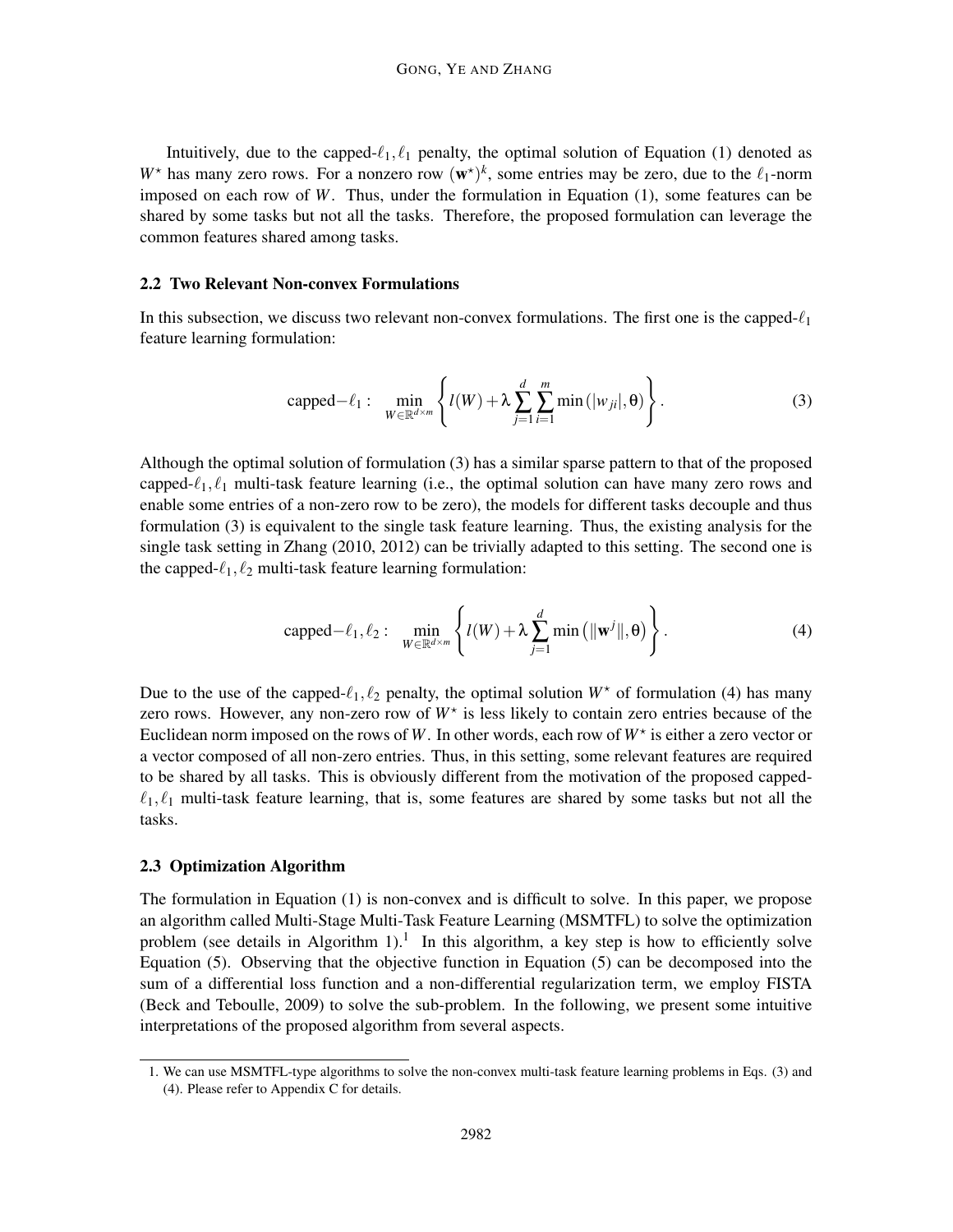Intuitively, due to the capped-$\ell_1, \ell_1$ penalty, the optimal solution of Equation (1) denoted as $W^\star$ has many zero rows. For a nonzero row $(\mathbf{w}^\star)^k$, some entries may be zero, due to the $\ell_1$-norm imposed on each row of $W$. Thus, under the formulation in Equation (1), some features can be shared by some tasks but not all the tasks. Therefore, the proposed formulation can leverage the common features shared among tasks.

### 2.2 Two Relevant Non-convex Formulations

In this subsection, we discuss two relevant non-convex formulations. The first one is the capped-$\ell_1$ feature learning formulation:

$$\text{capped}-\ell_1: \quad \min_{W \in \mathbb{R}^{d \times m}} \left\{ l(W) + \lambda \sum_{j=1}^{d} \sum_{i=1}^{m} \min\left(|w_{ji}|, \theta\right) \right\}. \tag{3}$$

Although the optimal solution of formulation (3) has a similar sparse pattern to that of the proposed capped-$\ell_1, \ell_1$ multi-task feature learning (i.e., the optimal solution can have many zero rows and enable some entries of a non-zero row to be zero), the models for different tasks decouple and thus formulation (3) is equivalent to the single task feature learning. Thus, the existing analysis for the single task setting in Zhang (2010, 2012) can be trivially adapted to this setting. The second one is the capped-$\ell_1, \ell_2$ multi-task feature learning formulation:

$$\text{capped}-\ell_1, \ell_2: \quad \min_{W \in \mathbb{R}^{d \times m}} \left\{ l(W) + \lambda \sum_{j=1}^{d} \min\left(\|\mathbf{w}^j\|, \theta\right) \right\}. \tag{4}$$

Due to the use of the capped-$\ell_1, \ell_2$ penalty, the optimal solution $W^\star$ of formulation (4) has many zero rows. However, any non-zero row of $W^\star$ is less likely to contain zero entries because of the Euclidean norm imposed on the rows of $W$. In other words, each row of $W^\star$ is either a zero vector or a vector composed of all non-zero entries. Thus, in this setting, some relevant features are required to be shared by all tasks. This is obviously different from the motivation of the proposed capped-$\ell_1, \ell_1$ multi-task feature learning, that is, some features are shared by some tasks but not all the tasks.

### 2.3 Optimization Algorithm

The formulation in Equation (1) is non-convex and is difficult to solve. In this paper, we propose an algorithm called Multi-Stage Multi-Task Feature Learning (MSMTFL) to solve the optimization problem (see details in Algorithm 1).[1] In this algorithm, a key step is how to efficiently solve Equation (5). Observing that the objective function in Equation (5) can be decomposed into the sum of a differential loss function and a non-differential regularization term, we employ FISTA (Beck and Teboulle, 2009) to solve the sub-problem. In the following, we present some intuitive interpretations of the proposed algorithm from several aspects.

---

1. We can use MSMTFL-type algorithms to solve the non-convex multi-task feature learning problems in Eqs. (3) and (4). Please refer to Appendix C for details.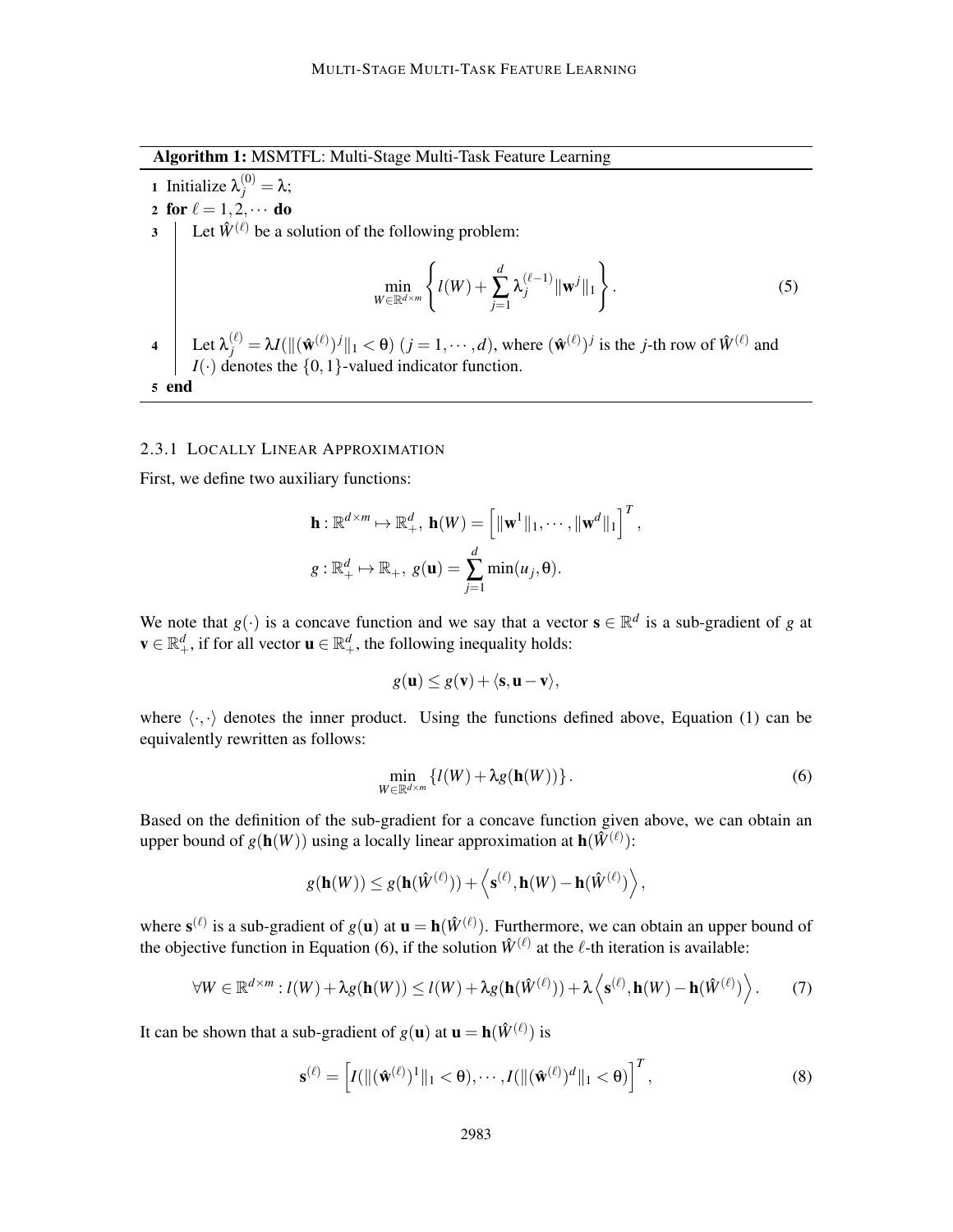**Algorithm 1:** MSMTFL: Multi-Stage Multi-Task Feature Learning

1 Initialize $\lambda_j^{(0)} = \lambda$;

2 **for** $\ell = 1, 2, \cdots$ **do**

3 Let $\hat{W}^{(\ell)}$ be a solution of the following problem:

$$\min_{W \in \mathbb{R}^{d \times m}} \left\{ l(W) + \sum_{j=1}^{d} \lambda_j^{(\ell-1)} \|\mathbf{w}^j\|_1 \right\}. \tag{5}$$

4 Let $\lambda_j^{(\ell)} = \lambda I(\|(\hat{\mathbf{w}}^{(\ell)})^j\|_1 < \theta)$ $(j = 1, \cdots, d)$, where $(\hat{\mathbf{w}}^{(\ell)})^j$ is the $j$-th row of $\hat{W}^{(\ell)}$ and $I(\cdot)$ denotes the $\{0,1\}$-valued indicator function.

5 **end**

### 2.3.1 Locally Linear Approximation

First, we define two auxiliary functions:

$$\mathbf{h} : \mathbb{R}^{d \times m} \mapsto \mathbb{R}_+^d, \ \mathbf{h}(W) = \left[ \|\mathbf{w}^1\|_1, \cdots, \|\mathbf{w}^d\|_1 \right]^T,$$

$$g : \mathbb{R}_+^d \mapsto \mathbb{R}_+, \ g(\mathbf{u}) = \sum_{j=1}^{d} \min(u_j, \theta).$$

We note that $g(\cdot)$ is a concave function and we say that a vector $\mathbf{s} \in \mathbb{R}^d$ is a sub-gradient of $g$ at $\mathbf{v} \in \mathbb{R}_+^d$, if for all vector $\mathbf{u} \in \mathbb{R}_+^d$, the following inequality holds:

$$g(\mathbf{u}) \leq g(\mathbf{v}) + \langle \mathbf{s}, \mathbf{u} - \mathbf{v} \rangle,$$

where $\langle \cdot, \cdot \rangle$ denotes the inner product. Using the functions defined above, Equation (1) can be equivalently rewritten as follows:

$$\min_{W \in \mathbb{R}^{d \times m}} \left\{ l(W) + \lambda g(\mathbf{h}(W)) \right\}. \tag{6}$$

Based on the definition of the sub-gradient for a concave function given above, we can obtain an upper bound of $g(\mathbf{h}(W))$ using a locally linear approximation at $\mathbf{h}(\hat{W}^{(\ell)})$:

$$g(\mathbf{h}(W)) \leq g(\mathbf{h}(\hat{W}^{(\ell)})) + \left\langle \mathbf{s}^{(\ell)}, \mathbf{h}(W) - \mathbf{h}(\hat{W}^{(\ell)}) \right\rangle,$$

where $\mathbf{s}^{(\ell)}$ is a sub-gradient of $g(\mathbf{u})$ at $\mathbf{u} = \mathbf{h}(\hat{W}^{(\ell)})$. Furthermore, we can obtain an upper bound of the objective function in Equation (6), if the solution $\hat{W}^{(\ell)}$ at the $\ell$-th iteration is available:

$$\forall W \in \mathbb{R}^{d \times m} : l(W) + \lambda g(\mathbf{h}(W)) \leq l(W) + \lambda g(\mathbf{h}(\hat{W}^{(\ell)})) + \lambda \left\langle \mathbf{s}^{(\ell)}, \mathbf{h}(W) - \mathbf{h}(\hat{W}^{(\ell)}) \right\rangle. \tag{7}$$

It can be shown that a sub-gradient of $g(\mathbf{u})$ at $\mathbf{u} = \mathbf{h}(\hat{W}^{(\ell)})$ is

$$\mathbf{s}^{(\ell)} = \left[ I(\|(\hat{\mathbf{w}}^{(\ell)})^1\|_1 < \theta), \cdots, I(\|(\hat{\mathbf{w}}^{(\ell)})^d\|_1 < \theta) \right]^T, \tag{8}$$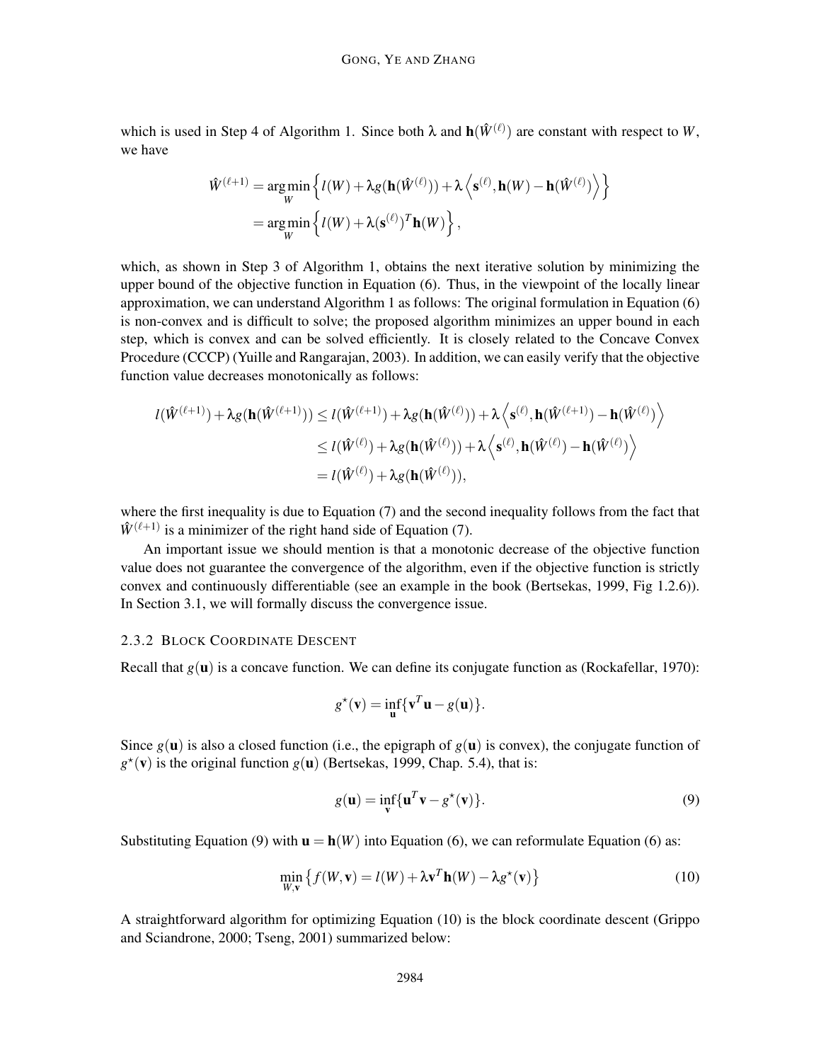which is used in Step 4 of Algorithm 1. Since both $\lambda$ and $\mathbf{h}(\hat{W}^{(\ell)})$ are constant with respect to $W$, we have

$$\hat{W}^{(\ell+1)} = \arg\min_{W} \left\{ l(W) + \lambda g(\mathbf{h}(\hat{W}^{(\ell)})) + \lambda \left\langle \mathbf{s}^{(\ell)}, \mathbf{h}(W) - \mathbf{h}(\hat{W}^{(\ell)}) \right\rangle \right\}$$
$$= \arg\min_{W} \left\{ l(W) + \lambda (\mathbf{s}^{(\ell)})^T \mathbf{h}(W) \right\},$$

which, as shown in Step 3 of Algorithm 1, obtains the next iterative solution by minimizing the upper bound of the objective function in Equation (6). Thus, in the viewpoint of the locally linear approximation, we can understand Algorithm 1 as follows: The original formulation in Equation (6) is non-convex and is difficult to solve; the proposed algorithm minimizes an upper bound in each step, which is convex and can be solved efficiently. It is closely related to the Concave Convex Procedure (CCCP) (Yuille and Rangarajan, 2003). In addition, we can easily verify that the objective function value decreases monotonically as follows:

$$l(\hat{W}^{(\ell+1)}) + \lambda g(\mathbf{h}(\hat{W}^{(\ell+1)})) \leq l(\hat{W}^{(\ell+1)}) + \lambda g(\mathbf{h}(\hat{W}^{(\ell)})) + \lambda \left\langle \mathbf{s}^{(\ell)}, \mathbf{h}(\hat{W}^{(\ell+1)}) - \mathbf{h}(\hat{W}^{(\ell)}) \right\rangle$$
$$\leq l(\hat{W}^{(\ell)}) + \lambda g(\mathbf{h}(\hat{W}^{(\ell)})) + \lambda \left\langle \mathbf{s}^{(\ell)}, \mathbf{h}(\hat{W}^{(\ell)}) - \mathbf{h}(\hat{W}^{(\ell)}) \right\rangle$$
$$= l(\hat{W}^{(\ell)}) + \lambda g(\mathbf{h}(\hat{W}^{(\ell)})),$$

where the first inequality is due to Equation (7) and the second inequality follows from the fact that $\hat{W}^{(\ell+1)}$ is a minimizer of the right hand side of Equation (7).

An important issue we should mention is that a monotonic decrease of the objective function value does not guarantee the convergence of the algorithm, even if the objective function is strictly convex and continuously differentiable (see an example in the book (Bertsekas, 1999, Fig 1.2.6)). In Section 3.1, we will formally discuss the convergence issue.

### 2.3.2 Block Coordinate Descent

Recall that $g(\mathbf{u})$ is a concave function. We can define its conjugate function as (Rockafellar, 1970):

$$g^{\star}(\mathbf{v}) = \inf_{\mathbf{u}} \{\mathbf{v}^T \mathbf{u} - g(\mathbf{u})\}.$$

Since $g(\mathbf{u})$ is also a closed function (i.e., the epigraph of $g(\mathbf{u})$ is convex), the conjugate function of $g^{\star}(\mathbf{v})$ is the original function $g(\mathbf{u})$ (Bertsekas, 1999, Chap. 5.4), that is:

$$g(\mathbf{u}) = \inf_{\mathbf{v}} \{\mathbf{u}^T \mathbf{v} - g^{\star}(\mathbf{v})\}. \tag{9}$$

Substituting Equation (9) with $\mathbf{u} = \mathbf{h}(W)$ into Equation (6), we can reformulate Equation (6) as:

$$\min_{W,\mathbf{v}} \left\{ f(W, \mathbf{v}) = l(W) + \lambda \mathbf{v}^T \mathbf{h}(W) - \lambda g^{\star}(\mathbf{v}) \right\} \tag{10}$$

A straightforward algorithm for optimizing Equation (10) is the block coordinate descent (Grippo and Sciandrone, 2000; Tseng, 2001) summarized below: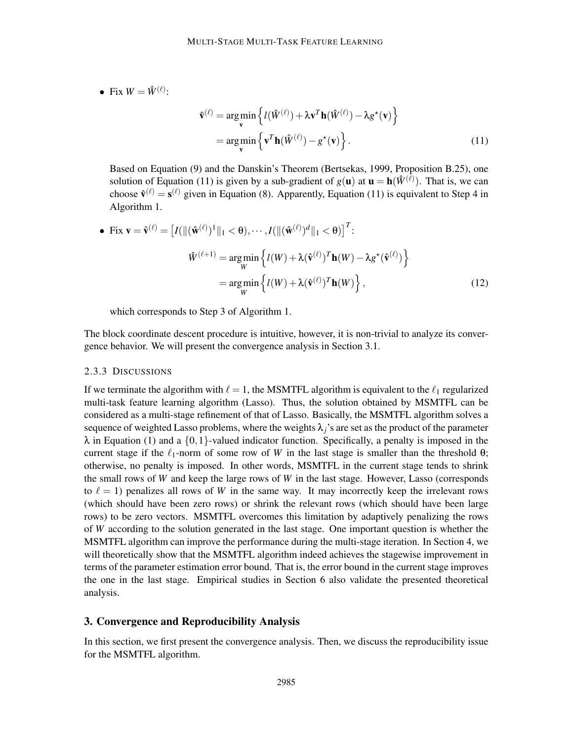- Fix $W = \hat{W}^{(\ell)}$:

$$\hat{\mathbf{v}}^{(\ell)} = \arg\min_{\mathbf{v}} \left\{ l(\hat{W}^{(\ell)}) + \lambda \mathbf{v}^T \mathbf{h}(\hat{W}^{(\ell)}) - \lambda g^\star(\mathbf{v}) \right\}$$
$$= \arg\min_{\mathbf{v}} \left\{ \mathbf{v}^T \mathbf{h}(\hat{W}^{(\ell)}) - g^\star(\mathbf{v}) \right\}. \tag{11}$$

  Based on Equation (9) and the Danskin's Theorem (Bertsekas, 1999, Proposition B.25), one solution of Equation (11) is given by a sub-gradient of $g(\mathbf{u})$ at $\mathbf{u} = \mathbf{h}(\hat{W}^{(\ell)})$. That is, we can choose $\hat{\mathbf{v}}^{(\ell)} = \mathbf{s}^{(\ell)}$ given in Equation (8). Apparently, Equation (11) is equivalent to Step 4 in Algorithm 1.

- Fix $\mathbf{v} = \hat{\mathbf{v}}^{(\ell)} = \left[ I(\|(\hat{\mathbf{w}}^{(\ell)})^1\|_1 < \theta), \cdots, I(\|(\hat{\mathbf{w}}^{(\ell)})^d\|_1 < \theta) \right]^T$:

$$\hat{W}^{(\ell+1)} = \arg\min_{W} \left\{ l(W) + \lambda (\hat{\mathbf{v}}^{(\ell)})^T \mathbf{h}(W) - \lambda g^\star(\hat{\mathbf{v}}^{(\ell)}) \right\}$$
$$= \arg\min_{W} \left\{ l(W) + \lambda (\hat{\mathbf{v}}^{(\ell)})^T \mathbf{h}(W) \right\}, \tag{12}$$

  which corresponds to Step 3 of Algorithm 1.

The block coordinate descent procedure is intuitive, however, it is non-trivial to analyze its convergence behavior. We will present the convergence analysis in Section 3.1.

#### 2.3.3 Discussions

If we terminate the algorithm with $\ell = 1$, the MSMTFL algorithm is equivalent to the $\ell_1$ regularized multi-task feature learning algorithm (Lasso). Thus, the solution obtained by MSMTFL can be considered as a multi-stage refinement of that of Lasso. Basically, the MSMTFL algorithm solves a sequence of weighted Lasso problems, where the weights $\lambda_j$'s are set as the product of the parameter $\lambda$ in Equation (1) and a $\{0, 1\}$-valued indicator function. Specifically, a penalty is imposed in the current stage if the $\ell_1$-norm of some row of $W$ in the last stage is smaller than the threshold $\theta$; otherwise, no penalty is imposed. In other words, MSMTFL in the current stage tends to shrink the small rows of $W$ and keep the large rows of $W$ in the last stage. However, Lasso (corresponds to $\ell = 1$) penalizes all rows of $W$ in the same way. It may incorrectly keep the irrelevant rows (which should have been zero rows) or shrink the relevant rows (which should have been large rows) to be zero vectors. MSMTFL overcomes this limitation by adaptively penalizing the rows of $W$ according to the solution generated in the last stage. One important question is whether the MSMTFL algorithm can improve the performance during the multi-stage iteration. In Section 4, we will theoretically show that the MSMTFL algorithm indeed achieves the stagewise improvement in terms of the parameter estimation error bound. That is, the error bound in the current stage improves the one in the last stage. Empirical studies in Section 6 also validate the presented theoretical analysis.

## 3. Convergence and Reproducibility Analysis

In this section, we first present the convergence analysis. Then, we discuss the reproducibility issue for the MSMTFL algorithm.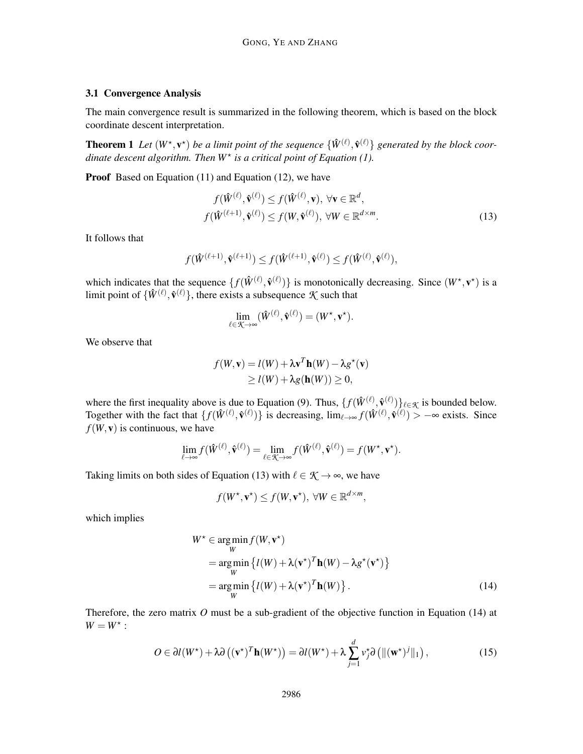### 3.1 Convergence Analysis

The main convergence result is summarized in the following theorem, which is based on the block coordinate descent interpretation.

**Theorem 1** *Let $(W^\star, \mathbf{v}^\star)$ be a limit point of the sequence $\{\hat{W}^{(\ell)}, \hat{\mathbf{v}}^{(\ell)}\}$ generated by the block coordinate descent algorithm. Then $W^\star$ is a critical point of Equation (1).*

**Proof** Based on Equation (11) and Equation (12), we have

$$
\begin{aligned}
f(\hat{W}^{(\ell)}, \hat{\mathbf{v}}^{(\ell)}) &\leq f(\hat{W}^{(\ell)}, \mathbf{v}), \ \forall \mathbf{v} \in \mathbb{R}^d, \\
f(\hat{W}^{(\ell+1)}, \hat{\mathbf{v}}^{(\ell)}) &\leq f(W, \hat{\mathbf{v}}^{(\ell)}), \ \forall W \in \mathbb{R}^{d \times m}.
\end{aligned} \tag{13}
$$

It follows that

$$
f(\hat{W}^{(\ell+1)}, \hat{\mathbf{v}}^{(\ell+1)}) \leq f(\hat{W}^{(\ell+1)}, \hat{\mathbf{v}}^{(\ell)}) \leq f(\hat{W}^{(\ell)}, \hat{\mathbf{v}}^{(\ell)}),
$$

which indicates that the sequence $\{f(\hat{W}^{(\ell)}, \hat{\mathbf{v}}^{(\ell)})\}$ is monotonically decreasing. Since $(W^\star, \mathbf{v}^\star)$ is a limit point of $\{\hat{W}^{(\ell)}, \hat{\mathbf{v}}^{(\ell)}\}$, there exists a subsequence $\mathcal{K}$ such that

$$
\lim_{\ell \in \mathcal{K} \to \infty} (\hat{W}^{(\ell)}, \hat{\mathbf{v}}^{(\ell)}) = (W^\star, \mathbf{v}^\star).
$$

We observe that

$$
\begin{aligned}
f(W, \mathbf{v}) &= l(W) + \lambda \mathbf{v}^T \mathbf{h}(W) - \lambda g^\star(\mathbf{v}) \\
&\geq l(W) + \lambda g(\mathbf{h}(W)) \geq 0,
\end{aligned}
$$

where the first inequality above is due to Equation (9). Thus, $\{f(\hat{W}^{(\ell)}, \hat{\mathbf{v}}^{(\ell)})\}_{\ell \in \mathcal{K}}$ is bounded below. Together with the fact that $\{f(\hat{W}^{(\ell)}, \hat{\mathbf{v}}^{(\ell)})\}$ is decreasing, $\lim_{\ell \to \infty} f(\hat{W}^{(\ell)}, \hat{\mathbf{v}}^{(\ell)}) > -\infty$ exists. Since $f(W, \mathbf{v})$ is continuous, we have

$$
\lim_{\ell \to \infty} f(\hat{W}^{(\ell)}, \hat{\mathbf{v}}^{(\ell)}) = \lim_{\ell \in \mathcal{K} \to \infty} f(\hat{W}^{(\ell)}, \hat{\mathbf{v}}^{(\ell)}) = f(W^\star, \mathbf{v}^\star).
$$

Taking limits on both sides of Equation (13) with $\ell \in \mathcal{K} \to \infty$, we have

$$
f(W^\star, \mathbf{v}^\star) \leq f(W, \mathbf{v}^\star), \ \forall W \in \mathbb{R}^{d \times m},
$$

which implies

$$
\begin{aligned}
W^\star &\in \arg\min_W f(W, \mathbf{v}^\star) \\
&= \arg\min_W \left\{ l(W) + \lambda (\mathbf{v}^\star)^T \mathbf{h}(W) - \lambda g^\star(\mathbf{v}^\star) \right\} \\
&= \arg\min_W \left\{ l(W) + \lambda (\mathbf{v}^\star)^T \mathbf{h}(W) \right\}.
\end{aligned} \tag{14}
$$

Therefore, the zero matrix $O$ must be a sub-gradient of the objective function in Equation (14) at $W = W^\star$ :

$$
O \in \partial l(W^\star) + \lambda \partial \left( (\mathbf{v}^\star)^T \mathbf{h}(W^\star) \right) = \partial l(W^\star) + \lambda \sum_{j=1}^{d} v_j^\star \partial \left( \|(\mathbf{w}^\star)^j\|_1 \right), \tag{15}
$$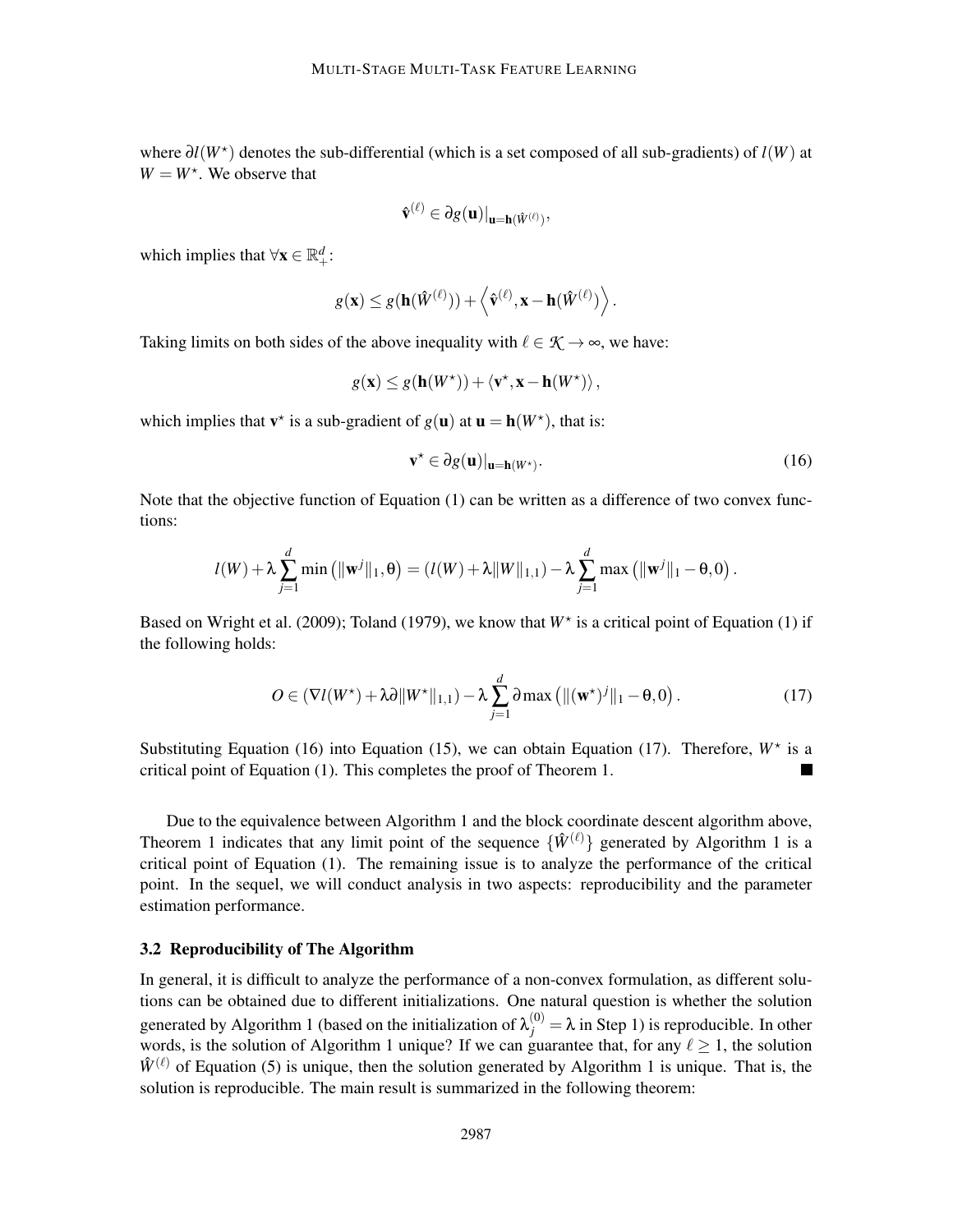where $\partial l(W^\star)$ denotes the sub-differential (which is a set composed of all sub-gradients) of $l(W)$ at $W = W^\star$. We observe that

$$\hat{\mathbf{v}}^{(\ell)} \in \partial g(\mathbf{u})|_{\mathbf{u}=\mathbf{h}(\hat{W}^{(\ell)})},$$

which implies that $\forall \mathbf{x} \in \mathbb{R}^d_+$:

$$g(\mathbf{x}) \leq g(\mathbf{h}(\hat{W}^{(\ell)})) + \left\langle \hat{\mathbf{v}}^{(\ell)}, \mathbf{x} - \mathbf{h}(\hat{W}^{(\ell)}) \right\rangle.$$

Taking limits on both sides of the above inequality with $\ell \in \mathcal{K} \to \infty$, we have:

$$g(\mathbf{x}) \leq g(\mathbf{h}(W^\star)) + \langle \mathbf{v}^\star, \mathbf{x} - \mathbf{h}(W^\star) \rangle,$$

which implies that $\mathbf{v}^\star$ is a sub-gradient of $g(\mathbf{u})$ at $\mathbf{u} = \mathbf{h}(W^\star)$, that is:

$$\mathbf{v}^\star \in \partial g(\mathbf{u})|_{\mathbf{u}=\mathbf{h}(W^\star)}. \tag{16}$$

Note that the objective function of Equation (1) can be written as a difference of two convex functions:

$$l(W) + \lambda \sum_{j=1}^{d} \min\left(\|\mathbf{w}^j\|_1, \theta\right) = \left(l(W) + \lambda \|W\|_{1,1}\right) - \lambda \sum_{j=1}^{d} \max\left(\|\mathbf{w}^j\|_1 - \theta, 0\right).$$

Based on Wright et al. (2009); Toland (1979), we know that $W^\star$ is a critical point of Equation (1) if the following holds:

$$O \in \left(\nabla l(W^\star) + \lambda \partial \|W^\star\|_{1,1}\right) - \lambda \sum_{j=1}^{d} \partial \max\left(\|(\mathbf{w}^\star)^j\|_1 - \theta, 0\right). \tag{17}$$

Substituting Equation (16) into Equation (15), we can obtain Equation (17). Therefore, $W^\star$ is a critical point of Equation (1). This completes the proof of Theorem 1. ■

Due to the equivalence between Algorithm 1 and the block coordinate descent algorithm above, Theorem 1 indicates that any limit point of the sequence $\{\hat{W}^{(\ell)}\}$ generated by Algorithm 1 is a critical point of Equation (1). The remaining issue is to analyze the performance of the critical point. In the sequel, we will conduct analysis in two aspects: reproducibility and the parameter estimation performance.

### 3.2 Reproducibility of The Algorithm

In general, it is difficult to analyze the performance of a non-convex formulation, as different solutions can be obtained due to different initializations. One natural question is whether the solution generated by Algorithm 1 (based on the initialization of $\lambda_j^{(0)} = \lambda$ in Step 1) is reproducible. In other words, is the solution of Algorithm 1 unique? If we can guarantee that, for any $\ell \geq 1$, the solution $\hat{W}^{(\ell)}$ of Equation (5) is unique, then the solution generated by Algorithm 1 is unique. That is, the solution is reproducible. The main result is summarized in the following theorem: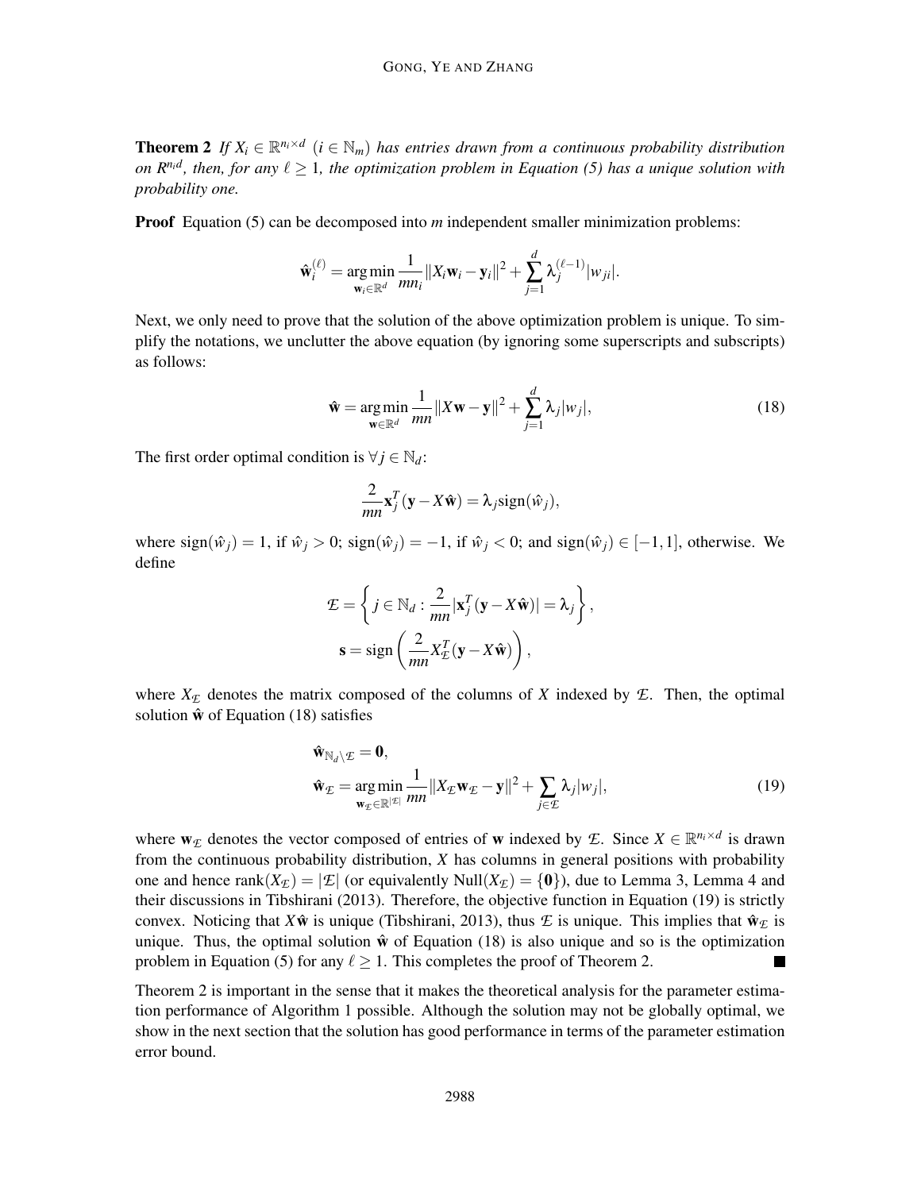**Theorem 2** *If $X_i \in \mathbb{R}^{n_i \times d}$ $(i \in \mathbb{N}_m)$ has entries drawn from a continuous probability distribution on $R^{n_i d}$, then, for any $\ell \geq 1$, the optimization problem in Equation (5) has a unique solution with probability one.*

**Proof** Equation (5) can be decomposed into $m$ independent smaller minimization problems:

$$\hat{\mathbf{w}}_i^{(\ell)} = \underset{\mathbf{w}_i \in \mathbb{R}^d}{\arg\min} \frac{1}{mn_i} \|X_i \mathbf{w}_i - \mathbf{y}_i\|^2 + \sum_{j=1}^{d} \lambda_j^{(\ell-1)} |w_{ji}|.$$

Next, we only need to prove that the solution of the above optimization problem is unique. To simplify the notations, we unclutter the above equation (by ignoring some superscripts and subscripts) as follows:

$$\hat{\mathbf{w}} = \underset{\mathbf{w} \in \mathbb{R}^d}{\arg\min} \frac{1}{mn} \|X\mathbf{w} - \mathbf{y}\|^2 + \sum_{j=1}^{d} \lambda_j |w_j|, \tag{18}$$

The first order optimal condition is $\forall j \in \mathbb{N}_d$:

$$\frac{2}{mn} \mathbf{x}_j^T (\mathbf{y} - X\hat{\mathbf{w}}) = \lambda_j \text{sign}(\hat{w}_j),$$

where $\text{sign}(\hat{w}_j) = 1$, if $\hat{w}_j > 0$; $\text{sign}(\hat{w}_j) = -1$, if $\hat{w}_j < 0$; and $\text{sign}(\hat{w}_j) \in [-1, 1]$, otherwise. We define

$$\mathcal{E} = \left\{ j \in \mathbb{N}_d : \frac{2}{mn} |\mathbf{x}_j^T (\mathbf{y} - X\hat{\mathbf{w}})| = \lambda_j \right\},$$

$$\mathbf{s} = \text{sign}\left( \frac{2}{mn} X_{\mathcal{E}}^T (\mathbf{y} - X\hat{\mathbf{w}}) \right),$$

where $X_{\mathcal{E}}$ denotes the matrix composed of the columns of $X$ indexed by $\mathcal{E}$. Then, the optimal solution $\hat{\mathbf{w}}$ of Equation (18) satisfies

$$\hat{\mathbf{w}}_{\mathbb{N}_d \setminus \mathcal{E}} = \mathbf{0},$$

$$\hat{\mathbf{w}}_{\mathcal{E}} = \underset{\mathbf{w}_{\mathcal{E}} \in \mathbb{R}^{|\mathcal{E}|}}{\arg\min} \frac{1}{mn} \|X_{\mathcal{E}} \mathbf{w}_{\mathcal{E}} - \mathbf{y}\|^2 + \sum_{j \in \mathcal{E}} \lambda_j |w_j|, \tag{19}$$

where $\mathbf{w}_{\mathcal{E}}$ denotes the vector composed of entries of $\mathbf{w}$ indexed by $\mathcal{E}$. Since $X \in \mathbb{R}^{n_i \times d}$ is drawn from the continuous probability distribution, $X$ has columns in general positions with probability one and hence $\text{rank}(X_{\mathcal{E}}) = |\mathcal{E}|$ (or equivalently $\text{Null}(X_{\mathcal{E}}) = \{\mathbf{0}\}$), due to Lemma 3, Lemma 4 and their discussions in Tibshirani (2013). Therefore, the objective function in Equation (19) is strictly convex. Noticing that $X\hat{\mathbf{w}}$ is unique (Tibshirani, 2013), thus $\mathcal{E}$ is unique. This implies that $\hat{\mathbf{w}}_{\mathcal{E}}$ is unique. Thus, the optimal solution $\hat{\mathbf{w}}$ of Equation (18) is also unique and so is the optimization problem in Equation (5) for any $\ell \geq 1$. This completes the proof of Theorem 2. ■

Theorem 2 is important in the sense that it makes the theoretical analysis for the parameter estimation performance of Algorithm 1 possible. Although the solution may not be globally optimal, we show in the next section that the solution has good performance in terms of the parameter estimation error bound.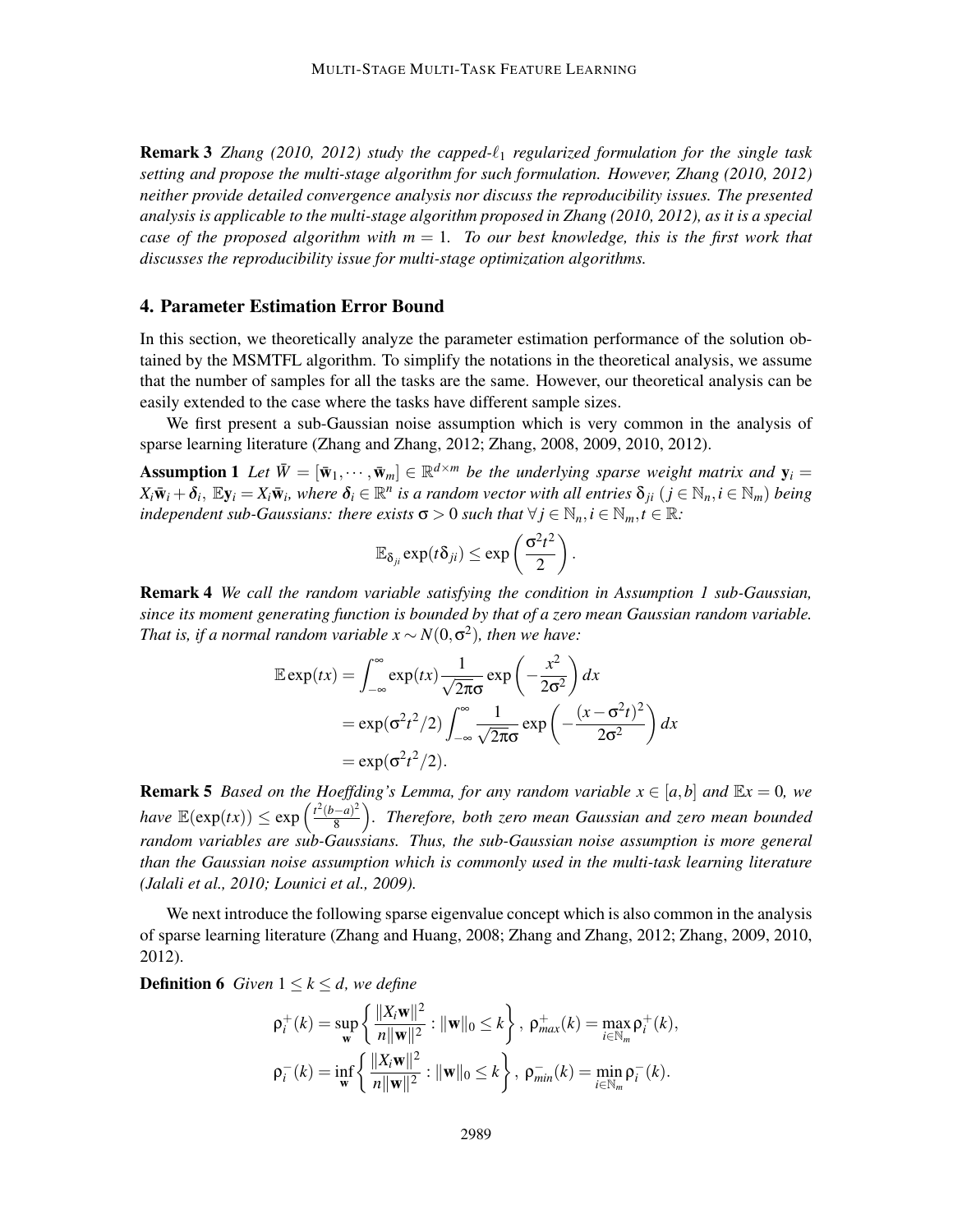**Remark 3** *Zhang (2010, 2012) study the capped-$\ell_1$ regularized formulation for the single task setting and propose the multi-stage algorithm for such formulation. However, Zhang (2010, 2012) neither provide detailed convergence analysis nor discuss the reproducibility issues. The presented analysis is applicable to the multi-stage algorithm proposed in Zhang (2010, 2012), as it is a special case of the proposed algorithm with $m = 1$. To our best knowledge, this is the first work that discusses the reproducibility issue for multi-stage optimization algorithms.*

## 4. Parameter Estimation Error Bound

In this section, we theoretically analyze the parameter estimation performance of the solution obtained by the MSMTFL algorithm. To simplify the notations in the theoretical analysis, we assume that the number of samples for all the tasks are the same. However, our theoretical analysis can be easily extended to the case where the tasks have different sample sizes.

We first present a sub-Gaussian noise assumption which is very common in the analysis of sparse learning literature (Zhang and Zhang, 2012; Zhang, 2008, 2009, 2010, 2012).

**Assumption 1** *Let $\bar{W} = [\bar{\mathbf{w}}_1, \cdots, \bar{\mathbf{w}}_m] \in \mathbb{R}^{d\times m}$ be the underlying sparse weight matrix and $\mathbf{y}_i = X_i\bar{\mathbf{w}}_i + \boldsymbol{\delta}_i$, $\mathbb{E}\mathbf{y}_i = X_i\bar{\mathbf{w}}_i$, where $\boldsymbol{\delta}_i \in \mathbb{R}^n$ is a random vector with all entries $\delta_{ji}$ ($j \in \mathbb{N}_n, i \in \mathbb{N}_m$) being independent sub-Gaussians: there exists $\sigma > 0$ such that $\forall j \in \mathbb{N}_n, i \in \mathbb{N}_m, t \in \mathbb{R}$:*

$$\mathbb{E}_{\delta_{ji}} \exp(t\delta_{ji}) \le \exp\left(\frac{\sigma^2 t^2}{2}\right).$$

**Remark 4** *We call the random variable satisfying the condition in Assumption 1 sub-Gaussian, since its moment generating function is bounded by that of a zero mean Gaussian random variable. That is, if a normal random variable $x \sim N(0, \sigma^2)$, then we have:*

$$\begin{aligned}
\mathbb{E}\exp(tx) &= \int_{-\infty}^{\infty} \exp(tx)\frac{1}{\sqrt{2\pi}\sigma}\exp\left(-\frac{x^2}{2\sigma^2}\right)dx \\
&= \exp(\sigma^2 t^2/2)\int_{-\infty}^{\infty} \frac{1}{\sqrt{2\pi}\sigma}\exp\left(-\frac{(x-\sigma^2 t)^2}{2\sigma^2}\right)dx \\
&= \exp(\sigma^2 t^2/2).
\end{aligned}$$

**Remark 5** *Based on the Hoeffding's Lemma, for any random variable $x \in [a, b]$ and $\mathbb{E}x = 0$, we have $\mathbb{E}(\exp(tx)) \le \exp\left(\frac{t^2(b-a)^2}{8}\right)$. Therefore, both zero mean Gaussian and zero mean bounded random variables are sub-Gaussians. Thus, the sub-Gaussian noise assumption is more general than the Gaussian noise assumption which is commonly used in the multi-task learning literature (Jalali et al., 2010; Lounici et al., 2009).*

We next introduce the following sparse eigenvalue concept which is also common in the analysis of sparse learning literature (Zhang and Huang, 2008; Zhang and Zhang, 2012; Zhang, 2009, 2010, 2012).

**Definition 6** *Given $1 \le k \le d$, we define*

$$\rho_i^+(k) = \sup_{\mathbf{w}}\left\{\frac{\|X_i\mathbf{w}\|^2}{n\|\mathbf{w}\|^2} : \|\mathbf{w}\|_0 \le k\right\},\ \rho_{max}^+(k) = \max_{i\in\mathbb{N}_m}\rho_i^+(k),$$

$$\rho_i^-(k) = \inf_{\mathbf{w}}\left\{\frac{\|X_i\mathbf{w}\|^2}{n\|\mathbf{w}\|^2} : \|\mathbf{w}\|_0 \le k\right\},\ \rho_{min}^-(k) = \min_{i\in\mathbb{N}_m}\rho_i^-(k).$$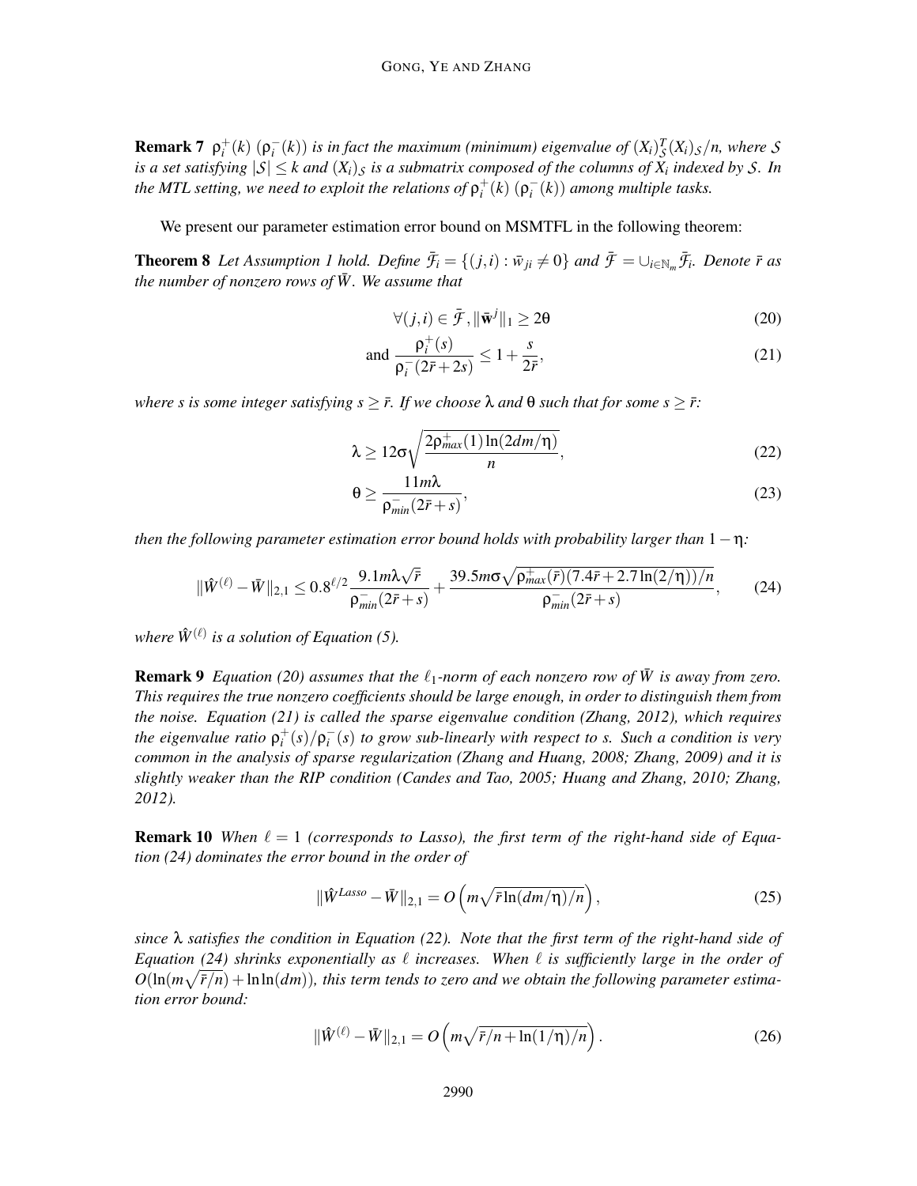**Remark 7** *$\rho_i^+(k)$ ($\rho_i^-(k)$) is in fact the maximum (minimum) eigenvalue of $(X_i)_{\mathcal{S}}^T(X_i)_{\mathcal{S}}/n$, where $\mathcal{S}$ is a set satisfying $|\mathcal{S}| \leq k$ and $(X_i)_{\mathcal{S}}$ is a submatrix composed of the columns of $X_i$ indexed by $\mathcal{S}$. In the MTL setting, we need to exploit the relations of $\rho_i^+(k)$ ($\rho_i^-(k)$) among multiple tasks.*

We present our parameter estimation error bound on MSMTFL in the following theorem:

**Theorem 8** *Let Assumption 1 hold. Define $\bar{\mathcal{F}}_i = \{(j,i) : \bar{w}_{ji} \neq 0\}$ and $\bar{\mathcal{F}} = \cup_{i \in \mathbb{N}_m} \bar{\mathcal{F}}_i$. Denote $\bar{r}$ as the number of nonzero rows of $\bar{W}$. We assume that*

$$\forall (j,i) \in \bar{\mathcal{F}}, \|\bar{\mathbf{w}}^j\|_1 \geq 2\theta \tag{20}$$

$$\text{and } \frac{\rho_i^+(s)}{\rho_i^-(2\bar{r}+2s)} \leq 1 + \frac{s}{2\bar{r}}, \tag{21}$$

*where $s$ is some integer satisfying $s \geq \bar{r}$. If we choose $\lambda$ and $\theta$ such that for some $s \geq \bar{r}$:*

$$\lambda \geq 12\sigma\sqrt{\frac{2\rho_{max}^+(1)\ln(2dm/\eta)}{n}}, \tag{22}$$

$$\theta \geq \frac{11m\lambda}{\rho_{min}^-(2\bar{r}+s)}, \tag{23}$$

*then the following parameter estimation error bound holds with probability larger than $1-\eta$:*

$$\|\hat{W}^{(\ell)} - \bar{W}\|_{2,1} \leq 0.8^{\ell/2}\frac{9.1m\lambda\sqrt{\bar{r}}}{\rho_{min}^-(2\bar{r}+s)} + \frac{39.5m\sigma\sqrt{\rho_{max}^+(\bar{r})(7.4\bar{r}+2.7\ln(2/\eta))/n}}{\rho_{min}^-(2\bar{r}+s)}, \tag{24}$$

*where $\hat{W}^{(\ell)}$ is a solution of Equation (5).*

**Remark 9** *Equation (20) assumes that the $\ell_1$-norm of each nonzero row of $\bar{W}$ is away from zero. This requires the true nonzero coefficients should be large enough, in order to distinguish them from the noise. Equation (21) is called the sparse eigenvalue condition (Zhang, 2012), which requires the eigenvalue ratio $\rho_i^+(s)/\rho_i^-(s)$ to grow sub-linearly with respect to $s$. Such a condition is very common in the analysis of sparse regularization (Zhang and Huang, 2008; Zhang, 2009) and it is slightly weaker than the RIP condition (Candes and Tao, 2005; Huang and Zhang, 2010; Zhang, 2012).*

**Remark 10** *When $\ell = 1$ (corresponds to Lasso), the first term of the right-hand side of Equation (24) dominates the error bound in the order of*

$$\|\hat{W}^{Lasso} - \bar{W}\|_{2,1} = O\left(m\sqrt{\bar{r}\ln(dm/\eta)/n}\right), \tag{25}$$

*since $\lambda$ satisfies the condition in Equation (22). Note that the first term of the right-hand side of Equation (24) shrinks exponentially as $\ell$ increases. When $\ell$ is sufficiently large in the order of $O(\ln(m\sqrt{\bar{r}/n}) + \ln\ln(dm))$, this term tends to zero and we obtain the following parameter estimation error bound:*

$$\|\hat{W}^{(\ell)} - \bar{W}\|_{2,1} = O\left(m\sqrt{\bar{r}/n + \ln(1/\eta)/n}\right). \tag{26}$$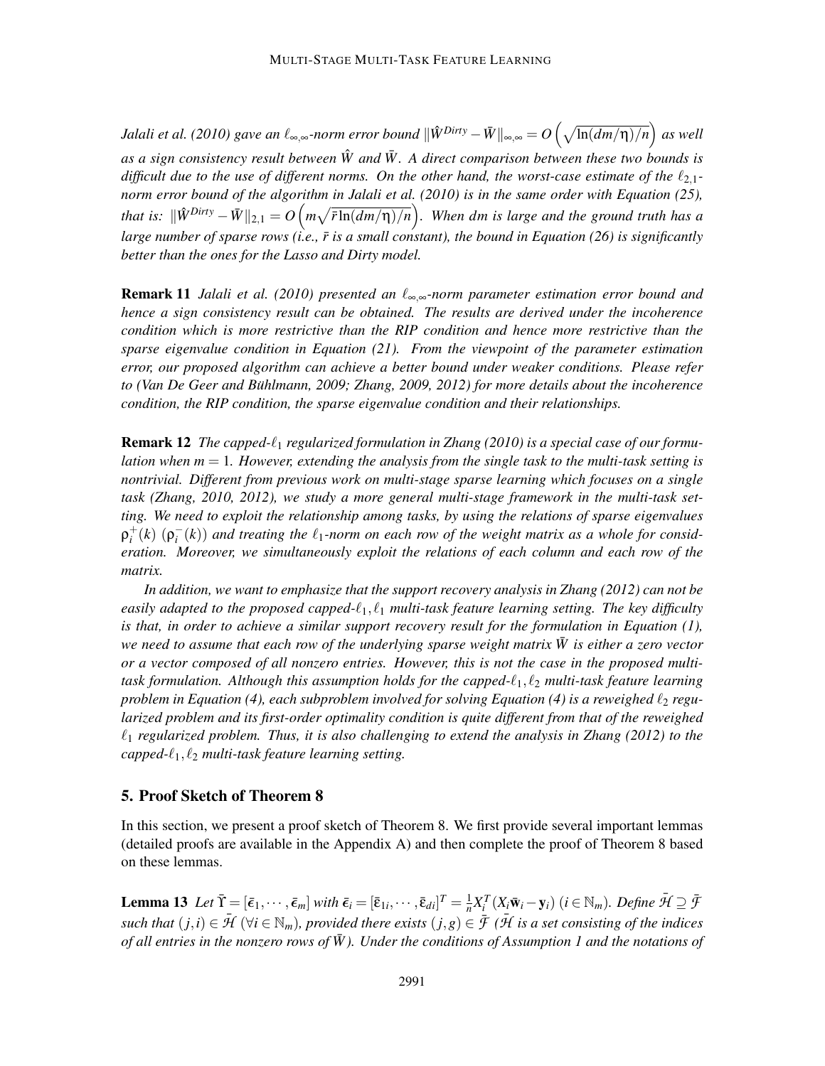*Jalali et al. (2010) gave an $\ell_{\infty,\infty}$-norm error bound $\|\hat{W}^{Dirty} - \bar{W}\|_{\infty,\infty} = O\left(\sqrt{\ln(dm/\eta)/n}\right)$ as well as a sign consistency result between $\hat{W}$ and $\bar{W}$. A direct comparison between these two bounds is difficult due to the use of different norms. On the other hand, the worst-case estimate of the $\ell_{2,1}$-norm error bound of the algorithm in Jalali et al. (2010) is in the same order with Equation (25), that is: $\|\hat{W}^{Dirty} - \bar{W}\|_{2,1} = O\left(m\sqrt{\bar{r}\ln(dm/\eta)/n}\right)$. When $dm$ is large and the ground truth has a large number of sparse rows (i.e., $\bar{r}$ is a small constant), the bound in Equation (26) is significantly better than the ones for the Lasso and Dirty model.*

**Remark 11** *Jalali et al. (2010) presented an $\ell_{\infty,\infty}$-norm parameter estimation error bound and hence a sign consistency result can be obtained. The results are derived under the incoherence condition which is more restrictive than the RIP condition and hence more restrictive than the sparse eigenvalue condition in Equation (21). From the viewpoint of the parameter estimation error, our proposed algorithm can achieve a better bound under weaker conditions. Please refer to (Van De Geer and Bühlmann, 2009; Zhang, 2009, 2012) for more details about the incoherence condition, the RIP condition, the sparse eigenvalue condition and their relationships.*

**Remark 12** *The capped-$\ell_1$ regularized formulation in Zhang (2010) is a special case of our formulation when $m = 1$. However, extending the analysis from the single task to the multi-task setting is nontrivial. Different from previous work on multi-stage sparse learning which focuses on a single task (Zhang, 2010, 2012), we study a more general multi-stage framework in the multi-task setting. We need to exploit the relationship among tasks, by using the relations of sparse eigenvalues $\rho_i^+(k)$ ($\rho_i^-(k)$) and treating the $\ell_1$-norm on each row of the weight matrix as a whole for consideration. Moreover, we simultaneously exploit the relations of each column and each row of the matrix.*

*In addition, we want to emphasize that the support recovery analysis in Zhang (2012) can not be easily adapted to the proposed capped-$\ell_1,\ell_1$ multi-task feature learning setting. The key difficulty is that, in order to achieve a similar support recovery result for the formulation in Equation (1), we need to assume that each row of the underlying sparse weight matrix $\bar{W}$ is either a zero vector or a vector composed of all nonzero entries. However, this is not the case in the proposed multi-task formulation. Although this assumption holds for the capped-$\ell_1,\ell_2$ multi-task feature learning problem in Equation (4), each subproblem involved for solving Equation (4) is a reweighed $\ell_2$ regularized problem and its first-order optimality condition is quite different from that of the reweighed $\ell_1$ regularized problem. Thus, it is also challenging to extend the analysis in Zhang (2012) to the capped-$\ell_1,\ell_2$ multi-task feature learning setting.*

## 5. Proof Sketch of Theorem 8

In this section, we present a proof sketch of Theorem 8. We first provide several important lemmas (detailed proofs are available in the Appendix A) and then complete the proof of Theorem 8 based on these lemmas.

**Lemma 13** *Let $\bar{\Upsilon} = [\bar{\epsilon}_1, \cdots, \bar{\epsilon}_m]$ with $\bar{\epsilon}_i = [\bar{\varepsilon}_{1i}, \cdots, \bar{\varepsilon}_{di}]^T = \frac{1}{n}X_i^T(X_i\bar{\mathbf{w}}_i - \mathbf{y}_i)$ $(i \in \mathbb{N}_m)$. Define $\bar{\mathcal{H}} \supseteq \bar{\mathcal{F}}$ such that $(j,i) \in \bar{\mathcal{H}}$ $(\forall i \in \mathbb{N}_m)$, provided there exists $(j,g) \in \bar{\mathcal{F}}$ ($\bar{\mathcal{H}}$ is a set consisting of the indices of all entries in the nonzero rows of $\bar{W}$). Under the conditions of Assumption 1 and the notations of*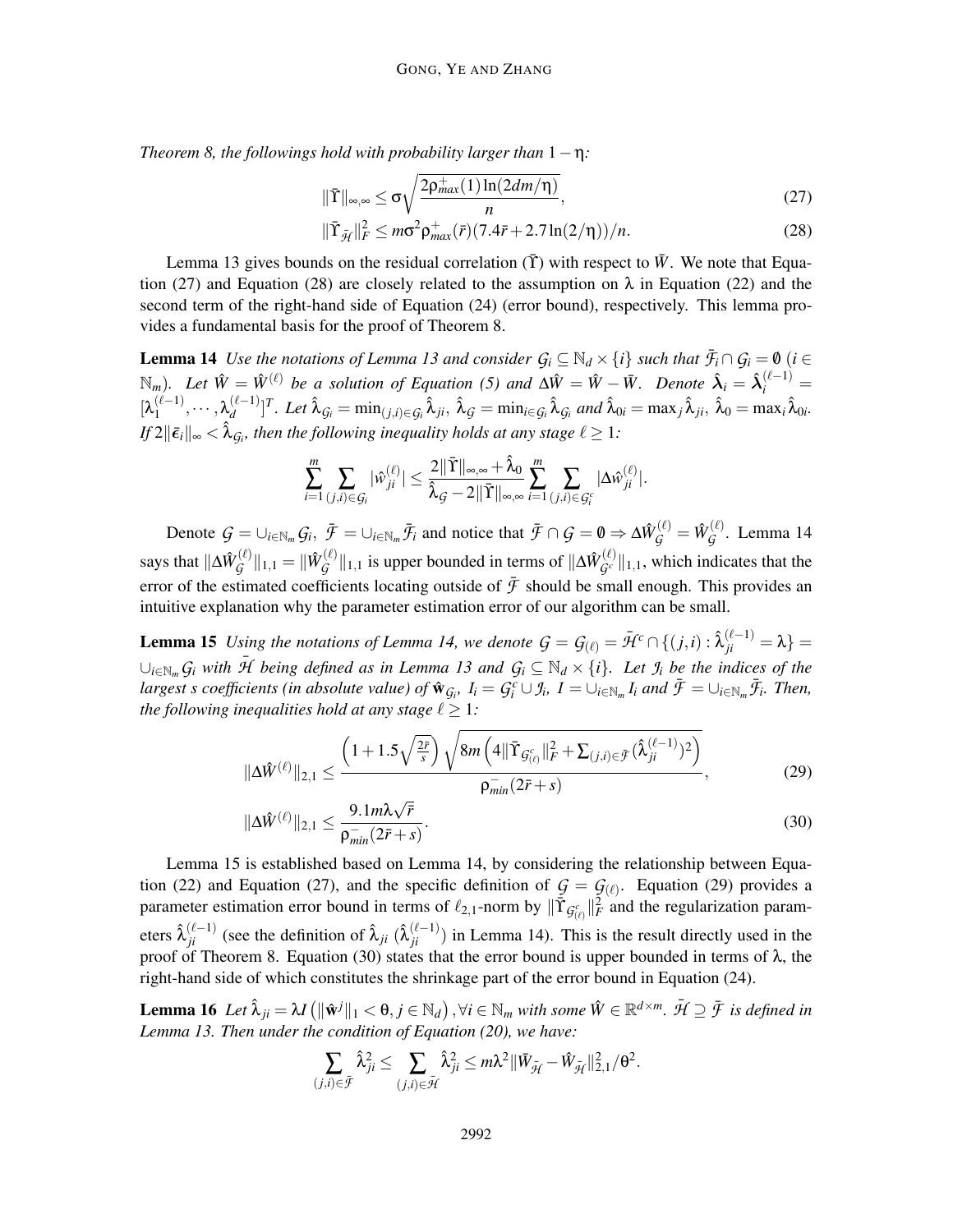*Theorem 8, the followings hold with probability larger than $1-\eta$:*

$$\|\bar{\Upsilon}\|_{\infty,\infty} \leq \sigma\sqrt{\frac{2\rho^+_{max}(1)\ln(2dm/\eta)}{n}}, \tag{27}$$

$$\|\bar{\Upsilon}_{\bar{\mathcal{H}}}\|_F^2 \leq m\sigma^2\rho^+_{max}(\bar{r})(7.4\bar{r}+2.7\ln(2/\eta))/n. \tag{28}$$

Lemma 13 gives bounds on the residual correlation ($\bar{\Upsilon}$) with respect to $\bar{W}$. We note that Equation (27) and Equation (28) are closely related to the assumption on $\lambda$ in Equation (22) and the second term of the right-hand side of Equation (24) (error bound), respectively. This lemma provides a fundamental basis for the proof of Theorem 8.

**Lemma 14** *Use the notations of Lemma 13 and consider $\mathcal{G}_i \subseteq \mathbb{N}_d \times \{i\}$ such that $\bar{\mathcal{F}}_i \cap \mathcal{G}_i = \emptyset$ ($i \in \mathbb{N}_m$). Let $\hat{W} = \hat{W}^{(\ell)}$ be a solution of Equation (5) and $\Delta\hat{W} = \hat{W} - \bar{W}$. Denote $\hat{\boldsymbol{\lambda}}_i = \hat{\boldsymbol{\lambda}}_i^{(\ell-1)} = [\lambda_1^{(\ell-1)}, \cdots, \lambda_d^{(\ell-1)}]^T$. Let $\hat{\lambda}_{\mathcal{G}_i} = \min_{(j,i)\in\mathcal{G}_i}\hat{\lambda}_{ji}$, $\hat{\lambda}_{\mathcal{G}} = \min_{i\in\mathcal{G}_i}\hat{\lambda}_{\mathcal{G}_i}$ and $\hat{\lambda}_{0i} = \max_j \hat{\lambda}_{ji}$, $\hat{\lambda}_0 = \max_i \hat{\lambda}_{0i}$. If $2\|\bar{\epsilon}_i\|_\infty < \hat{\lambda}_{\mathcal{G}_i}$, then the following inequality holds at any stage $\ell \geq 1$:*

$$\sum_{i=1}^m \sum_{(j,i)\in\mathcal{G}_i} |\hat{w}_{ji}^{(\ell)}| \leq \frac{2\|\bar{\Upsilon}\|_{\infty,\infty}+\hat{\lambda}_0}{\hat{\lambda}_{\mathcal{G}}-2\|\bar{\Upsilon}\|_{\infty,\infty}} \sum_{i=1}^m \sum_{(j,i)\in\mathcal{G}_i^c} |\Delta\hat{w}_{ji}^{(\ell)}|.$$

Denote $\mathcal{G} = \cup_{i\in\mathbb{N}_m}\mathcal{G}_i$, $\bar{\mathcal{F}} = \cup_{i\in\mathbb{N}_m}\bar{\mathcal{F}}_i$ and notice that $\bar{\mathcal{F}} \cap \mathcal{G} = \emptyset \Rightarrow \Delta\hat{W}_{\mathcal{G}}^{(\ell)} = \hat{W}_{\mathcal{G}}^{(\ell)}$. Lemma 14 says that $\|\Delta\hat{W}_{\mathcal{G}}^{(\ell)}\|_{1,1} = \|\hat{W}_{\mathcal{G}}^{(\ell)}\|_{1,1}$ is upper bounded in terms of $\|\Delta\hat{W}_{\mathcal{G}^c}^{(\ell)}\|_{1,1}$, which indicates that the error of the estimated coefficients locating outside of $\bar{\mathcal{F}}$ should be small enough. This provides an intuitive explanation why the parameter estimation error of our algorithm can be small.

**Lemma 15** *Using the notations of Lemma 14, we denote $\mathcal{G} = \mathcal{G}_{(\ell)} = \bar{\mathcal{H}}^c \cap \{(j,i) : \hat{\lambda}_{ji}^{(\ell-1)} = \lambda\} = \cup_{i\in\mathbb{N}_m}\mathcal{G}_i$ with $\bar{\mathcal{H}}$ being defined as in Lemma 13 and $\mathcal{G}_i \subseteq \mathbb{N}_d \times \{i\}$. Let $\mathcal{J}_i$ be the indices of the largest $s$ coefficients (in absolute value) of $\hat{\mathbf{w}}_{\mathcal{G}_i}$, $I_i = \mathcal{G}_i^c \cup \mathcal{J}_i$, $I = \cup_{i\in\mathbb{N}_m} I_i$ and $\bar{\mathcal{F}} = \cup_{i\in\mathbb{N}_m}\bar{\mathcal{F}}_i$. Then, the following inequalities hold at any stage $\ell \geq 1$:*

$$\|\Delta\hat{W}^{(\ell)}\|_{2,1} \leq \frac{\left(1+1.5\sqrt{\frac{2\bar{r}}{s}}\right)\sqrt{8m\left(4\|\bar{\Upsilon}_{\mathcal{G}_{(\ell)}^c}\|_F^2+\sum_{(j,i)\in\bar{\mathcal{F}}}(\hat{\lambda}_{ji}^{(\ell-1)})^2\right)}}{\rho^-_{min}(2\bar{r}+s)}, \tag{29}$$

$$\|\Delta\hat{W}^{(\ell)}\|_{2,1} \leq \frac{9.1m\lambda\sqrt{\bar{r}}}{\rho^-_{min}(2\bar{r}+s)}. \tag{30}$$

Lemma 15 is established based on Lemma 14, by considering the relationship between Equation (22) and Equation (27), and the specific definition of $\mathcal{G} = \mathcal{G}_{(\ell)}$. Equation (29) provides a parameter estimation error bound in terms of $\ell_{2,1}$-norm by $\|\bar{\Upsilon}_{\mathcal{G}_{(\ell)}^c}\|_F^2$ and the regularization parameters $\hat{\lambda}_{ji}^{(\ell-1)}$ (see the definition of $\hat{\lambda}_{ji}$ ($\hat{\lambda}_{ji}^{(\ell-1)}$) in Lemma 14). This is the result directly used in the proof of Theorem 8. Equation (30) states that the error bound is upper bounded in terms of $\lambda$, the right-hand side of which constitutes the shrinkage part of the error bound in Equation (24).

**Lemma 16** *Let $\hat{\lambda}_{ji} = \lambda I\left(\|\hat{\mathbf{w}}^j\|_1 < \theta, j \in \mathbb{N}_d\right), \forall i \in \mathbb{N}_m$ with some $\hat{W} \in \mathbb{R}^{d\times m}$. $\bar{\mathcal{H}} \supseteq \bar{\mathcal{F}}$ is defined in Lemma 13. Then under the condition of Equation (20), we have:*

$$\sum_{(j,i)\in\bar{\mathcal{F}}} \hat{\lambda}_{ji}^2 \leq \sum_{(j,i)\in\bar{\mathcal{H}}} \hat{\lambda}_{ji}^2 \leq m\lambda^2\|\bar{W}_{\bar{\mathcal{H}}} - \hat{W}_{\bar{\mathcal{H}}}\|_{2,1}^2/\theta^2.$$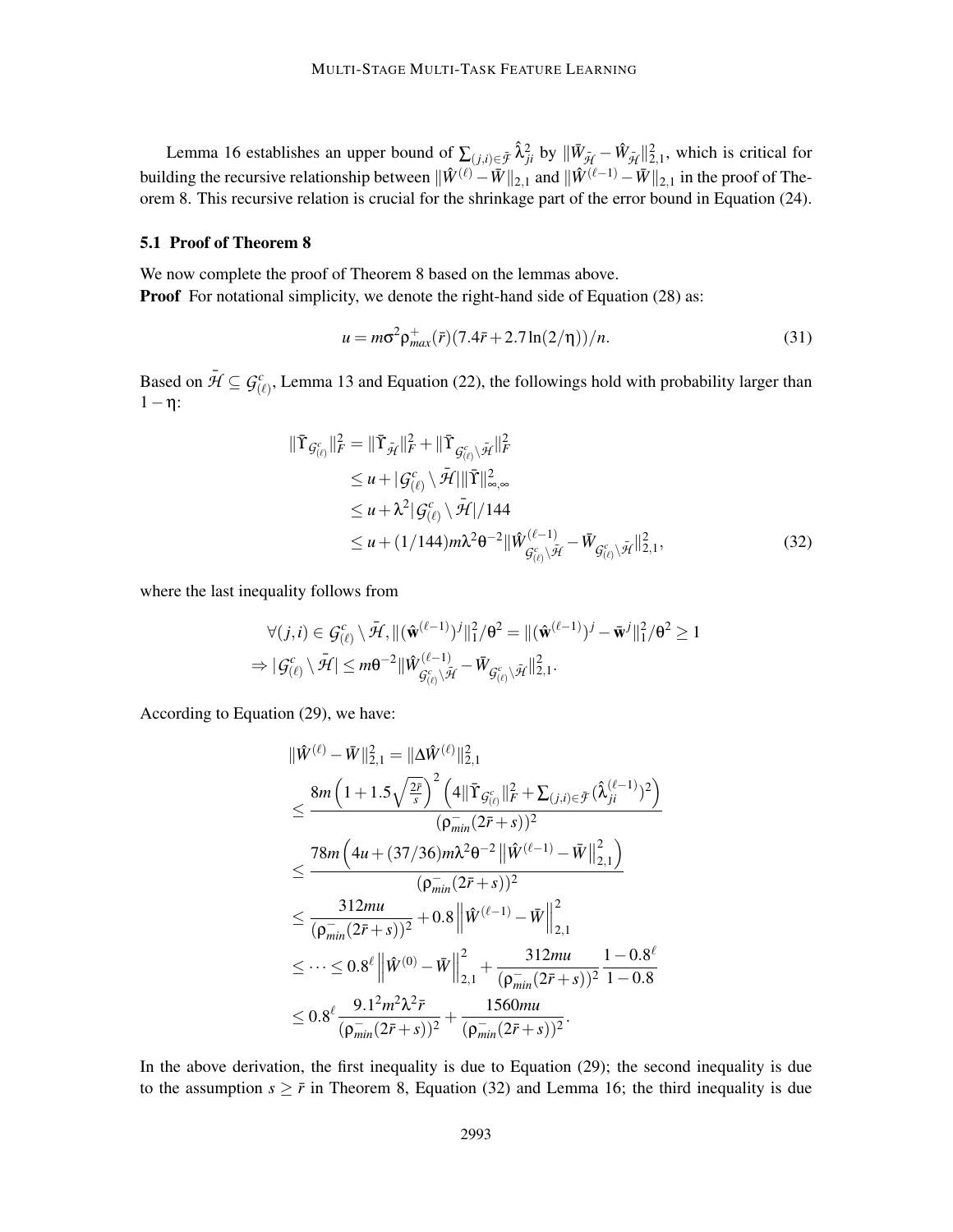Lemma 16 establishes an upper bound of $\sum_{(j,i)\in\bar{\mathcal{F}}} \hat{\lambda}_{ji}^2$ by $\|\bar{W}_{\bar{\mathcal{H}}} - \hat{W}_{\bar{\mathcal{H}}}\|_{2,1}^2$, which is critical for building the recursive relationship between $\|\hat{W}^{(\ell)} - \bar{W}\|_{2,1}$ and $\|\hat{W}^{(\ell-1)} - \bar{W}\|_{2,1}$ in the proof of Theorem 8. This recursive relation is crucial for the shrinkage part of the error bound in Equation (24).

### 5.1 Proof of Theorem 8

We now complete the proof of Theorem 8 based on the lemmas above.

**Proof** For notational simplicity, we denote the right-hand side of Equation (28) as:

$$u = m\sigma^2\rho_{max}^+(\bar{r})(7.4\bar{r} + 2.7\ln(2/\eta))/n. \tag{31}$$

Based on $\bar{\mathcal{H}} \subseteq \mathcal{G}_{(\ell)}^c$, Lemma 13 and Equation (22), the followings hold with probability larger than $1-\eta$:

$$\begin{aligned}
\|\bar{\Upsilon}_{\mathcal{G}_{(\ell)}^c}\|_F^2 &= \|\bar{\Upsilon}_{\bar{\mathcal{H}}}\|_F^2 + \|\bar{\Upsilon}_{\mathcal{G}_{(\ell)}^c\setminus\bar{\mathcal{H}}}\|_F^2 \\
&\leq u + |\mathcal{G}_{(\ell)}^c \setminus \bar{\mathcal{H}}|\|\bar{\Upsilon}\|_{\infty,\infty}^2 \\
&\leq u + \lambda^2|\mathcal{G}_{(\ell)}^c \setminus \bar{\mathcal{H}}|/144 \\
&\leq u + (1/144)m\lambda^2\theta^{-2}\|\hat{W}^{(\ell-1)}_{\mathcal{G}_{(\ell)}^c\setminus\bar{\mathcal{H}}} - \bar{W}_{\mathcal{G}_{(\ell)}^c\setminus\bar{\mathcal{H}}}\|_{2,1}^2,
\end{aligned} \tag{32}$$

where the last inequality follows from

$$\begin{aligned}
&\forall (j,i) \in \mathcal{G}_{(\ell)}^c \setminus \bar{\mathcal{H}}, \|(\hat{\mathbf{w}}^{(\ell-1)})^j\|_1^2/\theta^2 = \|(\hat{\mathbf{w}}^{(\ell-1)})^j - \bar{\mathbf{w}}^j\|_1^2/\theta^2 \geq 1 \\
\Rightarrow\ & |\mathcal{G}_{(\ell)}^c \setminus \bar{\mathcal{H}}| \leq m\theta^{-2}\|\hat{W}^{(\ell-1)}_{\mathcal{G}_{(\ell)}^c\setminus\bar{\mathcal{H}}} - \bar{W}_{\mathcal{G}_{(\ell)}^c\setminus\bar{\mathcal{H}}}\|_{2,1}^2.
\end{aligned}$$

According to Equation (29), we have:

$$\begin{aligned}
\|\hat{W}^{(\ell)} - \bar{W}\|_{2,1}^2 &= \|\Delta\hat{W}^{(\ell)}\|_{2,1}^2 \\
&\leq \frac{8m\left(1+1.5\sqrt{\frac{2\bar{r}}{s}}\right)^2\left(4\|\bar{\Upsilon}_{\mathcal{G}_{(\ell)}^c}\|_F^2 + \sum_{(j,i)\in\bar{\mathcal{F}}}(\hat{\lambda}_{ji}^{(\ell-1)})^2\right)}{(\rho_{min}^-(2\bar{r}+s))^2} \\
&\leq \frac{78m\left(4u + (37/36)m\lambda^2\theta^{-2}\left\|\hat{W}^{(\ell-1)} - \bar{W}\right\|_{2,1}^2\right)}{(\rho_{min}^-(2\bar{r}+s))^2} \\
&\leq \frac{312mu}{(\rho_{min}^-(2\bar{r}+s))^2} + 0.8\left\|\hat{W}^{(\ell-1)} - \bar{W}\right\|_{2,1}^2 \\
&\leq \cdots \leq 0.8^\ell\left\|\hat{W}^{(0)} - \bar{W}\right\|_{2,1}^2 + \frac{312mu}{(\rho_{min}^-(2\bar{r}+s))^2}\frac{1-0.8^\ell}{1-0.8} \\
&\leq 0.8^\ell\frac{9.1^2m^2\lambda^2\bar{r}}{(\rho_{min}^-(2\bar{r}+s))^2} + \frac{1560mu}{(\rho_{min}^-(2\bar{r}+s))^2}.
\end{aligned}$$

In the above derivation, the first inequality is due to Equation (29); the second inequality is due to the assumption $s \geq \bar{r}$ in Theorem 8, Equation (32) and Lemma 16; the third inequality is due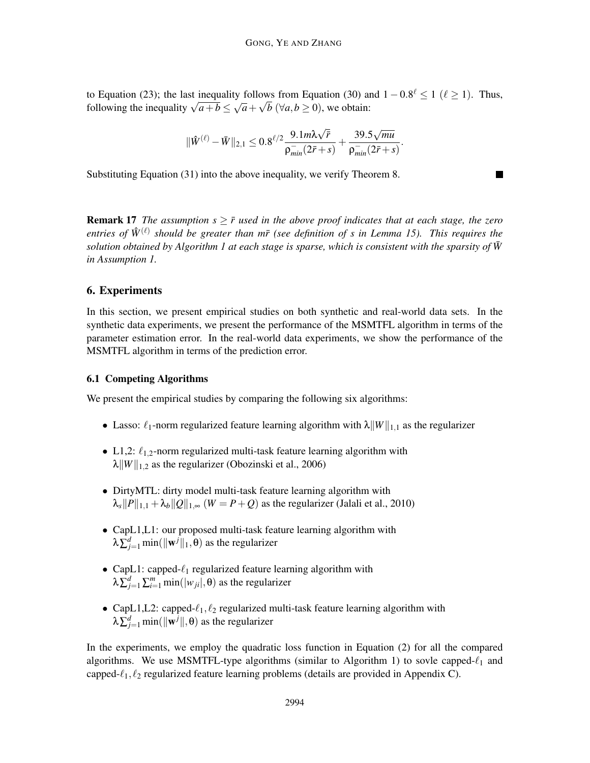to Equation (23); the last inequality follows from Equation (30) and $1-0.8^{\ell} \leq 1$ ($\ell \geq 1$). Thus, following the inequality $\sqrt{a+b} \leq \sqrt{a}+\sqrt{b}$ ($\forall a,b \geq 0$), we obtain:

$$\|\hat{W}^{(\ell)} - \bar{W}\|_{2,1} \leq 0.8^{\ell/2} \frac{9.1 m\lambda\sqrt{\bar{r}}}{\rho_{min}^{-}(2\bar{r}+s)} + \frac{39.5\sqrt{mu}}{\rho_{min}^{-}(2\bar{r}+s)}.$$

Substituting Equation (31) into the above inequality, we verify Theorem 8. ■

**Remark 17** *The assumption $s \geq \bar{r}$ used in the above proof indicates that at each stage, the zero entries of $\hat{W}^{(\ell)}$ should be greater than $m\bar{r}$ (see definition of $s$ in Lemma 15). This requires the solution obtained by Algorithm 1 at each stage is sparse, which is consistent with the sparsity of $\bar{W}$ in Assumption 1.*

## 6. Experiments

In this section, we present empirical studies on both synthetic and real-world data sets. In the synthetic data experiments, we present the performance of the MSMTFL algorithm in terms of the parameter estimation error. In the real-world data experiments, we show the performance of the MSMTFL algorithm in terms of the prediction error.

### 6.1 Competing Algorithms

We present the empirical studies by comparing the following six algorithms:

- Lasso: $\ell_1$-norm regularized feature learning algorithm with $\lambda\|W\|_{1,1}$ as the regularizer
- L1,2: $\ell_{1,2}$-norm regularized multi-task feature learning algorithm with $\lambda\|W\|_{1,2}$ as the regularizer (Obozinski et al., 2006)
- DirtyMTL: dirty model multi-task feature learning algorithm with $\lambda_s\|P\|_{1,1} + \lambda_b\|Q\|_{1,\infty}$ ($W = P+Q$) as the regularizer (Jalali et al., 2010)
- CapL1,L1: our proposed multi-task feature learning algorithm with $\lambda\sum_{j=1}^{d}\min(\|\mathbf{w}^j\|_1, \theta)$ as the regularizer
- CapL1: capped-$\ell_1$ regularized feature learning algorithm with $\lambda\sum_{j=1}^{d}\sum_{i=1}^{m}\min(|w_{ji}|, \theta)$ as the regularizer
- CapL1,L2: capped-$\ell_1,\ell_2$ regularized multi-task feature learning algorithm with $\lambda\sum_{j=1}^{d}\min(\|\mathbf{w}^j\|, \theta)$ as the regularizer

In the experiments, we employ the quadratic loss function in Equation (2) for all the compared algorithms. We use MSMTFL-type algorithms (similar to Algorithm 1) to sovle capped-$\ell_1$ and capped-$\ell_1,\ell_2$ regularized feature learning problems (details are provided in Appendix C).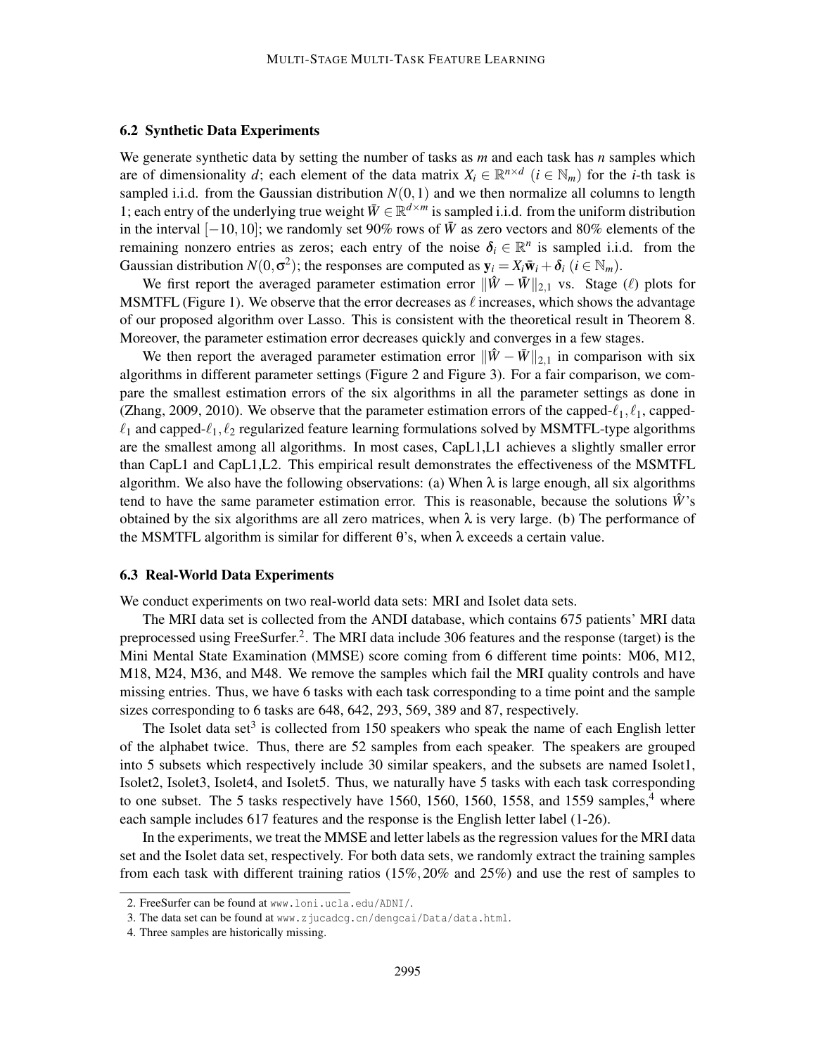### 6.2 Synthetic Data Experiments

We generate synthetic data by setting the number of tasks as $m$ and each task has $n$ samples which are of dimensionality $d$; each element of the data matrix $X_i \in \mathbb{R}^{n \times d}$ $(i \in \mathbb{N}_m)$ for the $i$-th task is sampled i.i.d. from the Gaussian distribution $N(0,1)$ and we then normalize all columns to length 1; each entry of the underlying true weight $\bar{W} \in \mathbb{R}^{d \times m}$ is sampled i.i.d. from the uniform distribution in the interval $[-10, 10]$; we randomly set 90% rows of $\bar{W}$ as zero vectors and 80% elements of the remaining nonzero entries as zeros; each entry of the noise $\boldsymbol{\delta}_i \in \mathbb{R}^n$ is sampled i.i.d. from the Gaussian distribution $N(0, \sigma^2)$; the responses are computed as $\mathbf{y}_i = X_i \bar{\mathbf{w}}_i + \boldsymbol{\delta}_i$ $(i \in \mathbb{N}_m)$.

We first report the averaged parameter estimation error $\|\hat{W} - \bar{W}\|_{2,1}$ vs. Stage $(\ell)$ plots for MSMTFL (Figure 1). We observe that the error decreases as $\ell$ increases, which shows the advantage of our proposed algorithm over Lasso. This is consistent with the theoretical result in Theorem 8. Moreover, the parameter estimation error decreases quickly and converges in a few stages.

We then report the averaged parameter estimation error $\|\hat{W} - \bar{W}\|_{2,1}$ in comparison with six algorithms in different parameter settings (Figure 2 and Figure 3). For a fair comparison, we compare the smallest estimation errors of the six algorithms in all the parameter settings as done in (Zhang, 2009, 2010). We observe that the parameter estimation errors of the capped-$\ell_1, \ell_1$, capped-$\ell_1$ and capped-$\ell_1, \ell_2$ regularized feature learning formulations solved by MSMTFL-type algorithms are the smallest among all algorithms. In most cases, CapL1,L1 achieves a slightly smaller error than CapL1 and CapL1,L2. This empirical result demonstrates the effectiveness of the MSMTFL algorithm. We also have the following observations: (a) When $\lambda$ is large enough, all six algorithms tend to have the same parameter estimation error. This is reasonable, because the solutions $\hat{W}$'s obtained by the six algorithms are all zero matrices, when $\lambda$ is very large. (b) The performance of the MSMTFL algorithm is similar for different $\theta$'s, when $\lambda$ exceeds a certain value.

### 6.3 Real-World Data Experiments

We conduct experiments on two real-world data sets: MRI and Isolet data sets.

The MRI data set is collected from the ANDI database, which contains 675 patients' MRI data preprocessed using FreeSurfer.[2]. The MRI data include 306 features and the response (target) is the Mini Mental State Examination (MMSE) score coming from 6 different time points: M06, M12, M18, M24, M36, and M48. We remove the samples which fail the MRI quality controls and have missing entries. Thus, we have 6 tasks with each task corresponding to a time point and the sample sizes corresponding to 6 tasks are 648, 642, 293, 569, 389 and 87, respectively.

The Isolet data set[3] is collected from 150 speakers who speak the name of each English letter of the alphabet twice. Thus, there are 52 samples from each speaker. The speakers are grouped into 5 subsets which respectively include 30 similar speakers, and the subsets are named Isolet1, Isolet2, Isolet3, Isolet4, and Isolet5. Thus, we naturally have 5 tasks with each task corresponding to one subset. The 5 tasks respectively have 1560, 1560, 1560, 1558, and 1559 samples,[4] where each sample includes 617 features and the response is the English letter label (1-26).

In the experiments, we treat the MMSE and letter labels as the regression values for the MRI data set and the Isolet data set, respectively. For both data sets, we randomly extract the training samples from each task with different training ratios (15%, 20% and 25%) and use the rest of samples to

---

2. FreeSurfer can be found at www.loni.ucla.edu/ADNI/.
3. The data set can be found at www.zjucadcg.cn/dengcai/Data/data.html.
4. Three samples are historically missing.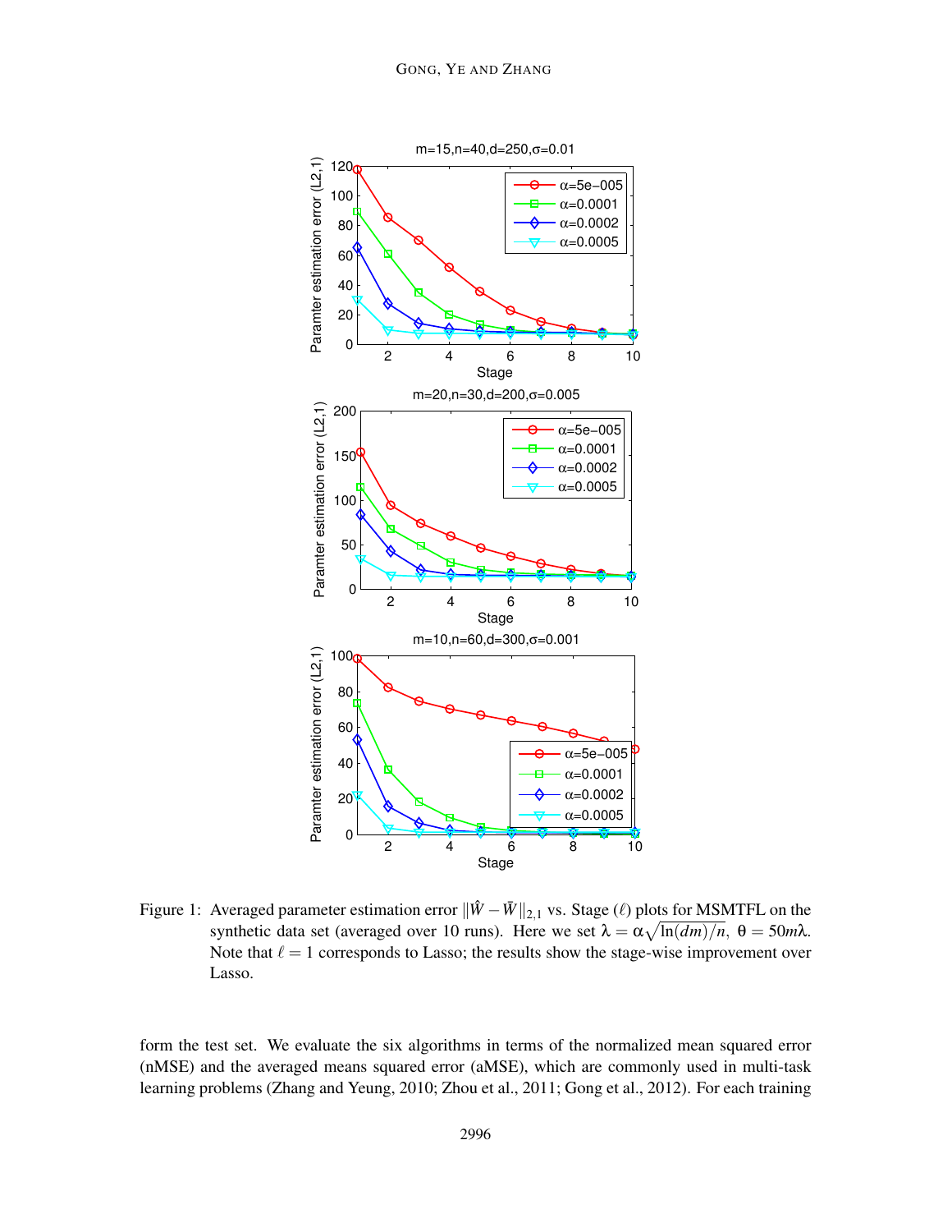Figure 1: Averaged parameter estimation error $\|\hat{W} - \bar{W}\|_{2,1}$ vs. Stage ($\ell$) plots for MSMTFL on the synthetic data set (averaged over 10 runs). Here we set $\lambda = \alpha\sqrt{\ln(dm)/n}$, $\theta = 50m\lambda$. Note that $\ell = 1$ corresponds to Lasso; the results show the stage-wise improvement over Lasso.

form the test set. We evaluate the six algorithms in terms of the normalized mean squared error (nMSE) and the averaged means squared error (aMSE), which are commonly used in multi-task learning problems (Zhang and Yeung, 2010; Zhou et al., 2011; Gong et al., 2012). For each training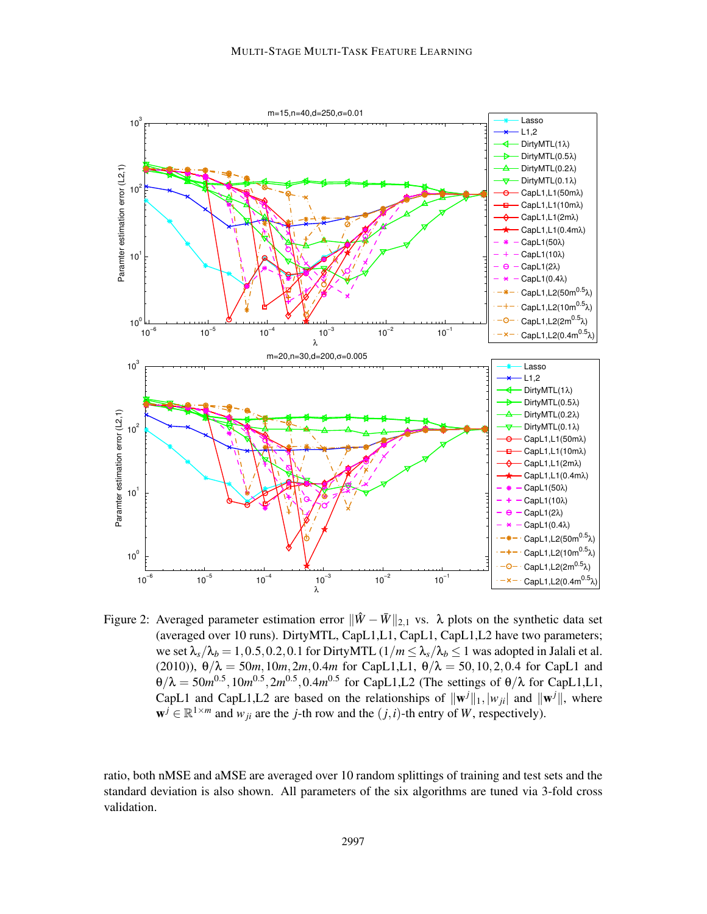Figure 2: Averaged parameter estimation error $\|\hat{W} - \bar{W}\|_{2,1}$ vs. $\lambda$ plots on the synthetic data set (averaged over 10 runs). DirtyMTL, CapL1,L1, CapL1, CapL1,L2 have two parameters; we set $\lambda_s/\lambda_b = 1, 0.5, 0.2, 0.1$ for DirtyMTL ($1/m \leq \lambda_s/\lambda_b \leq 1$ was adopted in Jalali et al. (2010)), $\theta/\lambda = 50m, 10m, 2m, 0.4m$ for CapL1,L1, $\theta/\lambda = 50, 10, 2, 0.4$ for CapL1 and $\theta/\lambda = 50m^{0.5}, 10m^{0.5}, 2m^{0.5}, 0.4m^{0.5}$ for CapL1,L2 (The settings of $\theta/\lambda$ for CapL1,L1, CapL1 and CapL1,L2 are based on the relationships of $\|\mathbf{w}^j\|_1, |w_{ji}|$ and $\|\mathbf{w}^j\|$, where $\mathbf{w}^j \in \mathbb{R}^{1\times m}$ and $w_{ji}$ are the $j$-th row and the $(j,i)$-th entry of $W$, respectively).

ratio, both nMSE and aMSE are averaged over 10 random splittings of training and test sets and the standard deviation is also shown. All parameters of the six algorithms are tuned via 3-fold cross validation.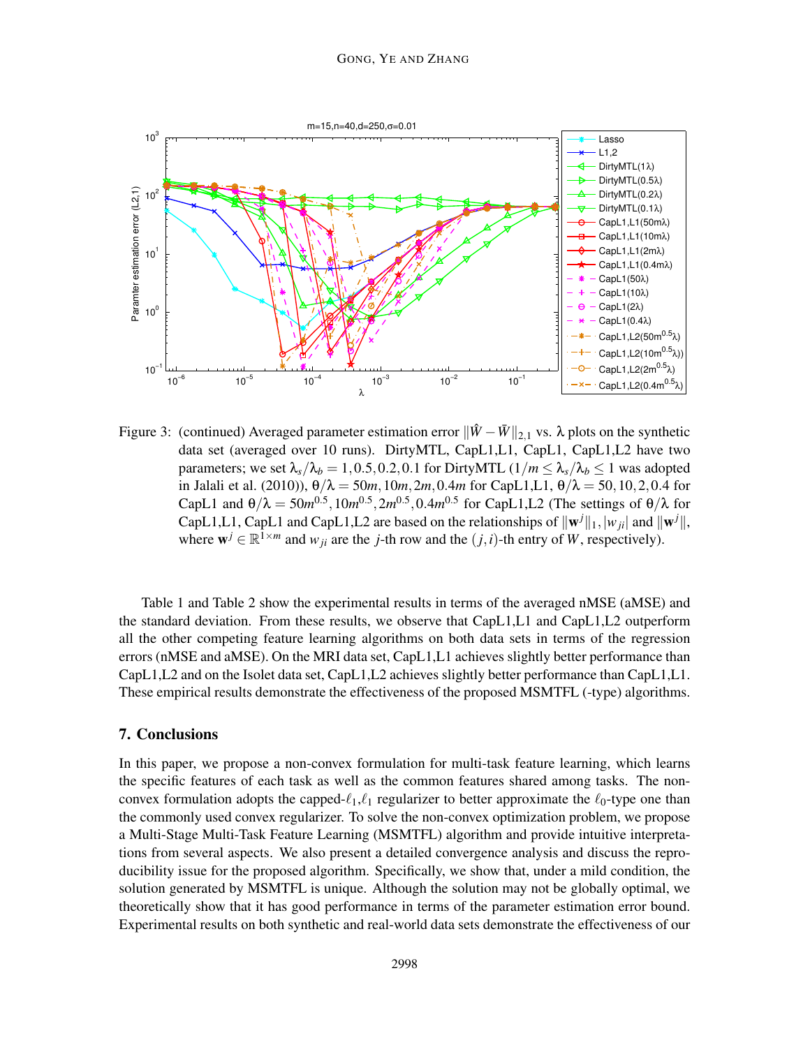Figure 3: (continued) Averaged parameter estimation error $\|\hat{W} - \bar{W}\|_{2,1}$ vs. $\lambda$ plots on the synthetic data set (averaged over 10 runs). DirtyMTL, CapL1,L1, CapL1, CapL1,L2 have two parameters; we set $\lambda_s/\lambda_b = 1, 0.5, 0.2, 0.1$ for DirtyMTL ($1/m \leq \lambda_s/\lambda_b \leq 1$ was adopted in Jalali et al. (2010)), $\theta/\lambda = 50m, 10m, 2m, 0.4m$ for CapL1,L1, $\theta/\lambda = 50, 10, 2, 0.4$ for CapL1 and $\theta/\lambda = 50m^{0.5}, 10m^{0.5}, 2m^{0.5}, 0.4m^{0.5}$ for CapL1,L2 (The settings of $\theta/\lambda$ for CapL1,L1, CapL1 and CapL1,L2 are based on the relationships of $\|\mathbf{w}^j\|_1, |w_{ji}|$ and $\|\mathbf{w}^j\|$, where $\mathbf{w}^j \in \mathbb{R}^{1\times m}$ and $w_{ji}$ are the $j$-th row and the $(j,i)$-th entry of $W$, respectively).

Table 1 and Table 2 show the experimental results in terms of the averaged nMSE (aMSE) and the standard deviation. From these results, we observe that CapL1,L1 and CapL1,L2 outperform all the other competing feature learning algorithms on both data sets in terms of the regression errors (nMSE and aMSE). On the MRI data set, CapL1,L1 achieves slightly better performance than CapL1,L2 and on the Isolet data set, CapL1,L2 achieves slightly better performance than CapL1,L1. These empirical results demonstrate the effectiveness of the proposed MSMTFL (-type) algorithms.

## 7. Conclusions

In this paper, we propose a non-convex formulation for multi-task feature learning, which learns the specific features of each task as well as the common features shared among tasks. The non-convex formulation adopts the capped-$\ell_1$,$\ell_1$ regularizer to better approximate the $\ell_0$-type one than the commonly used convex regularizer. To solve the non-convex optimization problem, we propose a Multi-Stage Multi-Task Feature Learning (MSMTFL) algorithm and provide intuitive interpretations from several aspects. We also present a detailed convergence analysis and discuss the reproducibility issue for the proposed algorithm. Specifically, we show that, under a mild condition, the solution generated by MSMTFL is unique. Although the solution may not be globally optimal, we theoretically show that it has good performance in terms of the parameter estimation error bound. Experimental results on both synthetic and real-world data sets demonstrate the effectiveness of our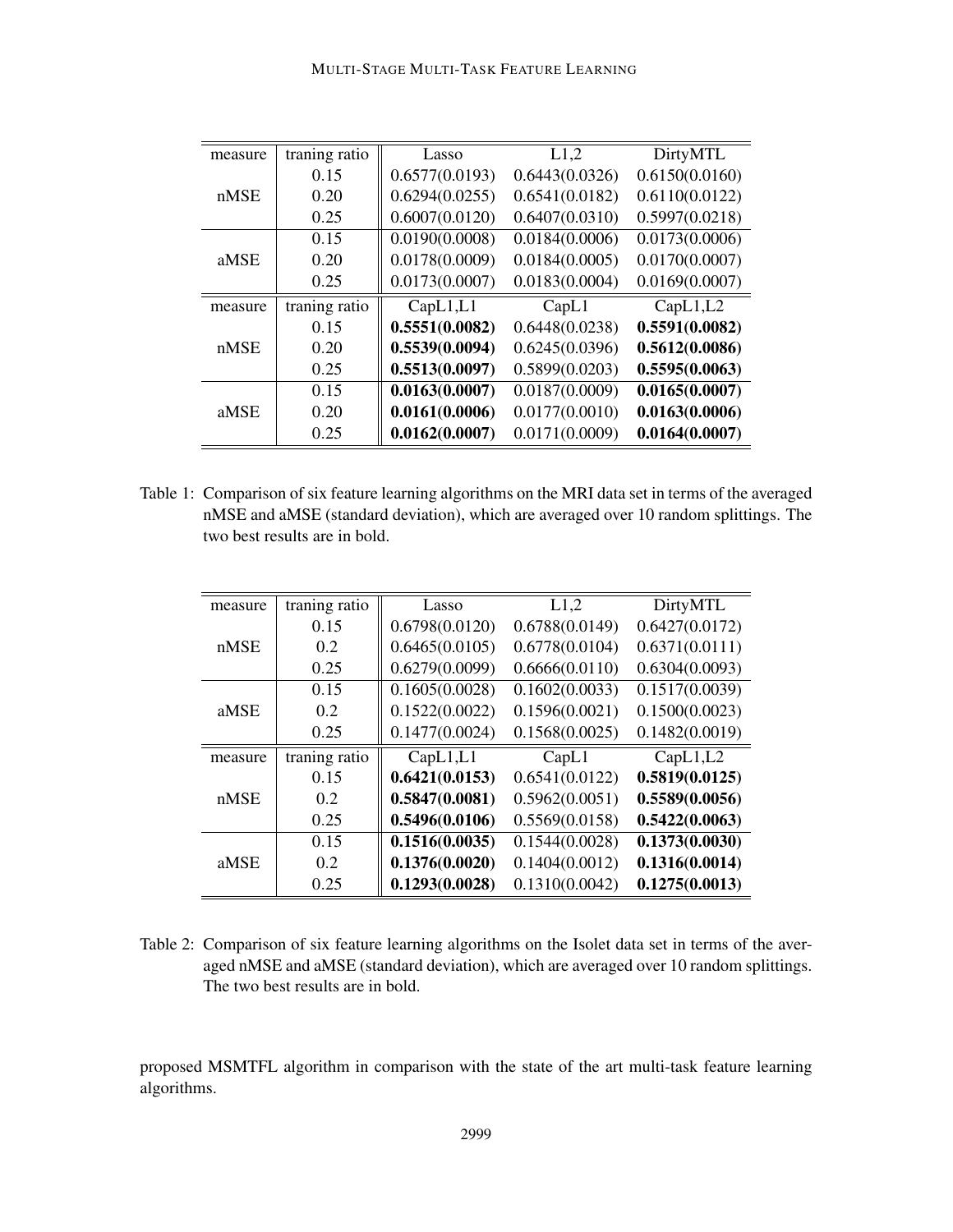| measure | traning ratio | Lasso | L1,2 | DirtyMTL |
|---|---|---|---|---|
| nMSE | 0.15 | 0.6577(0.0193) | 0.6443(0.0326) | 0.6150(0.0160) |
| | 0.20 | 0.6294(0.0255) | 0.6541(0.0182) | 0.6110(0.0122) |
| | 0.25 | 0.6007(0.0120) | 0.6407(0.0310) | 0.5997(0.0218) |
| aMSE | 0.15 | 0.0190(0.0008) | 0.0184(0.0006) | 0.0173(0.0006) |
| | 0.20 | 0.0178(0.0009) | 0.0184(0.0005) | 0.0170(0.0007) |
| | 0.25 | 0.0173(0.0007) | 0.0183(0.0004) | 0.0169(0.0007) |
| measure | traning ratio | CapL1,L1 | CapL1 | CapL1,L2 |
| nMSE | 0.15 | **0.5551(0.0082)** | 0.6448(0.0238) | **0.5591(0.0082)** |
| | 0.20 | **0.5539(0.0094)** | 0.6245(0.0396) | **0.5612(0.0086)** |
| | 0.25 | **0.5513(0.0097)** | 0.5899(0.0203) | **0.5595(0.0063)** |
| aMSE | 0.15 | **0.0163(0.0007)** | 0.0187(0.0009) | **0.0165(0.0007)** |
| | 0.20 | **0.0161(0.0006)** | 0.0177(0.0010) | **0.0163(0.0006)** |
| | 0.25 | **0.0162(0.0007)** | 0.0171(0.0009) | **0.0164(0.0007)** |

Table 1: Comparison of six feature learning algorithms on the MRI data set in terms of the averaged nMSE and aMSE (standard deviation), which are averaged over 10 random splittings. The two best results are in bold.

| measure | traning ratio | Lasso | L1,2 | DirtyMTL |
|---|---|---|---|---|
| nMSE | 0.15 | 0.6798(0.0120) | 0.6788(0.0149) | 0.6427(0.0172) |
| | 0.2 | 0.6465(0.0105) | 0.6778(0.0104) | 0.6371(0.0111) |
| | 0.25 | 0.6279(0.0099) | 0.6666(0.0110) | 0.6304(0.0093) |
| aMSE | 0.15 | 0.1605(0.0028) | 0.1602(0.0033) | 0.1517(0.0039) |
| | 0.2 | 0.1522(0.0022) | 0.1596(0.0021) | 0.1500(0.0023) |
| | 0.25 | 0.1477(0.0024) | 0.1568(0.0025) | 0.1482(0.0019) |
| measure | traning ratio | CapL1,L1 | CapL1 | CapL1,L2 |
| nMSE | 0.15 | **0.6421(0.0153)** | 0.6541(0.0122) | **0.5819(0.0125)** |
| | 0.2 | **0.5847(0.0081)** | 0.5962(0.0051) | **0.5589(0.0056)** |
| | 0.25 | **0.5496(0.0106)** | 0.5569(0.0158) | **0.5422(0.0063)** |
| aMSE | 0.15 | **0.1516(0.0035)** | 0.1544(0.0028) | **0.1373(0.0030)** |
| | 0.2 | **0.1376(0.0020)** | 0.1404(0.0012) | **0.1316(0.0014)** |
| | 0.25 | **0.1293(0.0028)** | 0.1310(0.0042) | **0.1275(0.0013)** |

Table 2: Comparison of six feature learning algorithms on the Isolet data set in terms of the averaged nMSE and aMSE (standard deviation), which are averaged over 10 random splittings. The two best results are in bold.

proposed MSMTFL algorithm in comparison with the state of the art multi-task feature learning algorithms.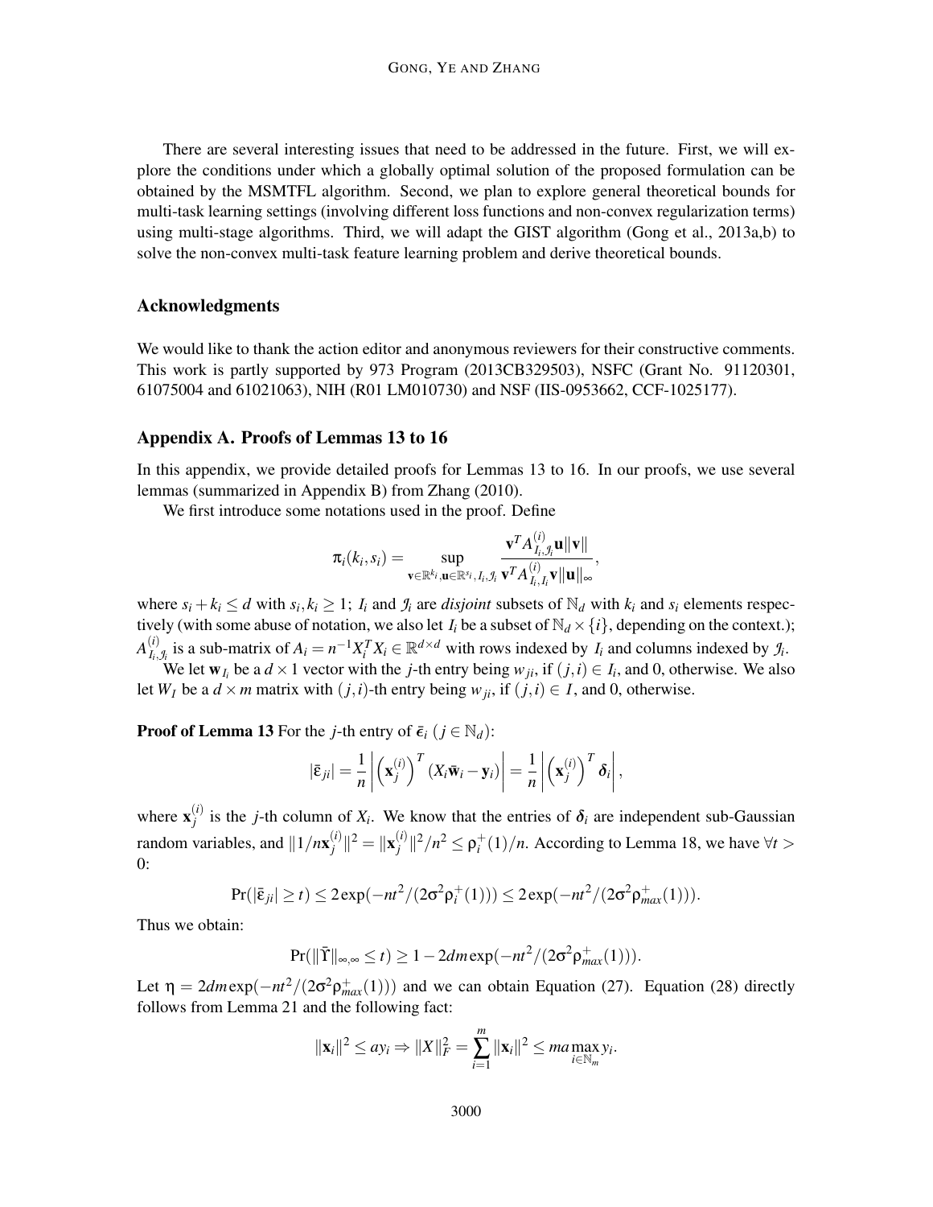There are several interesting issues that need to be addressed in the future. First, we will explore the conditions under which a globally optimal solution of the proposed formulation can be obtained by the MSMTFL algorithm. Second, we plan to explore general theoretical bounds for multi-task learning settings (involving different loss functions and non-convex regularization terms) using multi-stage algorithms. Third, we will adapt the GIST algorithm (Gong et al., 2013a,b) to solve the non-convex multi-task feature learning problem and derive theoretical bounds.

## Acknowledgments

We would like to thank the action editor and anonymous reviewers for their constructive comments. This work is partly supported by 973 Program (2013CB329503), NSFC (Grant No. 91120301, 61075004 and 61021063), NIH (R01 LM010730) and NSF (IIS-0953662, CCF-1025177).

## Appendix A. Proofs of Lemmas 13 to 16

In this appendix, we provide detailed proofs for Lemmas 13 to 16. In our proofs, we use several lemmas (summarized in Appendix B) from Zhang (2010).

We first introduce some notations used in the proof. Define

$$\pi_i(k_i, s_i) = \sup_{\mathbf{v}\in\mathbb{R}^{k_i}, \mathbf{u}\in\mathbb{R}^{s_i}, I_i, \mathcal{J}_i} \frac{\mathbf{v}^T A^{(i)}_{I_i,\mathcal{J}_i}\mathbf{u}\|\mathbf{v}\|}{\mathbf{v}^T A^{(i)}_{I_i,I_i}\mathbf{v}\|\mathbf{u}\|_\infty},$$

where $s_i + k_i \le d$ with $s_i, k_i \ge 1$; $I_i$ and $\mathcal{J}_i$ are *disjoint* subsets of $\mathbb{N}_d$ with $k_i$ and $s_i$ elements respectively (with some abuse of notation, we also let $I_i$ be a subset of $\mathbb{N}_d \times \{i\}$, depending on the context.); $A^{(i)}_{I_i,\mathcal{J}_i}$ is a sub-matrix of $A_i = n^{-1}X_i^T X_i \in \mathbb{R}^{d\times d}$ with rows indexed by $I_i$ and columns indexed by $\mathcal{J}_i$.

We let $\mathbf{w}_{I_i}$ be a $d\times 1$ vector with the $j$-th entry being $w_{ji}$, if $(j,i)\in I_i$, and 0, otherwise. We also let $W_I$ be a $d\times m$ matrix with $(j,i)$-th entry being $w_{ji}$, if $(j,i)\in I$, and 0, otherwise.

**Proof of Lemma 13** For the $j$-th entry of $\bar{\epsilon}_i$ ($j\in\mathbb{N}_d$):

$$|\bar{\varepsilon}_{ji}| = \frac{1}{n}\left|\left(\mathbf{x}_j^{(i)}\right)^T (X_i\bar{\mathbf{w}}_i - \mathbf{y}_i)\right| = \frac{1}{n}\left|\left(\mathbf{x}_j^{(i)}\right)^T \boldsymbol{\delta}_i\right|,$$

where $\mathbf{x}_j^{(i)}$ is the $j$-th column of $X_i$. We know that the entries of $\boldsymbol{\delta}_i$ are independent sub-Gaussian random variables, and $\|1/n\mathbf{x}_j^{(i)}\|^2 = \|\mathbf{x}_j^{(i)}\|^2/n^2 \le \rho_i^+(1)/n$. According to Lemma 18, we have $\forall t > 0$:

$$\Pr(|\bar{\varepsilon}_{ji}| \ge t) \le 2\exp(-nt^2/(2\sigma^2\rho_i^+(1))) \le 2\exp(-nt^2/(2\sigma^2\rho_{max}^+(1))).$$

Thus we obtain:

$$\Pr(\|\bar{\Upsilon}\|_{\infty,\infty} \le t) \ge 1 - 2dm\exp(-nt^2/(2\sigma^2\rho_{max}^+(1))).$$

Let $\eta = 2dm\exp(-nt^2/(2\sigma^2\rho_{max}^+(1)))$ and we can obtain Equation (27). Equation (28) directly follows from Lemma 21 and the following fact:

$$\|\mathbf{x}_i\|^2 \le ay_i \Rightarrow \|X\|_F^2 = \sum_{i=1}^m \|\mathbf{x}_i\|^2 \le ma\max_{i\in\mathbb{N}_m} y_i.$$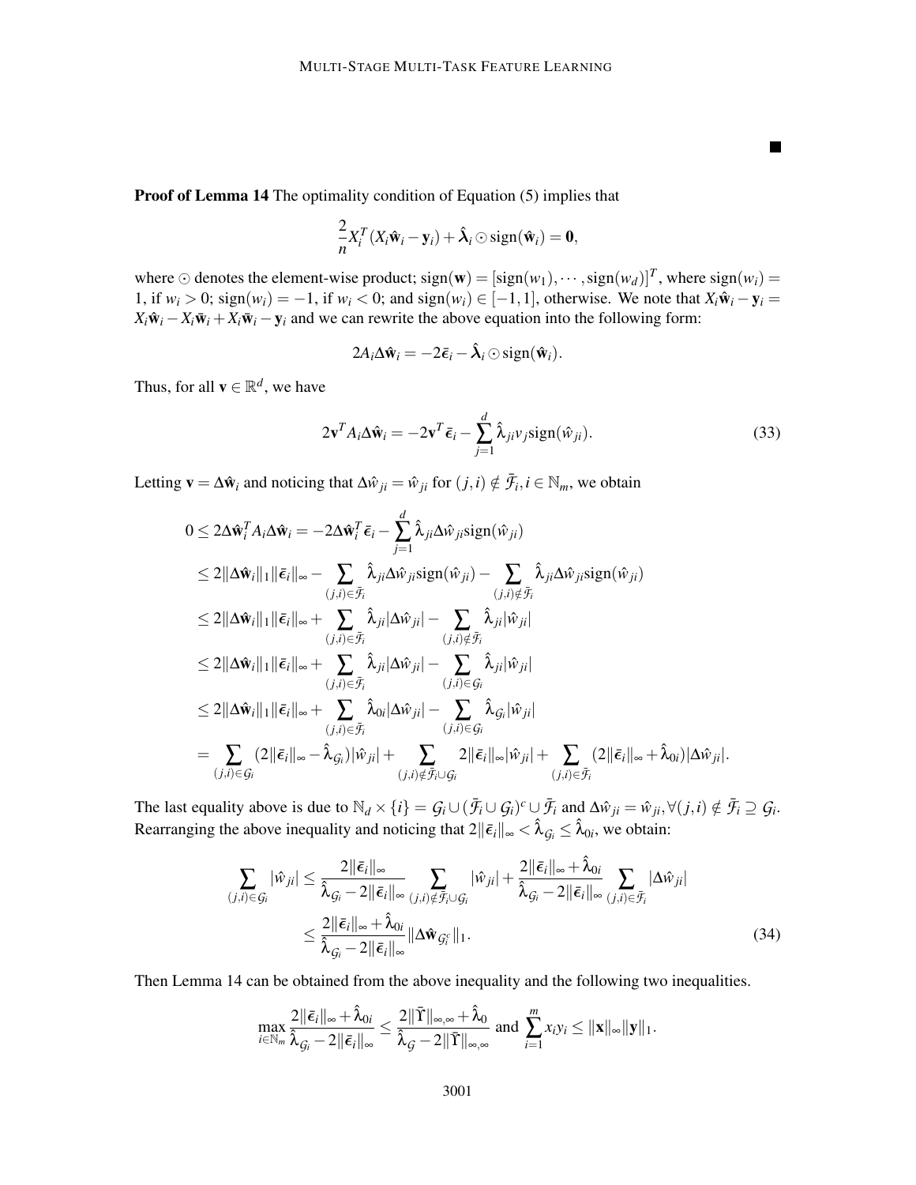■

**Proof of Lemma 14** The optimality condition of Equation (5) implies that

$$\frac{2}{n}X_i^T(X_i\hat{\mathbf{w}}_i - \mathbf{y}_i) + \hat{\boldsymbol{\lambda}}_i \odot \text{sign}(\hat{\mathbf{w}}_i) = \mathbf{0},$$

where $\odot$ denotes the element-wise product; $\text{sign}(\mathbf{w}) = [\text{sign}(w_1), \cdots, \text{sign}(w_d)]^T$, where $\text{sign}(w_i) = 1$, if $w_i > 0$; $\text{sign}(w_i) = -1$, if $w_i < 0$; and $\text{sign}(w_i) \in [-1, 1]$, otherwise. We note that $X_i\hat{\mathbf{w}}_i - \mathbf{y}_i = X_i\hat{\mathbf{w}}_i - X_i\bar{\mathbf{w}}_i + X_i\bar{\mathbf{w}}_i - \mathbf{y}_i$ and we can rewrite the above equation into the following form:

$$2A_i\Delta\hat{\mathbf{w}}_i = -2\bar{\boldsymbol{\epsilon}}_i - \hat{\boldsymbol{\lambda}}_i \odot \text{sign}(\hat{\mathbf{w}}_i).$$

Thus, for all $\mathbf{v} \in \mathbb{R}^d$, we have

$$2\mathbf{v}^T A_i \Delta\hat{\mathbf{w}}_i = -2\mathbf{v}^T\bar{\boldsymbol{\epsilon}}_i - \sum_{j=1}^{d} \hat{\lambda}_{ji} v_j \text{sign}(\hat{w}_{ji}). \tag{33}$$

Letting $\mathbf{v} = \Delta\hat{\mathbf{w}}_i$ and noticing that $\Delta\hat{w}_{ji} = \hat{w}_{ji}$ for $(j,i) \notin \bar{\mathcal{F}}_i, i \in \mathbb{N}_m$, we obtain

$$\begin{aligned}
0 \le 2\Delta\hat{\mathbf{w}}_i^T A_i \Delta\hat{\mathbf{w}}_i &= -2\Delta\hat{\mathbf{w}}_i^T\bar{\boldsymbol{\epsilon}}_i - \sum_{j=1}^{d} \hat{\lambda}_{ji}\Delta\hat{w}_{ji}\text{sign}(\hat{w}_{ji}) \\
&\le 2\|\Delta\hat{\mathbf{w}}_i\|_1\|\bar{\boldsymbol{\epsilon}}_i\|_\infty - \sum_{(j,i)\in\bar{\mathcal{F}}_i} \hat{\lambda}_{ji}\Delta\hat{w}_{ji}\text{sign}(\hat{w}_{ji}) - \sum_{(j,i)\notin\bar{\mathcal{F}}_i} \hat{\lambda}_{ji}\Delta\hat{w}_{ji}\text{sign}(\hat{w}_{ji}) \\
&\le 2\|\Delta\hat{\mathbf{w}}_i\|_1\|\bar{\boldsymbol{\epsilon}}_i\|_\infty + \sum_{(j,i)\in\bar{\mathcal{F}}_i} \hat{\lambda}_{ji}|\Delta\hat{w}_{ji}| - \sum_{(j,i)\notin\bar{\mathcal{F}}_i} \hat{\lambda}_{ji}|\hat{w}_{ji}| \\
&\le 2\|\Delta\hat{\mathbf{w}}_i\|_1\|\bar{\boldsymbol{\epsilon}}_i\|_\infty + \sum_{(j,i)\in\bar{\mathcal{F}}_i} \hat{\lambda}_{ji}|\Delta\hat{w}_{ji}| - \sum_{(j,i)\in\mathcal{G}_i} \hat{\lambda}_{ji}|\hat{w}_{ji}| \\
&\le 2\|\Delta\hat{\mathbf{w}}_i\|_1\|\bar{\boldsymbol{\epsilon}}_i\|_\infty + \sum_{(j,i)\in\bar{\mathcal{F}}_i} \hat{\lambda}_{0i}|\Delta\hat{w}_{ji}| - \sum_{(j,i)\in\mathcal{G}_i} \hat{\lambda}_{\mathcal{G}_i}|\hat{w}_{ji}| \\
&= \sum_{(j,i)\in\mathcal{G}_i} (2\|\bar{\boldsymbol{\epsilon}}_i\|_\infty - \hat{\lambda}_{\mathcal{G}_i})|\hat{w}_{ji}| + \sum_{(j,i)\notin\bar{\mathcal{F}}_i\cup\mathcal{G}_i} 2\|\bar{\boldsymbol{\epsilon}}_i\|_\infty|\hat{w}_{ji}| + \sum_{(j,i)\in\bar{\mathcal{F}}_i} (2\|\bar{\boldsymbol{\epsilon}}_i\|_\infty + \hat{\lambda}_{0i})|\Delta\hat{w}_{ji}|.
\end{aligned}$$

The last equality above is due to $\mathbb{N}_d \times \{i\} = \mathcal{G}_i \cup (\bar{\mathcal{F}}_i \cup \mathcal{G}_i)^c \cup \bar{\mathcal{F}}_i$ and $\Delta\hat{w}_{ji} = \hat{w}_{ji}, \forall (j,i) \notin \bar{\mathcal{F}}_i \supseteq \mathcal{G}_i$. Rearranging the above inequality and noticing that $2\|\bar{\boldsymbol{\epsilon}}_i\|_\infty < \hat{\lambda}_{\mathcal{G}_i} \le \hat{\lambda}_{0i}$, we obtain:

$$\begin{aligned}
\sum_{(j,i)\in\mathcal{G}_i} |\hat{w}_{ji}| &\le \frac{2\|\bar{\boldsymbol{\epsilon}}_i\|_\infty}{\hat{\lambda}_{\mathcal{G}_i} - 2\|\bar{\boldsymbol{\epsilon}}_i\|_\infty} \sum_{(j,i)\notin\bar{\mathcal{F}}_i\cup\mathcal{G}_i} |\hat{w}_{ji}| + \frac{2\|\bar{\boldsymbol{\epsilon}}_i\|_\infty + \hat{\lambda}_{0i}}{\hat{\lambda}_{\mathcal{G}_i} - 2\|\bar{\boldsymbol{\epsilon}}_i\|_\infty} \sum_{(j,i)\in\bar{\mathcal{F}}_i} |\Delta\hat{w}_{ji}| \\
&\le \frac{2\|\bar{\boldsymbol{\epsilon}}_i\|_\infty + \hat{\lambda}_{0i}}{\hat{\lambda}_{\mathcal{G}_i} - 2\|\bar{\boldsymbol{\epsilon}}_i\|_\infty} \|\Delta\hat{\mathbf{w}}_{\mathcal{G}_i^c}\|_1.
\end{aligned} \tag{34}$$

Then Lemma 14 can be obtained from the above inequality and the following two inequalities.

$$\max_{i\in\mathbb{N}_m} \frac{2\|\bar{\boldsymbol{\epsilon}}_i\|_\infty + \hat{\lambda}_{0i}}{\hat{\lambda}_{\mathcal{G}_i} - 2\|\bar{\boldsymbol{\epsilon}}_i\|_\infty} \le \frac{2\|\bar{\Upsilon}\|_{\infty,\infty} + \hat{\lambda}_0}{\hat{\lambda}_{\mathcal{G}} - 2\|\bar{\Upsilon}\|_{\infty,\infty}} \text{ and } \sum_{i=1}^{m} x_i y_i \le \|\mathbf{x}\|_\infty\|\mathbf{y}\|_1.$$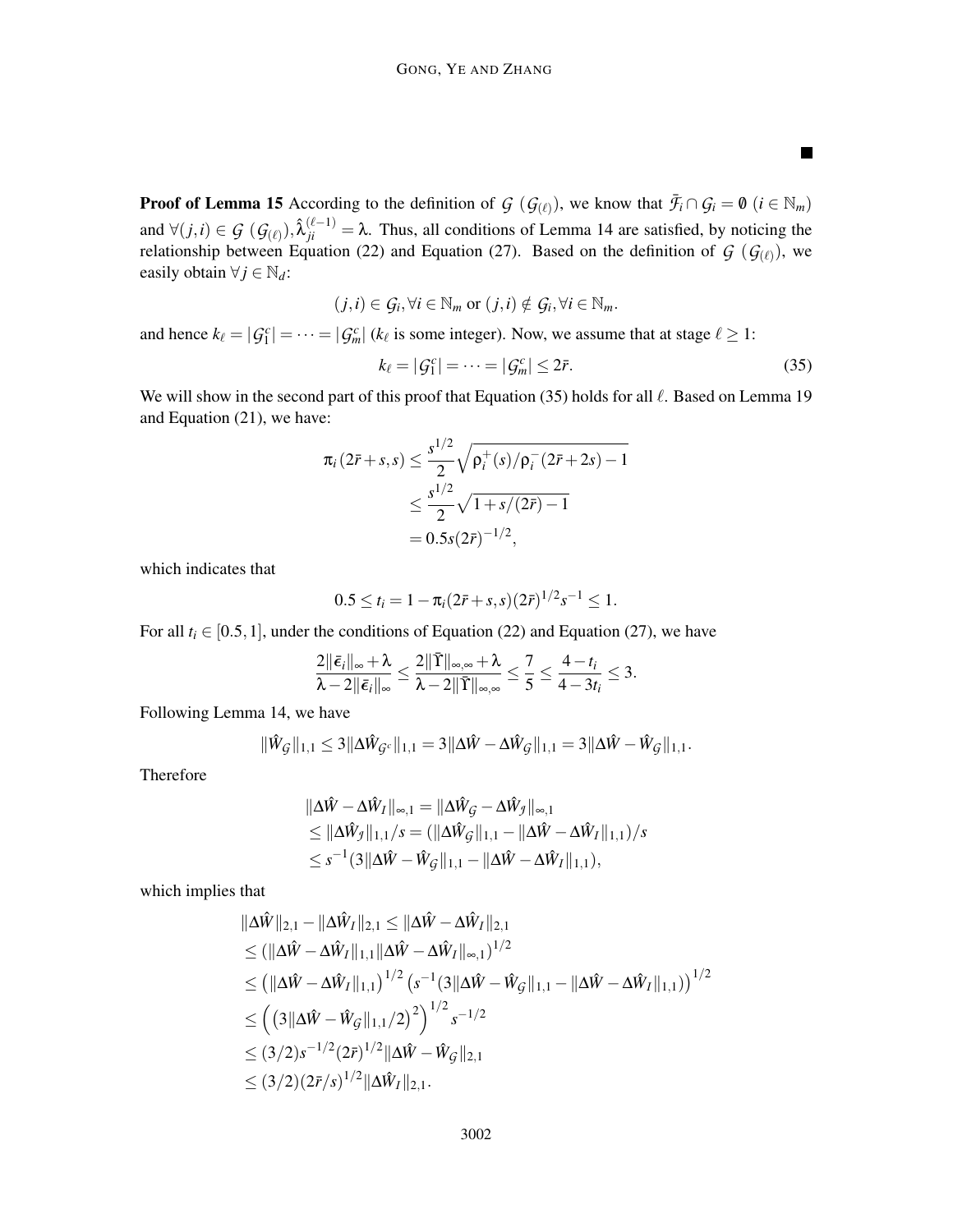■

**Proof of Lemma 15** According to the definition of $\mathcal{G}$ ($\mathcal{G}_{(\ell)}$), we know that $\bar{\mathcal{F}}_i \cap \mathcal{G}_i = \emptyset$ ($i \in \mathbb{N}_m$) and $\forall (j,i) \in \mathcal{G}$ ($\mathcal{G}_{(\ell)}$), $\hat{\lambda}_{ji}^{(\ell-1)} = \lambda$. Thus, all conditions of Lemma 14 are satisfied, by noticing the relationship between Equation (22) and Equation (27). Based on the definition of $\mathcal{G}$ ($\mathcal{G}_{(\ell)}$), we easily obtain $\forall j \in \mathbb{N}_d$:

$$(j,i) \in \mathcal{G}_i, \forall i \in \mathbb{N}_m \text{ or } (j,i) \notin \mathcal{G}_i, \forall i \in \mathbb{N}_m.$$

and hence $k_\ell = |\mathcal{G}_1^c| = \cdots = |\mathcal{G}_m^c|$ ($k_\ell$ is some integer). Now, we assume that at stage $\ell \geq 1$:

$$k_\ell = |\mathcal{G}_1^c| = \cdots = |\mathcal{G}_m^c| \leq 2\bar{r}. \tag{35}$$

We will show in the second part of this proof that Equation (35) holds for all $\ell$. Based on Lemma 19 and Equation (21), we have:

$$\begin{aligned}
\pi_i(2\bar{r}+s,s) &\leq \frac{s^{1/2}}{2}\sqrt{\rho_i^+(s)/\rho_i^-(2\bar{r}+2s)-1} \\
&\leq \frac{s^{1/2}}{2}\sqrt{1+s/(2\bar{r})-1} \\
&= 0.5s(2\bar{r})^{-1/2},
\end{aligned}$$

which indicates that

$$0.5 \leq t_i = 1 - \pi_i(2\bar{r}+s,s)(2\bar{r})^{1/2}s^{-1} \leq 1.$$

For all $t_i \in [0.5, 1]$, under the conditions of Equation (22) and Equation (27), we have

$$\frac{2\|\bar{\epsilon}_i\|_\infty + \lambda}{\lambda - 2\|\bar{\epsilon}_i\|_\infty} \leq \frac{2\|\bar{\Upsilon}\|_{\infty,\infty} + \lambda}{\lambda - 2\|\bar{\Upsilon}\|_{\infty,\infty}} \leq \frac{7}{5} \leq \frac{4-t_i}{4-3t_i} \leq 3.$$

Following Lemma 14, we have

$$\|\hat{W}_{\mathcal{G}}\|_{1,1} \leq 3\|\Delta\hat{W}_{\mathcal{G}^c}\|_{1,1} = 3\|\Delta\hat{W} - \Delta\hat{W}_{\mathcal{G}}\|_{1,1} = 3\|\Delta\hat{W} - \hat{W}_{\mathcal{G}}\|_{1,1}.$$

Therefore

$$\begin{aligned}
\|\Delta\hat{W} - \Delta\hat{W}_I\|_{\infty,1} &= \|\Delta\hat{W}_{\mathcal{G}} - \Delta\hat{W}_{\mathcal{J}}\|_{\infty,1} \\
&\leq \|\Delta\hat{W}_{\mathcal{J}}\|_{1,1}/s = (\|\Delta\hat{W}_{\mathcal{G}}\|_{1,1} - \|\Delta\hat{W} - \Delta\hat{W}_I\|_{1,1})/s \\
&\leq s^{-1}(3\|\Delta\hat{W} - \hat{W}_{\mathcal{G}}\|_{1,1} - \|\Delta\hat{W} - \Delta\hat{W}_I\|_{1,1}),
\end{aligned}$$

which implies that

$$\begin{aligned}
\|\Delta\hat{W}\|_{2,1} - \|\Delta\hat{W}_I\|_{2,1} &\leq \|\Delta\hat{W} - \Delta\hat{W}_I\|_{2,1} \\
&\leq (\|\Delta\hat{W} - \Delta\hat{W}_I\|_{1,1}\|\Delta\hat{W} - \Delta\hat{W}_I\|_{\infty,1})^{1/2} \\
&\leq \left(\|\Delta\hat{W} - \Delta\hat{W}_I\|_{1,1}\right)^{1/2}\left(s^{-1}(3\|\Delta\hat{W} - \hat{W}_{\mathcal{G}}\|_{1,1} - \|\Delta\hat{W} - \Delta\hat{W}_I\|_{1,1})\right)^{1/2} \\
&\leq \left(\left(3\|\Delta\hat{W} - \hat{W}_{\mathcal{G}}\|_{1,1}/2\right)^2\right)^{1/2} s^{-1/2} \\
&\leq (3/2)s^{-1/2}(2\bar{r})^{1/2}\|\Delta\hat{W} - \hat{W}_{\mathcal{G}}\|_{2,1} \\
&\leq (3/2)(2\bar{r}/s)^{1/2}\|\Delta\hat{W}_I\|_{2,1}.
\end{aligned}$$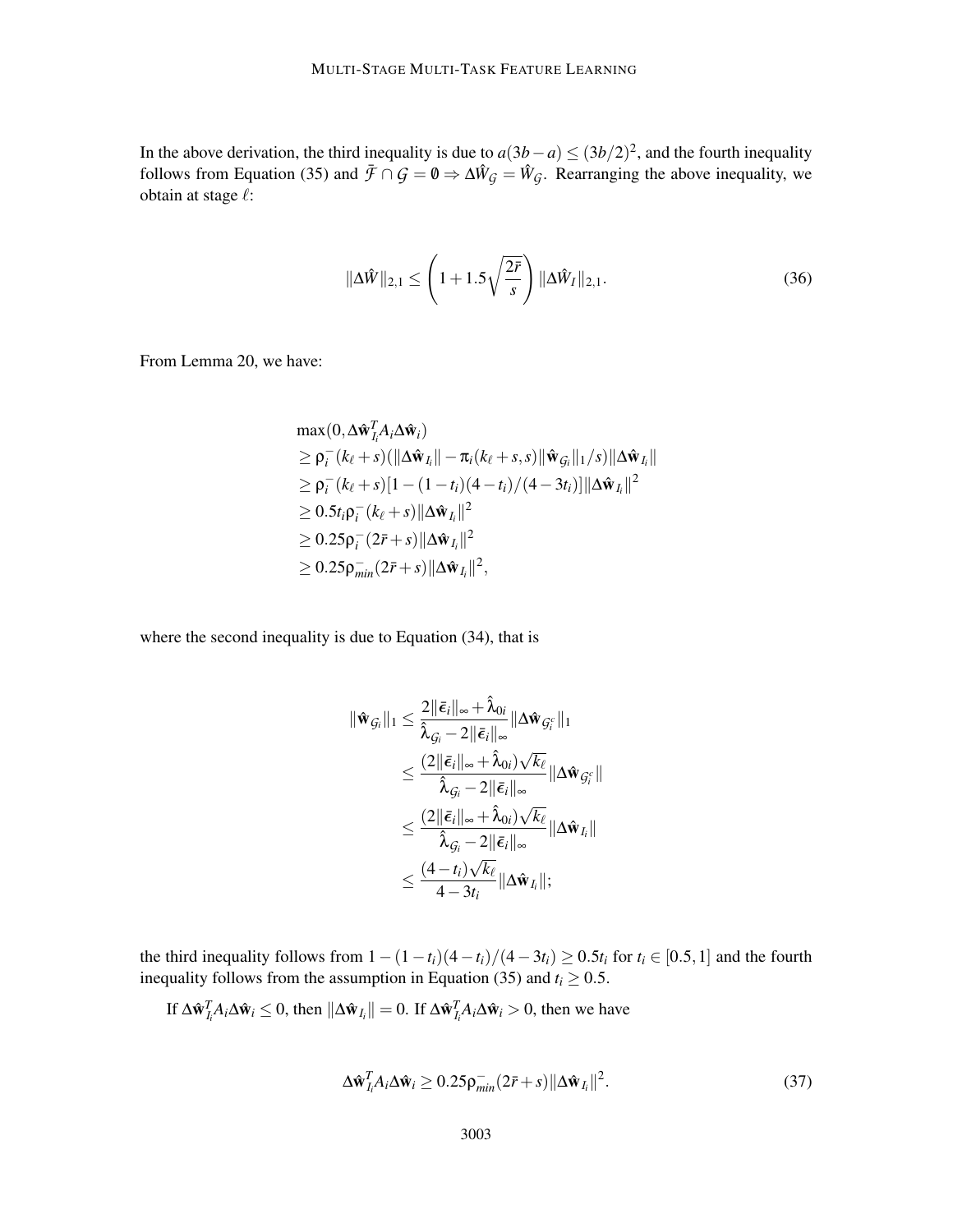In the above derivation, the third inequality is due to $a(3b-a) \leq (3b/2)^2$, and the fourth inequality follows from Equation (35) and $\bar{\mathcal{F}} \cap \mathcal{G} = \emptyset \Rightarrow \Delta\hat{W}_{\mathcal{G}} = \hat{W}_{\mathcal{G}}$. Rearranging the above inequality, we obtain at stage $\ell$:

$$\|\Delta\hat{W}\|_{2,1} \leq \left(1 + 1.5\sqrt{\frac{2\bar{r}}{s}}\right)\|\Delta\hat{W}_{\mathcal{I}}\|_{2,1}. \tag{36}$$

From Lemma 20, we have:

$$\begin{aligned}
&\max(0, \Delta\hat{\mathbf{w}}_{\mathcal{I}_i}^T A_i \Delta\hat{\mathbf{w}}_i) \\
&\geq \rho_i^-(k_\ell + s)(\|\Delta\hat{\mathbf{w}}_{\mathcal{I}_i}\| - \pi_i(k_\ell + s, s)\|\hat{\mathbf{w}}_{\mathcal{G}_i}\|_1/s)\|\Delta\hat{\mathbf{w}}_{\mathcal{I}_i}\| \\
&\geq \rho_i^-(k_\ell + s)[1 - (1-t_i)(4-t_i)/(4-3t_i)]\|\Delta\hat{\mathbf{w}}_{\mathcal{I}_i}\|^2 \\
&\geq 0.5 t_i \rho_i^-(k_\ell + s)\|\Delta\hat{\mathbf{w}}_{\mathcal{I}_i}\|^2 \\
&\geq 0.25\rho_i^-(2\bar{r} + s)\|\Delta\hat{\mathbf{w}}_{\mathcal{I}_i}\|^2 \\
&\geq 0.25\rho_{min}^-(2\bar{r} + s)\|\Delta\hat{\mathbf{w}}_{\mathcal{I}_i}\|^2,
\end{aligned}$$

where the second inequality is due to Equation (34), that is

$$\begin{aligned}
\|\hat{\mathbf{w}}_{\mathcal{G}_i}\|_1 &\leq \frac{2\|\bar{\epsilon}_i\|_\infty + \hat{\lambda}_{0i}}{\hat{\lambda}_{\mathcal{G}_i} - 2\|\bar{\epsilon}_i\|_\infty}\|\Delta\hat{\mathbf{w}}_{\mathcal{G}_i^c}\|_1 \\
&\leq \frac{(2\|\bar{\epsilon}_i\|_\infty + \hat{\lambda}_{0i})\sqrt{k_\ell}}{\hat{\lambda}_{\mathcal{G}_i} - 2\|\bar{\epsilon}_i\|_\infty}\|\Delta\hat{\mathbf{w}}_{\mathcal{G}_i^c}\| \\
&\leq \frac{(2\|\bar{\epsilon}_i\|_\infty + \hat{\lambda}_{0i})\sqrt{k_\ell}}{\hat{\lambda}_{\mathcal{G}_i} - 2\|\bar{\epsilon}_i\|_\infty}\|\Delta\hat{\mathbf{w}}_{\mathcal{I}_i}\| \\
&\leq \frac{(4-t_i)\sqrt{k_\ell}}{4-3t_i}\|\Delta\hat{\mathbf{w}}_{\mathcal{I}_i}\|;
\end{aligned}$$

the third inequality follows from $1 - (1-t_i)(4-t_i)/(4-3t_i) \geq 0.5t_i$ for $t_i \in [0.5, 1]$ and the fourth inequality follows from the assumption in Equation (35) and $t_i \geq 0.5$.

If $\Delta\hat{\mathbf{w}}_{\mathcal{I}_i}^T A_i \Delta\hat{\mathbf{w}}_i \leq 0$, then $\|\Delta\hat{\mathbf{w}}_{\mathcal{I}_i}\| = 0$. If $\Delta\hat{\mathbf{w}}_{\mathcal{I}_i}^T A_i \Delta\hat{\mathbf{w}}_i > 0$, then we have

$$\Delta\hat{\mathbf{w}}_{\mathcal{I}_i}^T A_i \Delta\hat{\mathbf{w}}_i \geq 0.25\rho_{min}^-(2\bar{r} + s)\|\Delta\hat{\mathbf{w}}_{\mathcal{I}_i}\|^2. \tag{37}$$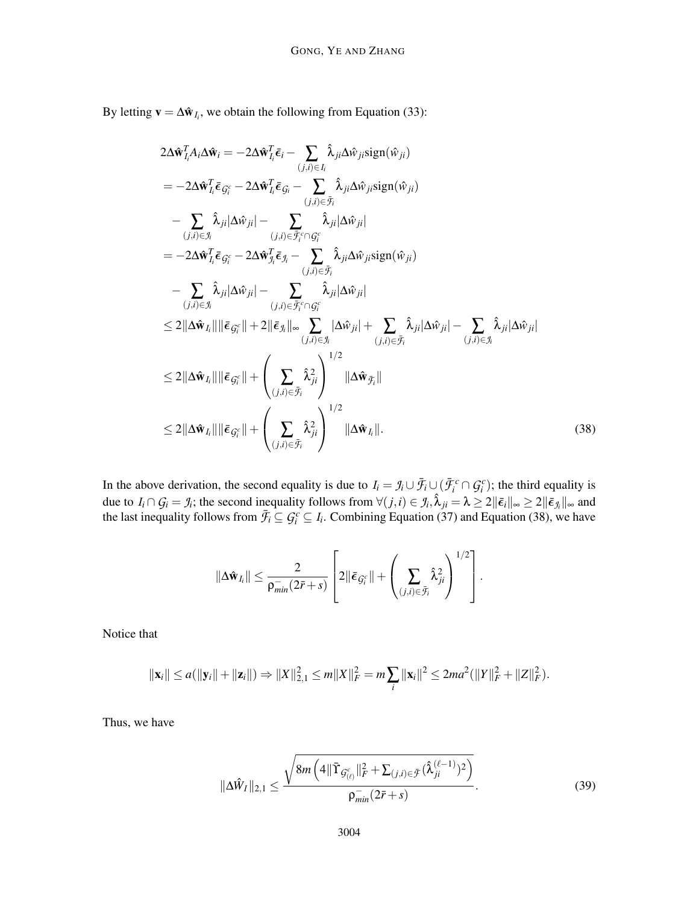By letting $\mathbf{v} = \Delta\hat{\mathbf{w}}_{I_i}$, we obtain the following from Equation (33):

$$
\begin{aligned}
2\Delta\hat{\mathbf{w}}_{I_i}^T A_i \Delta\hat{\mathbf{w}}_i &= -2\Delta\hat{\mathbf{w}}_{I_i}^T \bar{\epsilon}_i - \sum_{(j,i)\in I_i} \hat{\lambda}_{ji}\Delta\hat{w}_{ji}\text{sign}(\hat{w}_{ji}) \\
&= -2\Delta\hat{\mathbf{w}}_{I_i}^T \bar{\epsilon}_{\mathcal{G}_i^c} - 2\Delta\hat{\mathbf{w}}_{I_i}^T \bar{\epsilon}_{\mathcal{G}_i} - \sum_{(j,i)\in\bar{\mathcal{F}}_i} \hat{\lambda}_{ji}\Delta\hat{w}_{ji}\text{sign}(\hat{w}_{ji}) \\
&\quad - \sum_{(j,i)\in\mathcal{J}_i} \hat{\lambda}_{ji}|\Delta\hat{w}_{ji}| - \sum_{(j,i)\in\bar{\mathcal{F}}_i^c\cap\mathcal{G}_i^c} \hat{\lambda}_{ji}|\Delta\hat{w}_{ji}| \\
&= -2\Delta\hat{\mathbf{w}}_{I_i}^T \bar{\epsilon}_{\mathcal{G}_i^c} - 2\Delta\hat{\mathbf{w}}_{\mathcal{J}_i}^T \bar{\epsilon}_{\mathcal{J}_i} - \sum_{(j,i)\in\bar{\mathcal{F}}_i} \hat{\lambda}_{ji}\Delta\hat{w}_{ji}\text{sign}(\hat{w}_{ji}) \\
&\quad - \sum_{(j,i)\in\mathcal{J}_i} \hat{\lambda}_{ji}|\Delta\hat{w}_{ji}| - \sum_{(j,i)\in\bar{\mathcal{F}}_i^c\cap\mathcal{G}_i^c} \hat{\lambda}_{ji}|\Delta\hat{w}_{ji}| \\
&\leq 2\|\Delta\hat{\mathbf{w}}_{I_i}\|\|\bar{\epsilon}_{\mathcal{G}_i^c}\| + 2\|\bar{\epsilon}_{\mathcal{J}_i}\|_\infty \sum_{(j,i)\in\mathcal{J}_i}|\Delta\hat{w}_{ji}| + \sum_{(j,i)\in\bar{\mathcal{F}}_i}\hat{\lambda}_{ji}|\Delta\hat{w}_{ji}| - \sum_{(j,i)\in\mathcal{J}_i}\hat{\lambda}_{ji}|\Delta\hat{w}_{ji}| \\
&\leq 2\|\Delta\hat{\mathbf{w}}_{I_i}\|\|\bar{\epsilon}_{\mathcal{G}_i^c}\| + \left(\sum_{(j,i)\in\bar{\mathcal{F}}_i}\hat{\lambda}_{ji}^2\right)^{1/2}\|\Delta\hat{\mathbf{w}}_{\bar{\mathcal{F}}_i}\| \\
&\leq 2\|\Delta\hat{\mathbf{w}}_{I_i}\|\|\bar{\epsilon}_{\mathcal{G}_i^c}\| + \left(\sum_{(j,i)\in\bar{\mathcal{F}}_i}\hat{\lambda}_{ji}^2\right)^{1/2}\|\Delta\hat{\mathbf{w}}_{I_i}\|. 
\end{aligned} \tag{38}
$$

In the above derivation, the second equality is due to $I_i = \mathcal{J}_i \cup \bar{\mathcal{F}}_i \cup (\bar{\mathcal{F}}_i^c \cap \mathcal{G}_i^c)$; the third equality is due to $I_i \cap \mathcal{G}_i = \mathcal{J}_i$; the second inequality follows from $\forall (j,i) \in \mathcal{J}_i, \hat{\lambda}_{ji} = \lambda \geq 2\|\bar{\epsilon}_i\|_\infty \geq 2\|\bar{\epsilon}_{\mathcal{J}_i}\|_\infty$ and the last inequality follows from $\bar{\mathcal{F}}_i \subseteq \mathcal{G}_i^c \subseteq I_i$. Combining Equation (37) and Equation (38), we have

$$
\|\Delta\hat{\mathbf{w}}_{I_i}\| \leq \frac{2}{\rho_{min}^-(2\bar{r}+s)}\left[2\|\bar{\epsilon}_{\mathcal{G}_i^c}\| + \left(\sum_{(j,i)\in\bar{\mathcal{F}}_i}\hat{\lambda}_{ji}^2\right)^{1/2}\right].
$$

Notice that

$$
\|\mathbf{x}_i\| \leq a(\|\mathbf{y}_i\| + \|\mathbf{z}_i\|) \Rightarrow \|X\|_{2,1}^2 \leq m\|X\|_F^2 = m\sum_i \|\mathbf{x}_i\|^2 \leq 2ma^2(\|Y\|_F^2 + \|Z\|_F^2).
$$

Thus, we have

$$
\|\Delta\hat{W}_I\|_{2,1} \leq \frac{\sqrt{8m\left(4\|\bar{\Upsilon}_{\mathcal{G}_{(\ell)}^c}\|_F^2 + \sum_{(j,i)\in\bar{\mathcal{F}}}(\hat{\lambda}_{ji}^{(\ell-1)})^2\right)}}{\rho_{min}^-(2\bar{r}+s)}. \tag{39}
$$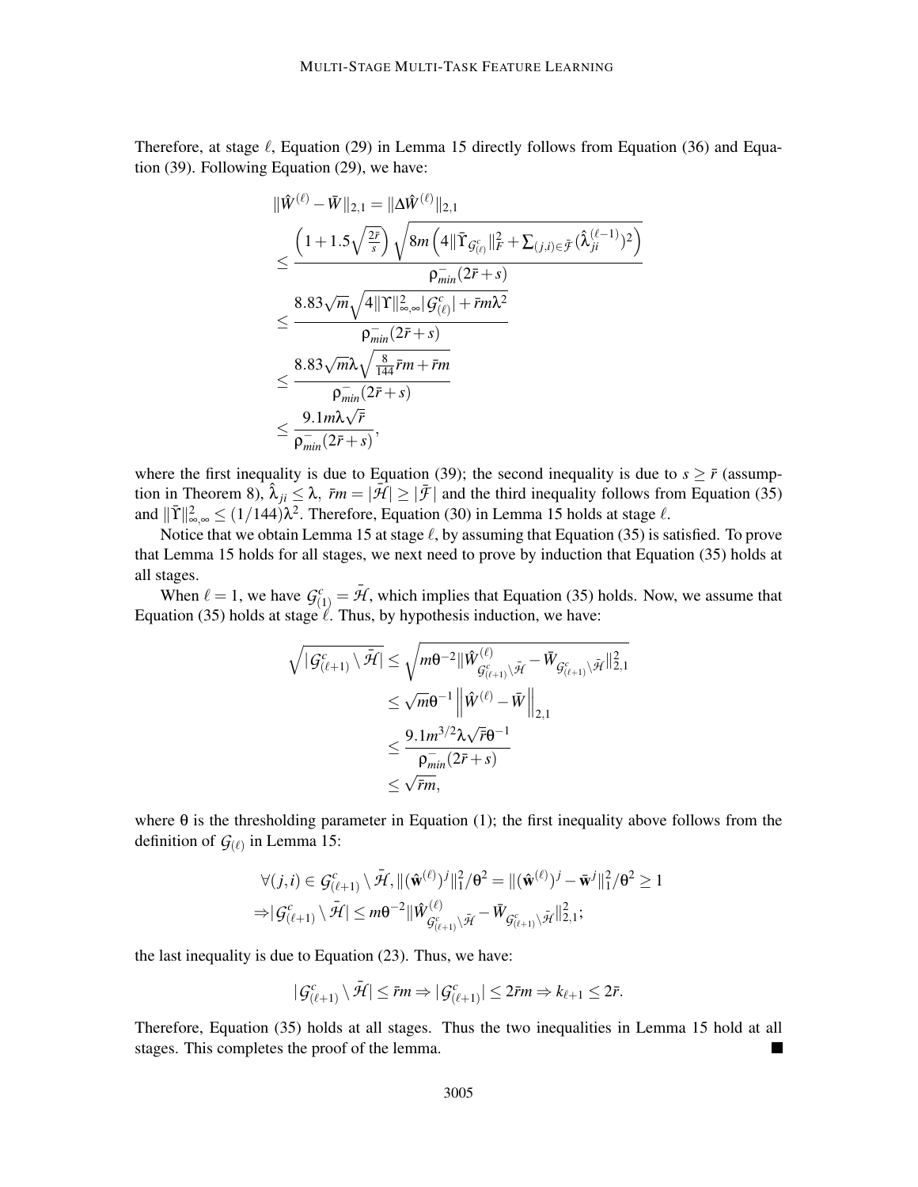Therefore, at stage $\ell$, Equation (29) in Lemma 15 directly follows from Equation (36) and Equation (39). Following Equation (29), we have:

$$
\begin{aligned}
\|\hat{W}^{(\ell)} - \bar{W}\|_{2,1} &= \|\Delta \hat{W}^{(\ell)}\|_{2,1} \\
&\leq \frac{\left(1 + 1.5\sqrt{\frac{2\bar{r}}{s}}\right)\sqrt{8m\left(4\|\bar{\Upsilon}_{\mathcal{G}^c_{(\ell)}}\|_F^2 + \sum_{(j,i)\in\bar{\mathcal{F}}}(\hat{\lambda}_{ji}^{(\ell-1)})^2\right)}}{\rho^-_{min}(2\bar{r}+s)} \\
&\leq \frac{8.83\sqrt{m}\sqrt{4\|\Upsilon\|^2_{\infty,\infty}|\mathcal{G}^c_{(\ell)}| + \bar{r}m\lambda^2}}{\rho^-_{min}(2\bar{r}+s)} \\
&\leq \frac{8.83\sqrt{m}\lambda\sqrt{\frac{8}{144}\bar{r}m + \bar{r}m}}{\rho^-_{min}(2\bar{r}+s)} \\
&\leq \frac{9.1m\lambda\sqrt{\bar{r}}}{\rho^-_{min}(2\bar{r}+s)},
\end{aligned}
$$

where the first inequality is due to Equation (39); the second inequality is due to $s \geq \bar{r}$ (assumption in Theorem 8), $\hat{\lambda}_{ji} \leq \lambda$, $\bar{r}m = |\bar{\mathcal{H}}| \geq |\bar{\mathcal{F}}|$ and the third inequality follows from Equation (35) and $\|\bar{\Upsilon}\|^2_{\infty,\infty} \leq (1/144)\lambda^2$. Therefore, Equation (30) in Lemma 15 holds at stage $\ell$.

Notice that we obtain Lemma 15 at stage $\ell$, by assuming that Equation (35) is satisfied. To prove that Lemma 15 holds for all stages, we next need to prove by induction that Equation (35) holds at all stages.

When $\ell = 1$, we have $\mathcal{G}^c_{(1)} = \bar{\mathcal{H}}$, which implies that Equation (35) holds. Now, we assume that Equation (35) holds at stage $\ell$. Thus, by hypothesis induction, we have:

$$
\begin{aligned}
\sqrt{|\mathcal{G}^c_{(\ell+1)} \setminus \bar{\mathcal{H}}|} &\leq \sqrt{m\theta^{-2}\|\hat{W}^{(\ell)}_{\mathcal{G}^c_{(\ell+1)}\setminus\bar{\mathcal{H}}} - \bar{W}_{\mathcal{G}^c_{(\ell+1)}\setminus\bar{\mathcal{H}}}\|^2_{2,1}} \\
&\leq \sqrt{m}\theta^{-1}\left\|\hat{W}^{(\ell)} - \bar{W}\right\|_{2,1} \\
&\leq \frac{9.1m^{3/2}\lambda\sqrt{\bar{r}}\theta^{-1}}{\rho^-_{min}(2\bar{r}+s)} \\
&\leq \sqrt{\bar{r}m},
\end{aligned}
$$

where $\theta$ is the thresholding parameter in Equation (1); the first inequality above follows from the definition of $\mathcal{G}_{(\ell)}$ in Lemma 15:

$$
\begin{aligned}
&\forall (j,i) \in \mathcal{G}^c_{(\ell+1)} \setminus \bar{\mathcal{H}}, \|(\hat{\mathbf{w}}^{(\ell)})^j\|_1^2/\theta^2 = \|(\hat{\mathbf{w}}^{(\ell)})^j - \bar{\mathbf{w}}^j\|_1^2/\theta^2 \geq 1 \\
\Rightarrow &|\mathcal{G}^c_{(\ell+1)} \setminus \bar{\mathcal{H}}| \leq m\theta^{-2}\|\hat{W}^{(\ell)}_{\mathcal{G}^c_{(\ell+1)}\setminus\bar{\mathcal{H}}} - \bar{W}_{\mathcal{G}^c_{(\ell+1)}\setminus\bar{\mathcal{H}}}\|^2_{2,1};
\end{aligned}
$$

the last inequality is due to Equation (23). Thus, we have:

$$
|\mathcal{G}^c_{(\ell+1)} \setminus \bar{\mathcal{H}}| \leq \bar{r}m \Rightarrow |\mathcal{G}^c_{(\ell+1)}| \leq 2\bar{r}m \Rightarrow k_{\ell+1} \leq 2\bar{r}.
$$

Therefore, Equation (35) holds at all stages. Thus the two inequalities in Lemma 15 hold at all stages. This completes the proof of the lemma. ■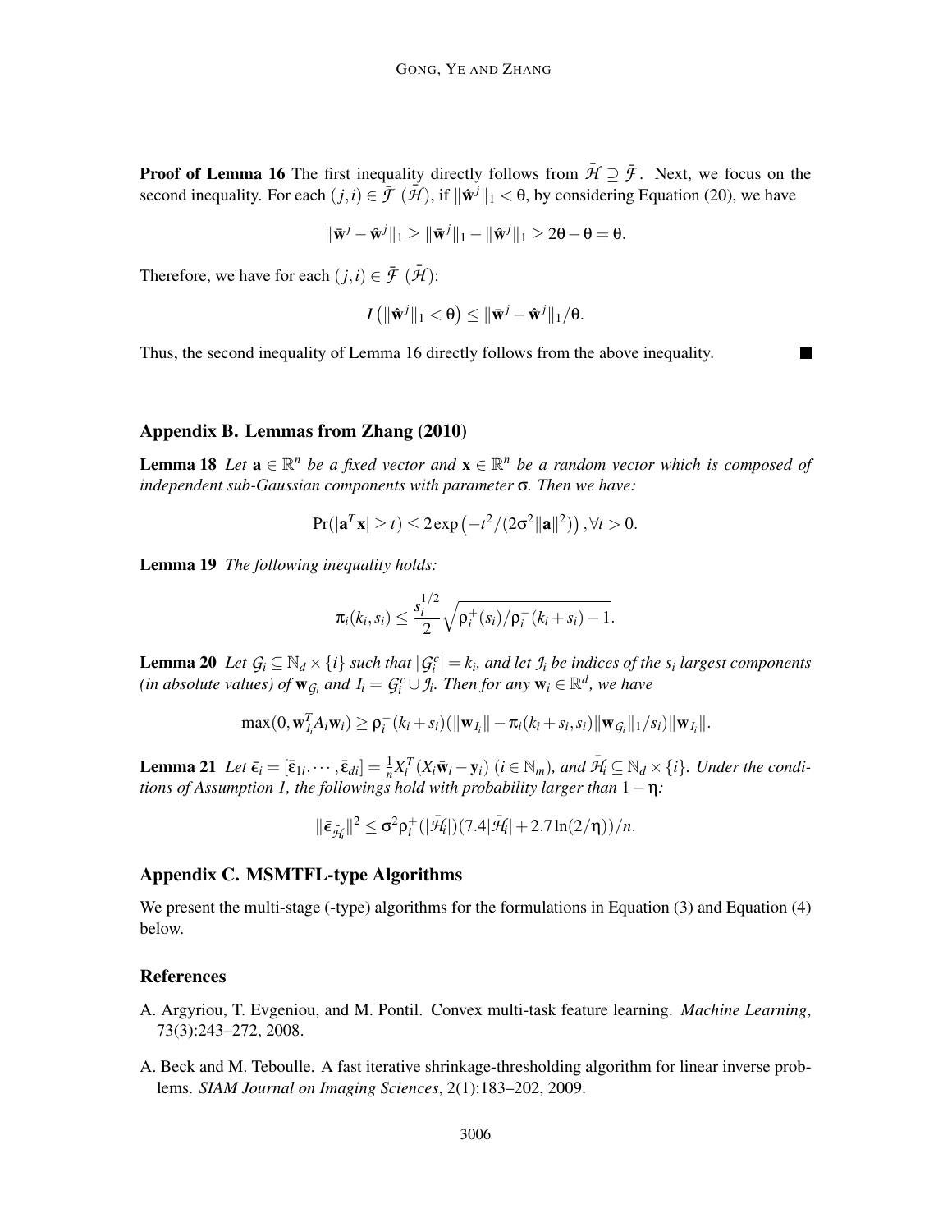**Proof of Lemma 16** The first inequality directly follows from $\bar{\mathcal{H}} \supseteq \bar{\mathcal{F}}$. Next, we focus on the second inequality. For each $(j,i) \in \bar{\mathcal{F}}$ $(\bar{\mathcal{H}})$, if $\|\hat{\mathbf{w}}^j\|_1 < \theta$, by considering Equation (20), we have

$$\|\bar{\mathbf{w}}^j - \hat{\mathbf{w}}^j\|_1 \geq \|\bar{\mathbf{w}}^j\|_1 - \|\hat{\mathbf{w}}^j\|_1 \geq 2\theta - \theta = \theta.$$

Therefore, we have for each $(j,i) \in \bar{\mathcal{F}}$ $(\bar{\mathcal{H}})$:

$$I\left(\|\hat{\mathbf{w}}^j\|_1 < \theta\right) \leq \|\bar{\mathbf{w}}^j - \hat{\mathbf{w}}^j\|_1/\theta.$$

Thus, the second inequality of Lemma 16 directly follows from the above inequality. ∎

## Appendix B. Lemmas from Zhang (2010)

**Lemma 18** *Let $\mathbf{a} \in \mathbb{R}^n$ be a fixed vector and $\mathbf{x} \in \mathbb{R}^n$ be a random vector which is composed of independent sub-Gaussian components with parameter $\sigma$. Then we have:*

$$\Pr(|\mathbf{a}^T\mathbf{x}| \geq t) \leq 2\exp\left(-t^2/(2\sigma^2\|\mathbf{a}\|^2)\right), \forall t > 0.$$

**Lemma 19** *The following inequality holds:*

$$\pi_i(k_i, s_i) \leq \frac{s_i^{1/2}}{2}\sqrt{\rho_i^+(s_i)/\rho_i^-(k_i+s_i) - 1}.$$

**Lemma 20** *Let $\mathcal{G}_i \subseteq \mathbb{N}_d \times \{i\}$ such that $|\mathcal{G}_i^c| = k_i$, and let $\mathcal{J}_i$ be indices of the $s_i$ largest components (in absolute values) of $\mathbf{w}_{\mathcal{G}_i}$ and $I_i = \mathcal{G}_i^c \cup \mathcal{J}_i$. Then for any $\mathbf{w}_i \in \mathbb{R}^d$, we have*

$$\max(0, \mathbf{w}_{I_i}^T A_i \mathbf{w}_i) \geq \rho_i^-(k_i+s_i)(\|\mathbf{w}_{I_i}\| - \pi_i(k_i+s_i,s_i)\|\mathbf{w}_{\mathcal{G}_i}\|_1/s_i)\|\mathbf{w}_{I_i}\|.$$

**Lemma 21** *Let $\bar{\epsilon}_i = [\bar{\epsilon}_{1i}, \cdots, \bar{\epsilon}_{di}] = \frac{1}{n}X_i^T(X_i\bar{\mathbf{w}}_i - \mathbf{y}_i)$ $(i \in \mathbb{N}_m)$, and $\bar{\mathcal{H}}_i \subseteq \mathbb{N}_d \times \{i\}$. Under the conditions of Assumption 1, the followings hold with probability larger than $1-\eta$:*

$$\|\bar{\epsilon}_{\bar{\mathcal{H}}_i}\|^2 \leq \sigma^2\rho_i^+(|\bar{\mathcal{H}}_i|)(7.4|\bar{\mathcal{H}}_i| + 2.7\ln(2/\eta))/n.$$

## Appendix C. MSMTFL-type Algorithms

We present the multi-stage (-type) algorithms for the formulations in Equation (3) and Equation (4) below.

## References

A. Argyriou, T. Evgeniou, and M. Pontil. Convex multi-task feature learning. *Machine Learning*, 73(3):243–272, 2008.

A. Beck and M. Teboulle. A fast iterative shrinkage-thresholding algorithm for linear inverse problems. *SIAM Journal on Imaging Sciences*, 2(1):183–202, 2009.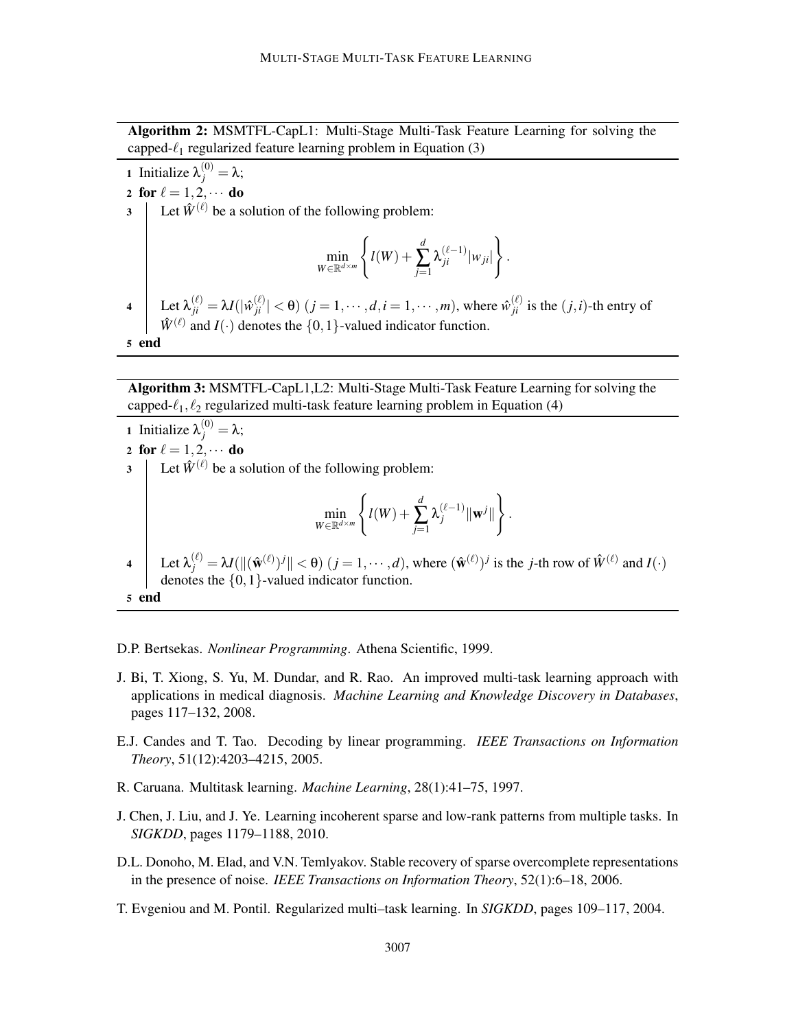**Algorithm 2:** MSMTFL-CapL1: Multi-Stage Multi-Task Feature Learning for solving the capped-$\ell_1$ regularized feature learning problem in Equation (3)

1 Initialize $\lambda_j^{(0)} = \lambda$;

2 **for** $\ell = 1, 2, \cdots$ **do**

3 Let $\hat{W}^{(\ell)}$ be a solution of the following problem:

$$\min_{W \in \mathbb{R}^{d \times m}} \left\{ l(W) + \sum_{j=1}^{d} \lambda_{ji}^{(\ell-1)} |w_{ji}| \right\}.$$

4 Let $\lambda_{ji}^{(\ell)} = \lambda I(|\hat{w}_{ji}^{(\ell)}| < \theta)$ $(j = 1, \cdots, d, i = 1, \cdots, m)$, where $\hat{w}_{ji}^{(\ell)}$ is the $(j,i)$-th entry of $\hat{W}^{(\ell)}$ and $I(\cdot)$ denotes the $\{0,1\}$-valued indicator function.

5 **end**

**Algorithm 3:** MSMTFL-CapL1,L2: Multi-Stage Multi-Task Feature Learning for solving the capped-$\ell_1, \ell_2$ regularized multi-task feature learning problem in Equation (4)

1 Initialize $\lambda_j^{(0)} = \lambda$;

2 **for** $\ell = 1, 2, \cdots$ **do**

3 Let $\hat{W}^{(\ell)}$ be a solution of the following problem:

$$\min_{W \in \mathbb{R}^{d \times m}} \left\{ l(W) + \sum_{j=1}^{d} \lambda_{j}^{(\ell-1)} \|\mathbf{w}^j\| \right\}.$$

4 Let $\lambda_j^{(\ell)} = \lambda I(\|(\hat{\mathbf{w}}^{(\ell)})^j\| < \theta)$ $(j = 1, \cdots, d)$, where $(\hat{\mathbf{w}}^{(\ell)})^j$ is the $j$-th row of $\hat{W}^{(\ell)}$ and $I(\cdot)$ denotes the $\{0,1\}$-valued indicator function.

5 **end**

D.P. Bertsekas. *Nonlinear Programming*. Athena Scientific, 1999.

J. Bi, T. Xiong, S. Yu, M. Dundar, and R. Rao. An improved multi-task learning approach with applications in medical diagnosis. *Machine Learning and Knowledge Discovery in Databases*, pages 117–132, 2008.

E.J. Candes and T. Tao. Decoding by linear programming. *IEEE Transactions on Information Theory*, 51(12):4203–4215, 2005.

R. Caruana. Multitask learning. *Machine Learning*, 28(1):41–75, 1997.

J. Chen, J. Liu, and J. Ye. Learning incoherent sparse and low-rank patterns from multiple tasks. In *SIGKDD*, pages 1179–1188, 2010.

D.L. Donoho, M. Elad, and V.N. Temlyakov. Stable recovery of sparse overcomplete representations in the presence of noise. *IEEE Transactions on Information Theory*, 52(1):6–18, 2006.

T. Evgeniou and M. Pontil. Regularized multi–task learning. In *SIGKDD*, pages 109–117, 2004.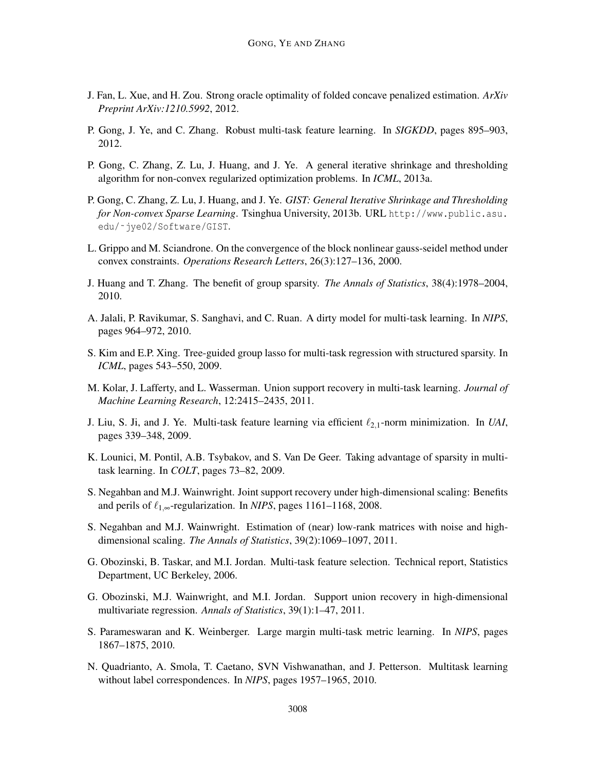J. Fan, L. Xue, and H. Zou. Strong oracle optimality of folded concave penalized estimation. *ArXiv Preprint ArXiv:1210.5992*, 2012.

P. Gong, J. Ye, and C. Zhang. Robust multi-task feature learning. In *SIGKDD*, pages 895–903, 2012.

P. Gong, C. Zhang, Z. Lu, J. Huang, and J. Ye. A general iterative shrinkage and thresholding algorithm for non-convex regularized optimization problems. In *ICML*, 2013a.

P. Gong, C. Zhang, Z. Lu, J. Huang, and J. Ye. *GIST: General Iterative Shrinkage and Thresholding for Non-convex Sparse Learning*. Tsinghua University, 2013b. URL http://www.public.asu.edu/~jye02/Software/GIST.

L. Grippo and M. Sciandrone. On the convergence of the block nonlinear gauss-seidel method under convex constraints. *Operations Research Letters*, 26(3):127–136, 2000.

J. Huang and T. Zhang. The benefit of group sparsity. *The Annals of Statistics*, 38(4):1978–2004, 2010.

A. Jalali, P. Ravikumar, S. Sanghavi, and C. Ruan. A dirty model for multi-task learning. In *NIPS*, pages 964–972, 2010.

S. Kim and E.P. Xing. Tree-guided group lasso for multi-task regression with structured sparsity. In *ICML*, pages 543–550, 2009.

M. Kolar, J. Lafferty, and L. Wasserman. Union support recovery in multi-task learning. *Journal of Machine Learning Research*, 12:2415–2435, 2011.

J. Liu, S. Ji, and J. Ye. Multi-task feature learning via efficient $\ell_{2,1}$-norm minimization. In *UAI*, pages 339–348, 2009.

K. Lounici, M. Pontil, A.B. Tsybakov, and S. Van De Geer. Taking advantage of sparsity in multi-task learning. In *COLT*, pages 73–82, 2009.

S. Negahban and M.J. Wainwright. Joint support recovery under high-dimensional scaling: Benefits and perils of $\ell_{1,\infty}$-regularization. In *NIPS*, pages 1161–1168, 2008.

S. Negahban and M.J. Wainwright. Estimation of (near) low-rank matrices with noise and high-dimensional scaling. *The Annals of Statistics*, 39(2):1069–1097, 2011.

G. Obozinski, B. Taskar, and M.I. Jordan. Multi-task feature selection. Technical report, Statistics Department, UC Berkeley, 2006.

G. Obozinski, M.J. Wainwright, and M.I. Jordan. Support union recovery in high-dimensional multivariate regression. *Annals of Statistics*, 39(1):1–47, 2011.

S. Parameswaran and K. Weinberger. Large margin multi-task metric learning. In *NIPS*, pages 1867–1875, 2010.

N. Quadrianto, A. Smola, T. Caetano, SVN Vishwanathan, and J. Petterson. Multitask learning without label correspondences. In *NIPS*, pages 1957–1965, 2010.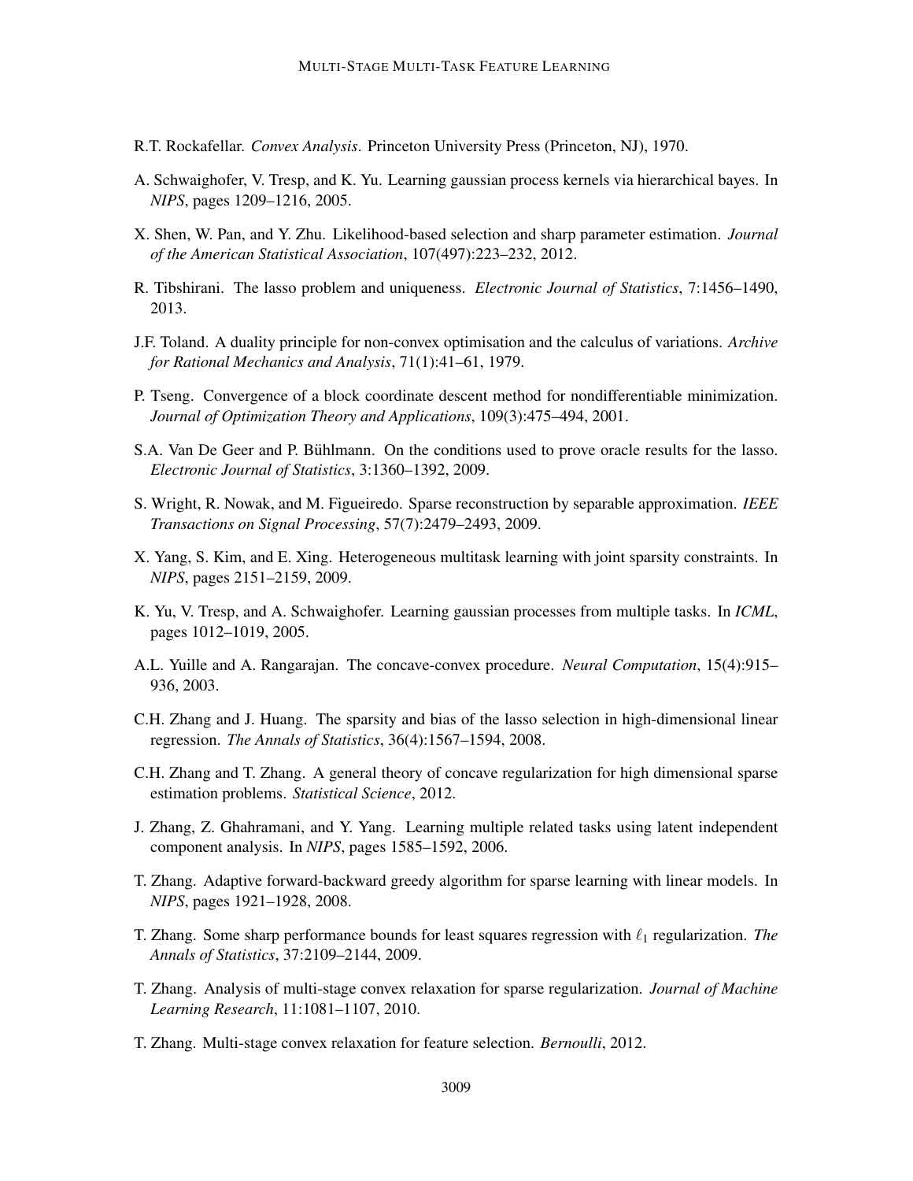R.T. Rockafellar. *Convex Analysis*. Princeton University Press (Princeton, NJ), 1970.

A. Schwaighofer, V. Tresp, and K. Yu. Learning gaussian process kernels via hierarchical bayes. In *NIPS*, pages 1209–1216, 2005.

X. Shen, W. Pan, and Y. Zhu. Likelihood-based selection and sharp parameter estimation. *Journal of the American Statistical Association*, 107(497):223–232, 2012.

R. Tibshirani. The lasso problem and uniqueness. *Electronic Journal of Statistics*, 7:1456–1490, 2013.

J.F. Toland. A duality principle for non-convex optimisation and the calculus of variations. *Archive for Rational Mechanics and Analysis*, 71(1):41–61, 1979.

P. Tseng. Convergence of a block coordinate descent method for nondifferentiable minimization. *Journal of Optimization Theory and Applications*, 109(3):475–494, 2001.

S.A. Van De Geer and P. Bühlmann. On the conditions used to prove oracle results for the lasso. *Electronic Journal of Statistics*, 3:1360–1392, 2009.

S. Wright, R. Nowak, and M. Figueiredo. Sparse reconstruction by separable approximation. *IEEE Transactions on Signal Processing*, 57(7):2479–2493, 2009.

X. Yang, S. Kim, and E. Xing. Heterogeneous multitask learning with joint sparsity constraints. In *NIPS*, pages 2151–2159, 2009.

K. Yu, V. Tresp, and A. Schwaighofer. Learning gaussian processes from multiple tasks. In *ICML*, pages 1012–1019, 2005.

A.L. Yuille and A. Rangarajan. The concave-convex procedure. *Neural Computation*, 15(4):915–936, 2003.

C.H. Zhang and J. Huang. The sparsity and bias of the lasso selection in high-dimensional linear regression. *The Annals of Statistics*, 36(4):1567–1594, 2008.

C.H. Zhang and T. Zhang. A general theory of concave regularization for high dimensional sparse estimation problems. *Statistical Science*, 2012.

J. Zhang, Z. Ghahramani, and Y. Yang. Learning multiple related tasks using latent independent component analysis. In *NIPS*, pages 1585–1592, 2006.

T. Zhang. Adaptive forward-backward greedy algorithm for sparse learning with linear models. In *NIPS*, pages 1921–1928, 2008.

T. Zhang. Some sharp performance bounds for least squares regression with $\ell_1$ regularization. *The Annals of Statistics*, 37:2109–2144, 2009.

T. Zhang. Analysis of multi-stage convex relaxation for sparse regularization. *Journal of Machine Learning Research*, 11:1081–1107, 2010.

T. Zhang. Multi-stage convex relaxation for feature selection. *Bernoulli*, 2012.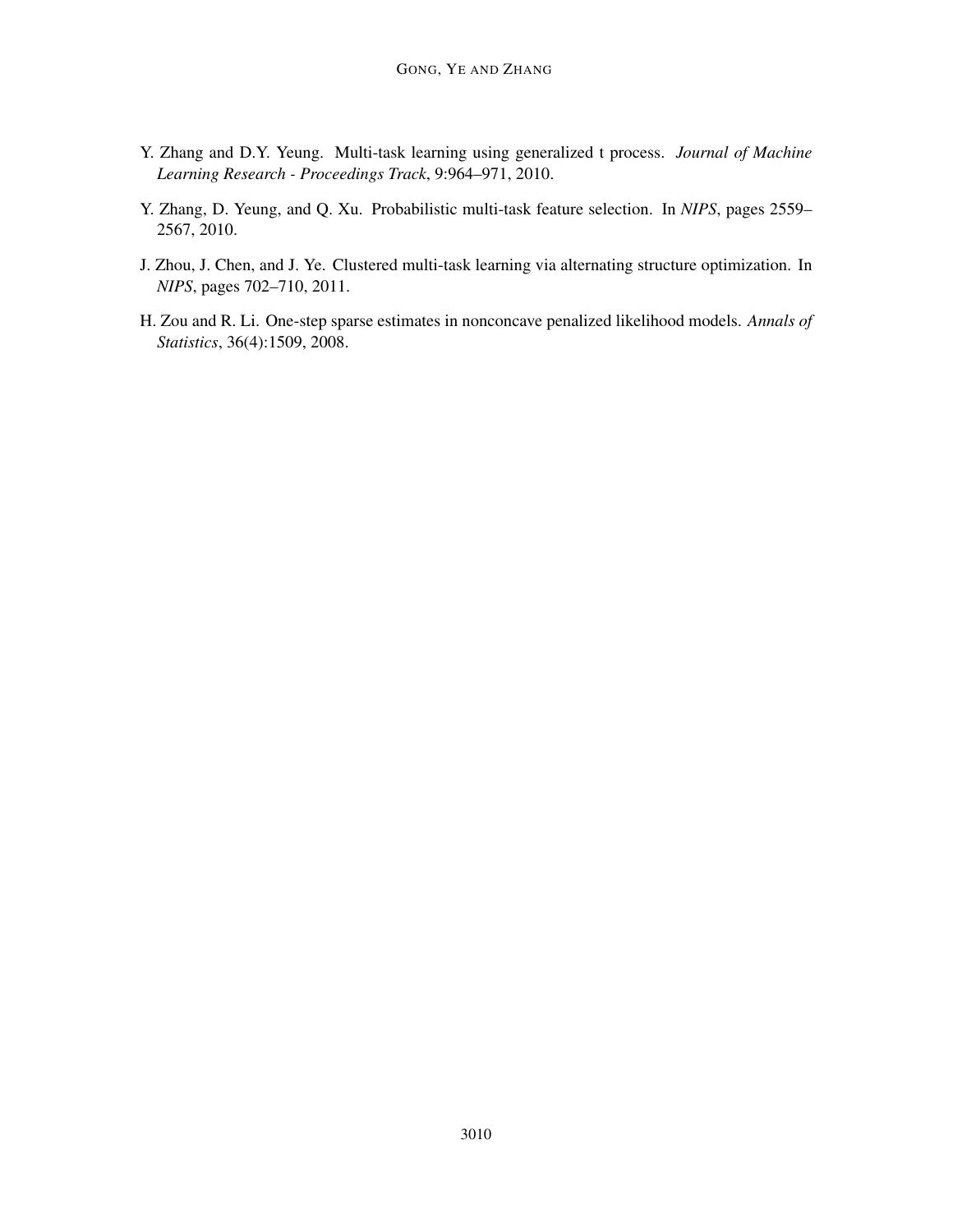Y. Zhang and D.Y. Yeung. Multi-task learning using generalized t process. *Journal of Machine Learning Research - Proceedings Track*, 9:964–971, 2010.

Y. Zhang, D. Yeung, and Q. Xu. Probabilistic multi-task feature selection. In *NIPS*, pages 2559–2567, 2010.

J. Zhou, J. Chen, and J. Ye. Clustered multi-task learning via alternating structure optimization. In *NIPS*, pages 702–710, 2011.

H. Zou and R. Li. One-step sparse estimates in nonconcave penalized likelihood models. *Annals of Statistics*, 36(4):1509, 2008.